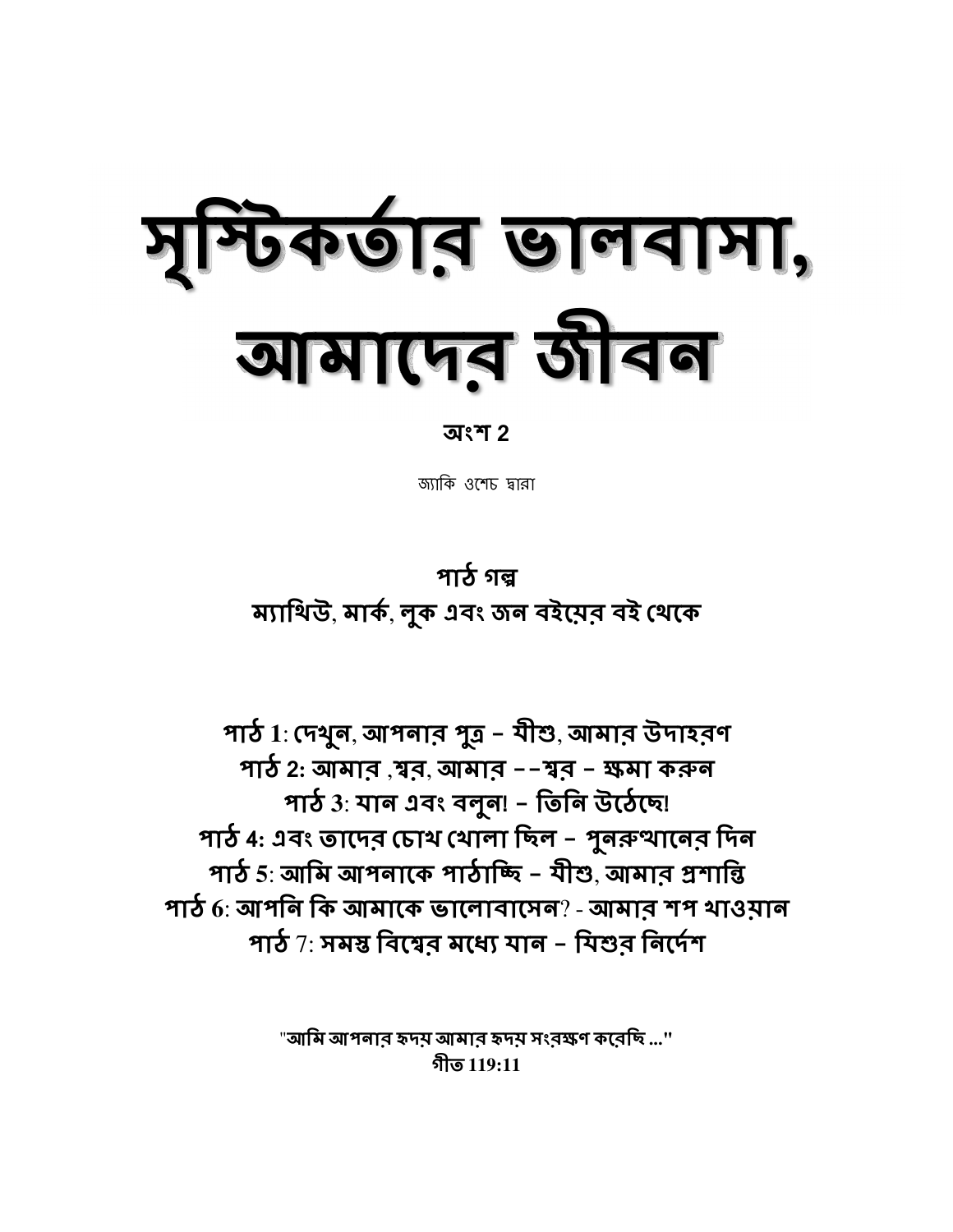# সৃষ্টিকর্তার ভালবাসা, আমাদের জীবন

**অংশ 2**

জ্যাকি ওশেচ দ্বারা

**পাঠ গল্প**
**ম্যাথিউ, মার্ক, লুক এবং জন বইয়ের বই থেকে**

**পাঠ 1: দেখুন, আপনার পুত্র – যীশু, আমার উদাহরণ**
**পাঠ 2: আমার ,শ্বর, আমার ––শ্বর – ক্ষমা করুন**
**পাঠ 3: যান এবং বলুন! – তিনি উঠেছে!**
**পাঠ 4: এবং তাদের চোখ খোলা ছিল – পুনরুত্থানের দিন**
**পাঠ 5: আমি আপনাকে পাঠাচ্ছি – যীশু, আমার প্রশান্তি**
**পাঠ 6: আপনি কি আমাকে ভালোবাসেন? - আমার শপ খাওয়ান**
**পাঠ 7: সমস্ত বিশ্বের মধ্যে যান – যিশুর নির্দেশ**

**"আমি আপনার হৃদয় আমার হৃদয় সংরক্ষণ করেছি ..."**
**গীত 119:11**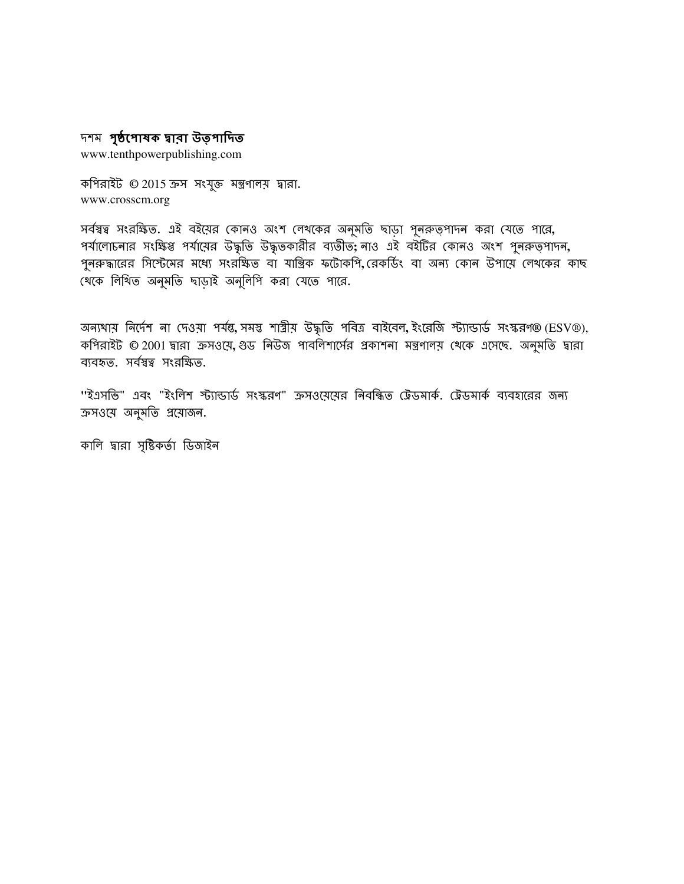দশম **পৃষ্ঠপোষক দ্বারা উত্পাদিত**
www.tenthpowerpublishing.com

কপিরাইট © 2015 ক্রস সংযুক্ত মন্ত্রণালয় দ্বারা.
www.crosscm.org

সর্বস্বত্ব সংরক্ষিত. এই বইয়ের কোনও অংশ লেখকের অনুমতি ছাড়া পুনরুত্পাদন করা যেতে পারে, পর্যালোচনার সংক্ষিপ্ত পর্যায়ের উদ্ধৃতি উদ্ধৃতকারীর ব্যতীত; নাও এই বইটির কোনও অংশ পুনরুত্পাদন, পুনরুদ্ধারের সিস্টেমের মধ্যে সংরক্ষিত বা যান্ত্রিক ফটোকপি, রেকর্ডিং বা অন্য কোন উপায়ে লেখকের কাছ থেকে লিখিত অনুমতি ছাড়াই অনুলিপি করা যেতে পারে.

অন্যথায় নির্দেশ না দেওয়া পর্যন্ত, সমস্ত শাস্ত্রীয় উদ্ধৃতি পবিত্র বাইবেল, ইংরেজি স্ট্যান্ডার্ড সংস্করণ® (ESV®), কপিরাইট © 2001 দ্বারা ক্রসওয়ে, গুড নিউজ পাবলিশার্সের প্রকাশনা মন্ত্রণালয় থেকে এসেছে. অনুমতি দ্বারা ব্যবহৃত. সর্বস্বত্ব সংরক্ষিত.

"ইএসভি" এবং "ইংলিশ স্ট্যান্ডার্ড সংস্করণ" ক্রসওয়েয়ের নিবন্ধিত ট্রেডমার্ক. ট্রেডমার্ক ব্যবহারের জন্য ক্রসওয়ে অনুমতি প্রয়োজন.

কালি দ্বারা সৃষ্টিকর্তা ডিজাইন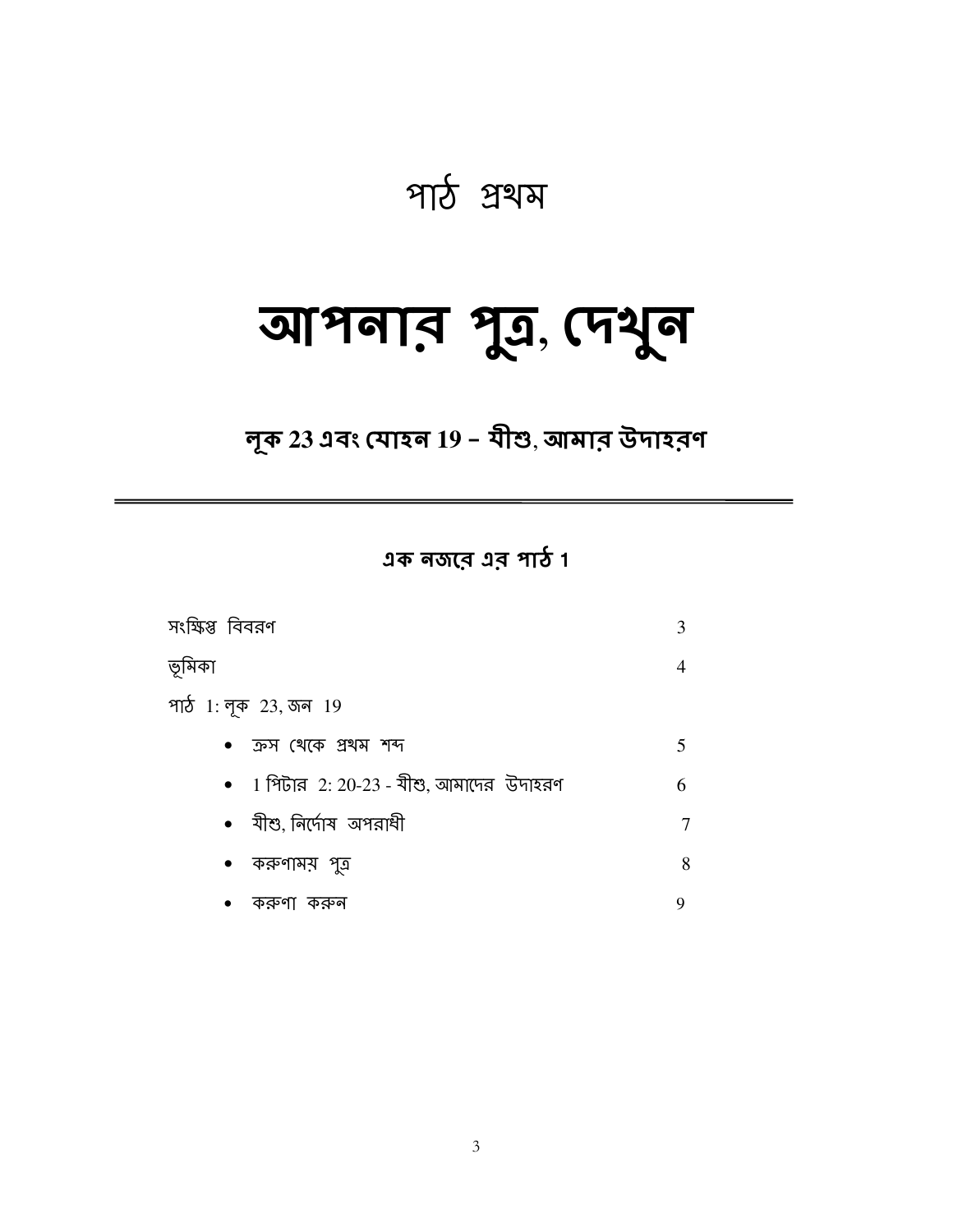## পাঠ প্রথম

# আপনার পুত্র, দেখুন

### লূক 23 এবং যোহন 19 – যীশু, আমার উদাহরণ

---

#### এক নজরে এর পাঠ 1

| | |
|---|---|
| সংক্ষিপ্ত বিবরণ | 3 |
| ভূমিকা | 4 |
| পাঠ 1: লূক 23, জন 19 | |
| • ক্রস থেকে প্রথম শব্দ | 5 |
| • 1 পিটার 2: 20-23 - যীশু, আমাদের উদাহরণ | 6 |
| • যীশু, নির্দোষ অপরাধী | 7 |
| • করুণাময় পুত্র | 8 |
| • করুণা করুন | 9 |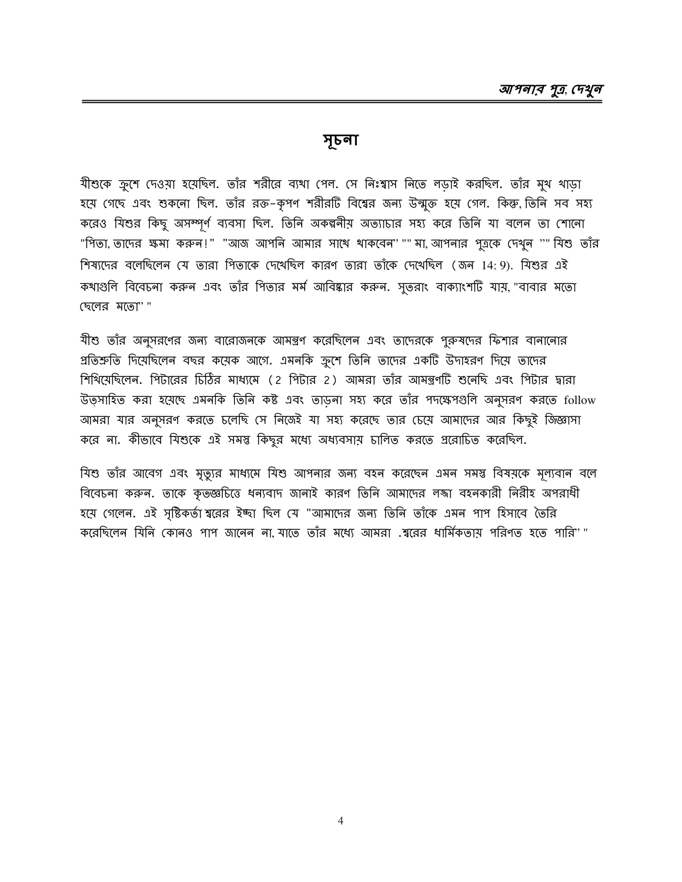## সূচনা

যীশুকে ক্রুশে দেওয়া হয়েছিল. তাঁর শরীরে ব্যথা পেল. সে নিঃশ্বাস নিতে লড়াই করছিল. তাঁর মুখ থাড়া হয়ে গেছে এবং শুকনো ছিল. তাঁর রক্ত-কৃপণ শরীরটি বিশ্বের জন্য উন্মুক্ত হয়ে গেল. কিন্তু, তিনি সব সহ্য করেও যিশুর কিছু অসম্পূর্ণ ব্যবসা ছিল. তিনি অকল্পনীয় অত্যাচার সহ্য করে তিনি যা বলেন তা শোনো "পিতা, তাদের ক্ষমা করুন!" "আজ আপনি আমার সাথে থাকবেন" "" মা, আপনার পুত্রকে দেখুন "" যিশু তাঁর শিষ্যদের বলেছিলেন যে তারা পিতাকে দেখেছিল কারণ তারা তাঁকে দেখেছিল (জন 14: 9). যিশুর এই কথাগুলি বিবেচনা করুন এবং তাঁর পিতার মর্ম আবিষ্কার করুন. সুতরাং বাক্যাংশটি যায়, "বাবার মতো ছেলের মতো" "

যীশু তাঁর অনুসরণের জন্য বারোজনকে আমন্ত্রণ করেছিলেন এবং তাদেরকে পুরুষদের ফিশার বানানোর প্রতিশ্রুতি দিয়েছিলেন বছর কয়েক আগে. এমনকি ক্রুশে তিনি তাদের একটি উদাহরণ দিয়ে তাদের শিখিয়েছিলেন. পিটারের চিঠির মাধ্যমে (2 পিটার 2) আমরা তাঁর আমন্ত্রণটি শুনেছি এবং পিটার দ্বারা উত্সাহিত করা হয়েছে এমনকি তিনি কষ্ট এবং তাড়না সহ্য করে তাঁর পদক্ষেপগুলি অনুসরণ করতে follow আমরা যার অনুসরণ করতে চলেছি সে নিজেই যা সহ্য করেছে তার চেয়ে আমাদের আর কিছুই জিজ্ঞাসা করে না. কীভাবে যিশুকে এই সমস্ত কিছুর মধ্যে অধ্যবসায় চালিত করতে প্ররোচিত করেছিল.

যিশু তাঁর আবেগ এবং মৃত্যুর মাধ্যমে যিশু আপনার জন্য বহন করেছেন এমন সমস্ত বিষয়কে মূল্যবান বলে বিবেচনা করুন. তাকে কৃতজ্ঞচিত্তে ধন্যবাদ জানাই কারণ তিনি আমাদের লজ্জা বহনকারী নিরীহ অপরাধী হয়ে গেলেন. এই সৃষ্টিকর্তা শ্বরের ইচ্ছা ছিল যে "আমাদের জন্য তিনি তাঁকে এমন পাপ হিসাবে তৈরি করেছিলেন যিনি কোনও পাপ জানেন না, যাতে তাঁর মধ্যে আমরা .শ্বরের ধার্মিকতায় পরিণত হতে পারি" "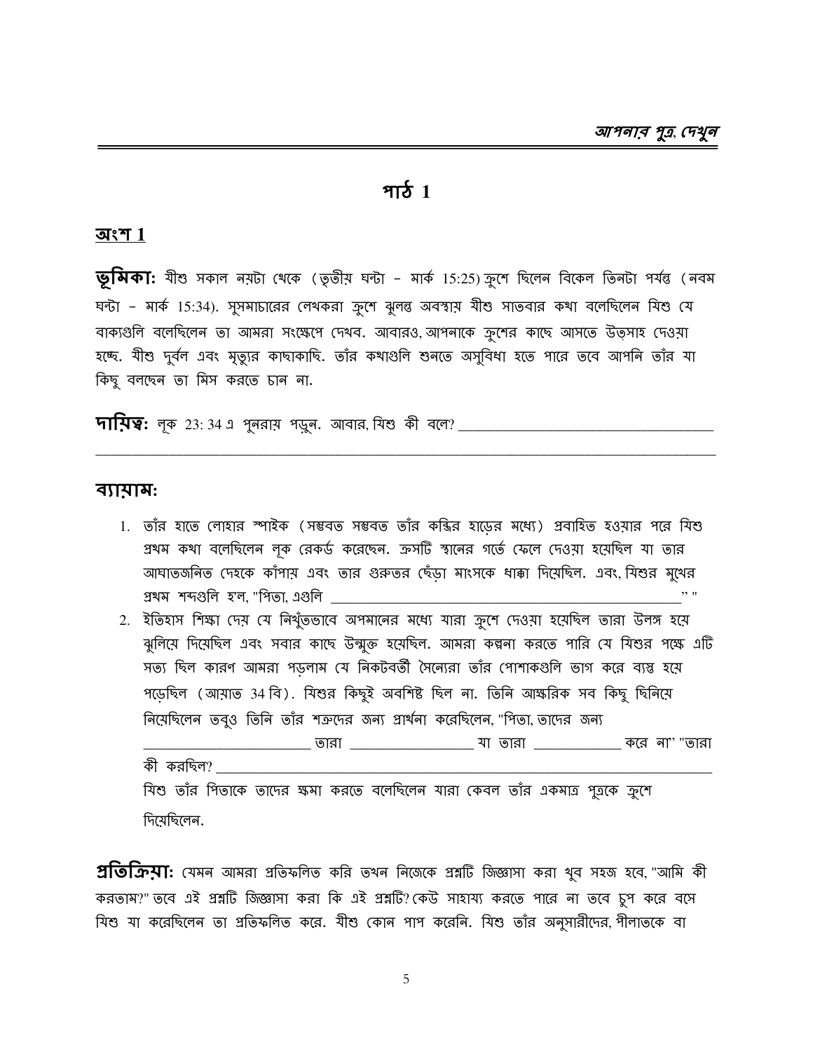## পাঠ 1

### অংশ 1

**ভূমিকা:** যীশু সকাল নয়টা থেকে (তৃতীয় ঘন্টা - মার্ক 15:25) ক্রুশে ছিলেন বিকেল তিনটা পর্যন্ত (নবম ঘন্টা - মার্ক 15:34). সুসমাচারের লেখকরা ক্রুশে ঝুলন্ত অবস্থায় যীশু সাতবার কথা বলেছিলেন যিশু যে বাক্যগুলি বলেছিলেন তা আমরা সংক্ষেপে দেখব. আবারও, আপনাকে ক্রুশের কাছে আসতে উত্সাহ দেওয়া হচ্ছে. যীশু দুর্বল এবং মৃত্যুর কাছাকাছি. তাঁর কথাগুলি শুনতে অসুবিধা হতে পারে তবে আপনি তাঁর যা কিছু বলছেন তা মিস করতে চান না.

**দায়িত্ব:** লূক 23: 34 এ পুনরায় পড়ুন. আবার, যিশু কী বলে? ___________________________________

_______________________________________________________________________________

### ব্যায়াম:

1. তাঁর হাতে লোহার স্পাইক (সম্ভবত সম্ভবত তাঁর কব্জির হাড়ের মধ্যে) প্রবাহিত হওয়ার পরে যিশু প্রথম কথা বলেছিলেন লূক রেকর্ড করেছেন. ক্রুসটি স্থানের গর্তে ফেলে দেওয়া হয়েছিল যা তার আঘাতজনিত দেহকে কাঁপায় এবং তার গুরুতর ছেঁড়া মাংসকে ধাক্কা দিয়েছিল. এবং, যিশুর মুখের প্রথম শব্দগুলি হ'ল, "পিতা, এগুলি _______________________________________________" "
2. ইতিহাস শিক্ষা দেয় যে নিখুঁতভাবে অপমানের মধ্যে যারা ক্রুশে দেওয়া হয়েছিল তারা উলঙ্গ হয়ে ঝুলিয়ে দিয়েছিল এবং সবার কাছে উন্মুক্ত হয়েছিল. আমরা কল্পনা করতে পারি যে যিশুর পক্ষে এটি সত্য ছিল কারণ আমরা পড়লাম যে নিকটবর্তী সৈন্যেরা তাঁর পোশাকগুলি ভাগ করে ব্যস্ত হয়ে পড়েছিল (আয়াত 34 বি). যিশুর কিছুই অবশিষ্ট ছিল না. তিনি আক্ষরিক সব কিছু ছিনিয়ে নিয়েছিলেন তবুও তিনি তাঁর শত্রুদের জন্য প্রার্থনা করেছিলেন, "পিতা, তাদের জন্য ______________________ তারা ________________ যা তারা ____________ করে না' "তারা কী করছিল? _______________________________________________________________
   যিশু তাঁর পিতাকে তাদের ক্ষমা করতে বলেছিলেন যারা কেবল তাঁর একমাত্র পুত্রকে ক্রুশে দিয়েছিলেন.

**প্রতিক্রিয়া:** যেমন আমরা প্রতিফলিত করি তখন নিজেকে প্রশ্নটি জিজ্ঞাসা করা খুব সহজ হবে, "আমি কী করতাম?" তবে এই প্রশ্নটি জিজ্ঞাসা করা কি এই প্রশ্নটি? কেউ সাহায্য করতে পারে না তবে চুপ করে বসে যিশু যা করেছিলেন তা প্রতিফলিত করে. যীশু কোন পাপ করেনি. যিশু তাঁর অনুসারীদের, পীলাতকে বা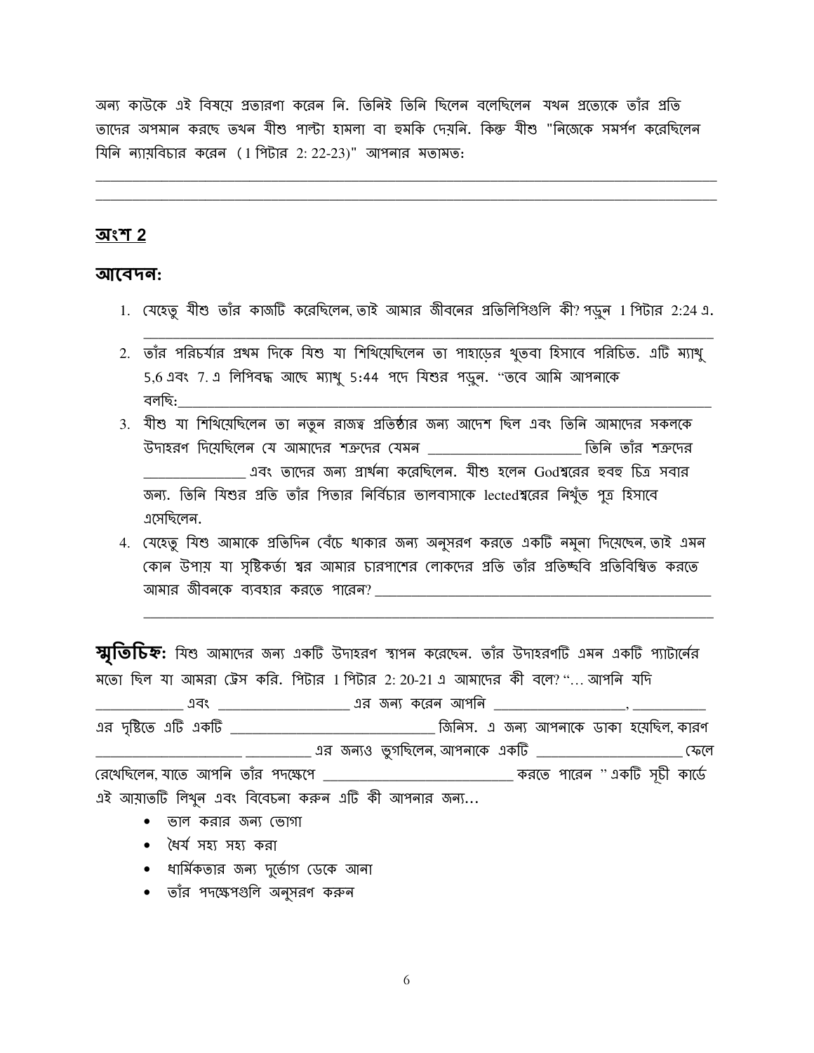অন্য কাউকে এই বিষয়ে প্রতারণা করেন নি. তিনিই তিনি ছিলেন বলেছিলেন যখন প্রত্যেকে তাঁর প্রতি তাদের অপমান করছে তখন যীশু পাল্টা হামলা বা হুমকি দেয়নি. কিন্তু যীশু "নিজেকে সমর্পণ করেছিলেন যিনি ন্যায়বিচার করেন (1 পিটার 2: 22-23)" আপনার মতামত:

______________________________________________________________________________

______________________________________________________________________________

## অংশ 2

### আবেদন:

1. যেহেতু যীশু তাঁর কাজটি করেছিলেন, তাই আমার জীবনের প্রতিলিপিগুলি কী? পড়ুন 1 পিটার 2:24 এ.
   ______________________________________________________________________________
2. তাঁর পরিচর্যার প্রথম দিকে যিশু যা শিখিয়েছিলেন তা পাহাড়ের খুতবা হিসাবে পরিচিত. এটি ম্যাথু 5,6 এবং 7. এ লিপিবদ্ধ আছে ম্যাথু 5:44 পদে যিশুর পড়ুন. "তবে আমি আপনাকে বলছি:______________________________________________________________
3. যীশু যা শিখিয়েছিলেন তা নতুন রাজত্ব প্রতিষ্ঠার জন্য আদেশ ছিল এবং তিনি আমাদের সকলকে উদাহরণ দিয়েছিলেন যে আমাদের শত্রুদের যেমন ____________________ তিনি তাঁর শত্রুদের ______________ এবং তাদের জন্য প্রার্থনা করেছিলেন. যীশু হলেন Godশ্বরের হুবহু চিত্র সবার জন্য. তিনি যিশুর প্রতি তাঁর পিতার নির্বিচার ভালবাসাকে lectedশ্বরের নিখুঁত পুত্র হিসাবে এসেছিলেন.
4. যেহেতু যিশু আমাকে প্রতিদিন বেঁচে থাকার জন্য অনুসরণ করতে একটি নমুনা দিয়েছেন, তাই এমন কোন উপায় যা সৃষ্টিকর্তা শ্বর আমার চারপাশের লোকদের প্রতি তাঁর প্রতিচ্ছবি প্রতিবিম্বিত করতে আমার জীবনকে ব্যবহার করতে পারেন? ______________________________________________
   ______________________________________________________________________________

**স্মৃতিচিহ্ন:** যিশু আমাদের জন্য একটি উদাহরণ স্থাপন করেছেন. তাঁর উদাহরণটি এমন একটি প্যাটার্নের মতো ছিল যা আমরা ট্রেস করি. পিটার 1 পিটার 2: 20-21 এ আমাদের কী বলে? "... আপনি যদি ____________ এবং __________________ এর জন্য করেন আপনি __________________, __________ এর দৃষ্টিতে এটি একটি ____________________________ জিনিস. এ জন্য আপনাকে ডাকা হয়েছিল, কারণ ____________________ __________ এর জন্যও ভুগছিলেন, আপনাকে একটি ____________________ ফেলে রেখেছিলেন, যাতে আপনি তাঁর পদক্ষেপে __________________________ করতে পারেন " একটি সূচী কার্ডে এই আয়াতটি লিখুন এবং বিবেচনা করুন এটি কী আপনার জন্য...

- ভাল করার জন্য ভোগা
- ধৈর্য সহ্য সহ্য করা
- ধার্মিকতার জন্য দুর্ভোগ ডেকে আনা
- তাঁর পদক্ষেপগুলি অনুসরণ করুন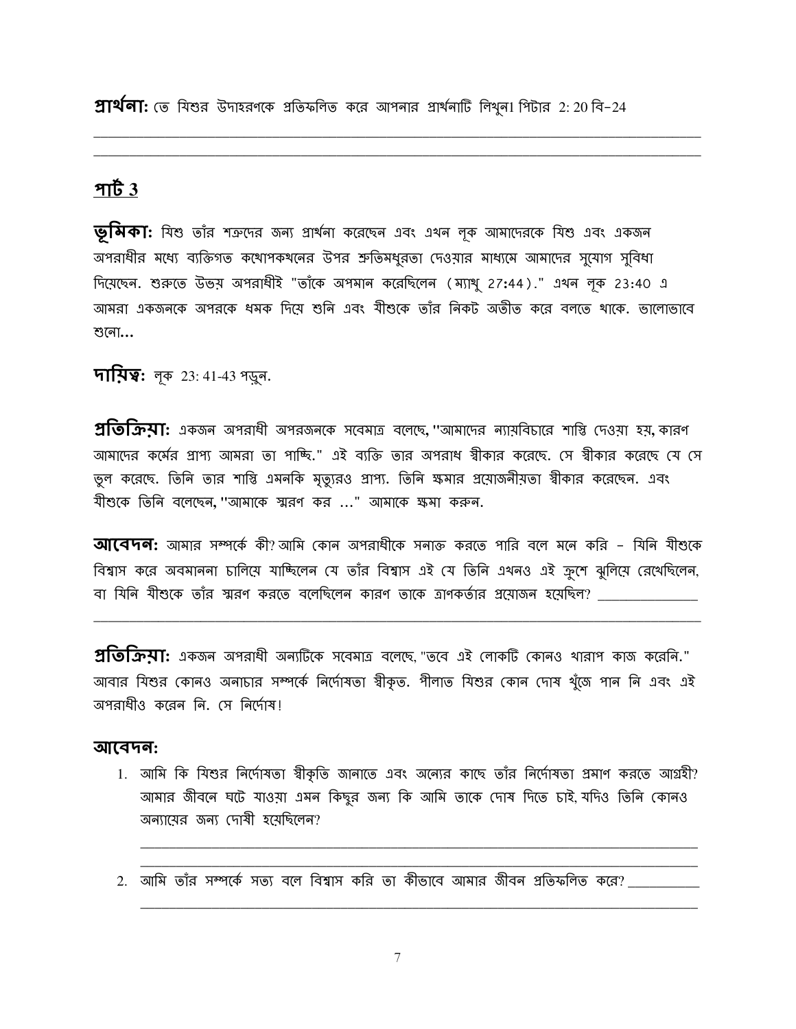**প্রার্থনা:** তে যিশুর উদাহরণকে প্রতিফলিত করে আপনার প্রার্থনাটি লিখুন1 পিটার 2: 20 বি-24

______________________________________________________________________________

## পার্ট 3

**ভূমিকা:** যিশু তাঁর শত্রুদের জন্য প্রার্থনা করেছেন এবং এখন লূক আমাদেরকে যিশু এবং একজন অপরাধীর মধ্যে ব্যক্তিগত কথোপকথনের উপর শ্রুতিমধুরতা দেওয়ার মাধ্যমে আমাদের সুযোগ সুবিধা দিয়েছেন. শুরুতে উভয় অপরাধীই "তাঁকে অপমান করেছিলেন (ম্যাথু 27:44)." এখন লূক 23:40 এ আমরা একজনকে অপরকে ধমক দিয়ে শুনি এবং যীশুকে তাঁর নিকট অতীত করে বলতে থাকে. ভালোভাবে শুনো...

**দায়িত্ব:** লূক 23: 41-43 পড়ুন.

**প্রতিক্রিয়া:** একজন অপরাধী অপরজনকে সবেমাত্র বলেছে, "আমাদের ন্যায়বিচারে শাস্তি দেওয়া হয়, কারণ আমাদের কর্মের প্রাপ্য আমরা তা পাচ্ছি." এই ব্যক্তি তার অপরাধ স্বীকার করেছে. সে স্বীকার করেছে যে সে ভুল করেছে. তিনি তার শাস্তি এমনকি মৃত্যুরও প্রাপ্য. তিনি ক্ষমার প্রয়োজনীয়তা স্বীকার করেছেন. এবং যীশুকে তিনি বলেছেন, "আমাকে স্মরণ কর ..." আমাকে ক্ষমা করুন.

**আবেদন:** আমার সম্পর্কে কী? আমি কোন অপরাধীকে সনাক্ত করতে পারি বলে মনে করি - যিনি যীশুকে বিশ্বাস করে অবমাননা চালিয়ে যাচ্ছিলেন যে তাঁর বিশ্বাস এই যে তিনি এখনও এই ক্রুশে ঝুলিয়ে রেখেছিলেন, বা যিনি যীশুকে তাঁর স্মরণ করতে বলেছিলেন কারণ তাকে ত্রাণকর্তার প্রয়োজন হয়েছিল? ______________

______________________________________________________________________________

**প্রতিক্রিয়া:** একজন অপরাধী অন্যটিকে সবেমাত্র বলেছে, "তবে এই লোকটি কোনও খারাপ কাজ করেনি." আবার যিশুর কোনও অনাচার সম্পর্কে নির্দোষতা স্বীকৃত. পীলাত যিশুর কোন দোষ খুঁজে পান নি এবং এই অপরাধীও করেন নি. সে নির্দোষ!

**আবেদন:**

1. আমি কি যিশুর নির্দোষতা স্বীকৃতি জানাতে এবং অন্যের কাছে তাঁর নির্দোষতা প্রমাণ করতে আগ্রহী? আমার জীবনে ঘটে যাওয়া এমন কিছুর জন্য কি আমি তাকে দোষ দিতে চাই, যদিও তিনি কোনও অন্যায়ের জন্য দোষী হয়েছিলেন?

   ______________________________________________________________________________

   ______________________________________________________________________________

2. আমি তাঁর সম্পর্কে সত্য বলে বিশ্বাস করি তা কীভাবে আমার জীবন প্রতিফলিত করে? __________

   ______________________________________________________________________________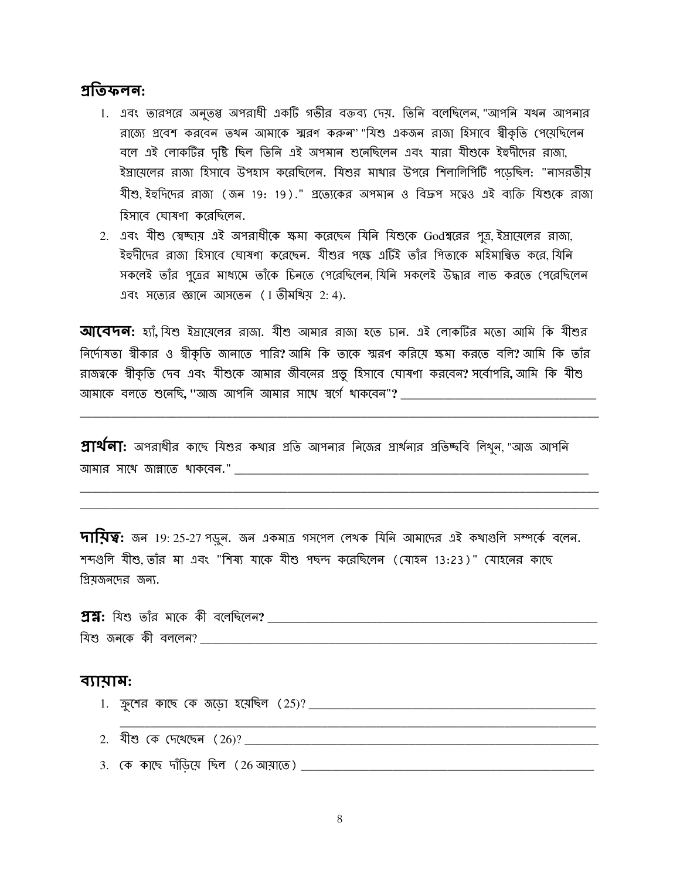## প্রতিফলন:

1. এবং তারপরে অনুতপ্ত অপরাধী একটি গভীর বক্তব্য দেয়. তিনি বলেছিলেন, "আপনি যখন আপনার রাজ্যে প্রবেশ করবেন তখন আমাকে স্মরণ করুন" "যিশু একজন রাজা হিসাবে স্বীকৃতি পেয়েছিলেন বলে এই লোকটির দৃষ্টি ছিল তিনি এই অপমান শুনেছিলেন এবং যারা যীশুকে ইহুদীদের রাজা, ইস্রায়েলের রাজা হিসাবে উপহাস করেছিলেন. যিশুর মাথার উপরে শিলালিপিটি পড়েছিল: "নাসরতীয় যীশু, ইহুদিদের রাজা (জন 19: 19)." প্রত্যেকের অপমান ও বিদ্রূপ সত্ত্বেও এই ব্যক্তি যিশুকে রাজা হিসাবে ঘোষণা করেছিলেন.
2. এবং যীশু স্বেচ্ছায় এই অপরাধীকে ক্ষমা করেছেন যিনি যিশুকে Godশ্বরের পুত্র, ইস্রায়েলের রাজা, ইহুদীদের রাজা হিসাবে ঘোষণা করেছেন. যীশুর পক্ষে এটিই তাঁর পিতাকে মহিমান্বিত করে, যিনি সকলেই তাঁর পুত্রের মাধ্যমে তাঁকে চিনতে পেরেছিলেন, যিনি সকলেই উদ্ধার লাভ করতে পেরেছিলেন এবং সত্যের জ্ঞানে আসতেন (1 তীমথিয় 2: 4).

**আবেদন:** হ্যাঁ, যিশু ইস্রায়েলের রাজা. যীশু আমার রাজা হতে চান. এই লোকটির মতো আমি কি যীশুর নির্দোষতা স্বীকার ও স্বীকৃতি জানাতে পারি? আমি কি তাকে স্মরণ করিয়ে ক্ষমা করতে বলি? আমি কি তাঁর রাজত্বকে স্বীকৃতি দেব এবং যীশুকে আমার জীবনের প্রভু হিসাবে ঘোষণা করবেন? সর্বোপরি, আমি কি যীশু আমাকে বলতে শুনেছি, "আজ আপনি আমার সাথে স্বর্গে থাকবেন"? ________________________________
______________________________________________________________________________

**প্রার্থনা:** অপরাধীর কাছে যিশুর কথার প্রতি আপনার নিজের প্রার্থনার প্রতিচ্ছবি লিখুন, "আজ আপনি আমার সাথে জান্নাতে থাকবেন." ______________________________________________________
______________________________________________________________________________
______________________________________________________________________________

**দায়িত্ব:** জন 19: 25-27 পড়ুন. জন একমাত্র গসপেল লেখক যিনি আমাদের এই কথাগুলি সম্পর্কে বলেন. শব্দগুলি যীশু, তাঁর মা এবং "শিষ্য যাকে যীশু পছন্দ করেছিলেন (যোহন 13:23)" যোহনের কাছে প্রিয়জনদের জন্য.

**প্রশ্ন:** যিশু তাঁর মাকে কী বলেছিলেন? ________________________________________________
যিশু জনকে কী বললেন? ____________________________________________________________

## ব্যায়াম:

1. ক্রুশের কাছে কে জড়ো হয়েছিল (25)? ________________________________________________
______________________________________________________________________________
2. যীশু কে দেখেছেন (26)? ________________________________________________________
3. কে কাছে দাঁড়িয়ে ছিল (26 আয়াতে) ____________________________________________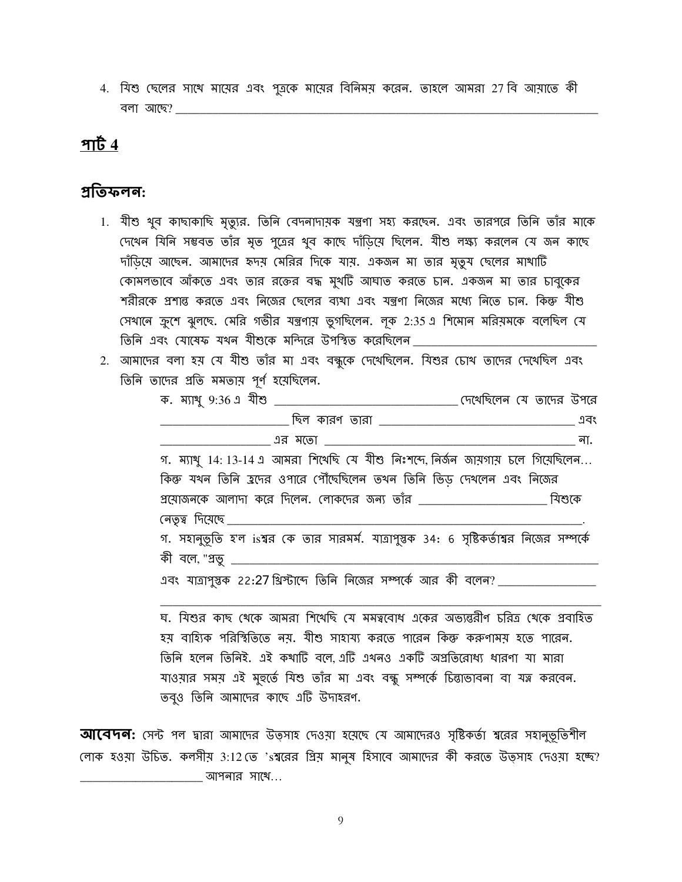4. যিশু ছেলের সাথে মায়ের এবং পুত্রকে মায়ের বিনিময় করেন. তাহলে আমরা 27 বি আয়াতে কী বলা আছে? ____________________________________________________________

## পার্ট 4

### প্রতিফলন:

1. যীশু খুব কাছাকাছি মৃত্যুর. তিনি বেদনাদায়ক যন্ত্রণা সহ্য করছেন. এবং তারপরে তিনি তাঁর মাকে দেখেন যিনি সম্ভবত তাঁর মৃত পুত্রের খুব কাছে দাঁড়িয়ে ছিলেন. যীশু লক্ষ্য করলেন যে জন কাছে দাঁড়িয়ে আছেন. আমাদের হৃদয় মেরির দিকে যায়. একজন মা তার মৃত্যু ছেলের মাথাটি কোমলভাবে আঁকতে এবং তার রক্তের বদ্ধ মুখটি আঘাত করতে চান. একজন মা তার চাবুকের শরীরকে প্রশান্ত করতে এবং নিজের ছেলের ব্যথা এবং যন্ত্রণা নিজের মধ্যে নিতে চান. কিন্তু যীশু সেখানে ক্রুশে ঝুলছে. মেরি গভীর যন্ত্রণায় ভুগছিলেন. লূক 2:35 এ শিমোন মরিয়মকে বলেছিল যে তিনি এবং যোষেফ যখন যীশুকে মন্দিরে উপস্থিত করেছিলেন ____________________________
2. আমাদের বলা হয় যে যীশু তাঁর মা এবং বন্ধুকে দেখেছিলেন. যিশুর চোখ তাদের দেখেছিল এবং তিনি তাদের প্রতি মমতায় পূর্ণ হয়েছিলেন.

   ক. ম্যাথু 9:36 এ যীশু ____________________________ দেখেছিলেন যে তাদের উপরে ____________________ ছিল কারণ তারা ______________________________ এবং ________________ এর মতো ______________________________________ না.

   গ. ম্যাথু 14: 13-14 এ আমরা শিখেছি যে যীশু নিঃশব্দে, নির্জন জায়গায় চলে গিয়েছিলেন… কিন্তু যখন তিনি হ্রদের ওপারে পৌঁছেছিলেন তখন তিনি ভিড় দেখলেন এবং নিজের প্রয়োজনকে আলাদা করে দিলেন. লোকদের জন্য তাঁর ____________________ যিশুকে নেতৃত্ব দিয়েছে ________________________________________________________.

   গ. সহানুভূতি হ'ল isশ্বর কে তার সারমর্ম. যাত্রাপুস্তক 34: 6 সৃষ্টিকর্তাশ্বর নিজের সম্পর্কে কী বলে, "প্রভু ____________________________________________________________

   এবং যাত্রাপুস্তক 22:27 খ্রিস্টাব্দে তিনি নিজের সম্পর্কে আর কী বলেন? _______________

   ______________________________________________________________________

   ঘ. যিশুর কাছ থেকে আমরা শিখেছি যে মমত্ববোধ একের অভ্যন্তরীণ চরিত্র থেকে প্রবাহিত হয় বাহ্যিক পরিস্থিতিতে নয়. যীশু সাহায্য করতে পারেন কিন্তু করুণাময় হতে পারেন. তিনি হলেন তিনিই. এই কথাটি বলে, এটি এখনও একটি অপ্রতিরোধ্য ধারণা যা মারা যাওয়ার সময় এই মুহূর্তে যিশু তাঁর মা এবং বন্ধু সম্পর্কে চিন্তাভাবনা বা যত্ন করবেন. তবুও তিনি আমাদের কাছে এটি উদাহরণ.

**আবেদন:** সেন্ট পল দ্বারা আমাদের উত্সাহ দেওয়া হয়েছে যে আমাদেরও সৃষ্টিকর্তা শ্বরের সহানুভূতিশীল লোক হওয়া উচিত. কলসীয় 3:12 তে 'sশ্বরের প্রিয় মানুষ হিসাবে আমাদের কী করতে উত্সাহ দেওয়া হচ্ছে? ____________________ আপনার সাথে…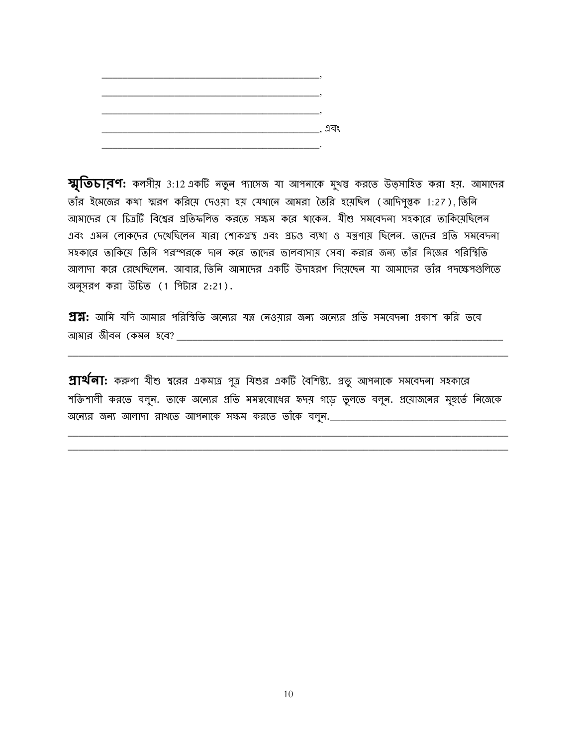\_\_\_\_\_\_\_\_\_\_\_\_\_\_\_\_\_\_\_\_\_\_\_\_\_\_\_\_\_\_\_\_\_\_\_\_\_\_\_\_\_\_,
\_\_\_\_\_\_\_\_\_\_\_\_\_\_\_\_\_\_\_\_\_\_\_\_\_\_\_\_\_\_\_\_\_\_\_\_\_\_\_\_\_\_,
\_\_\_\_\_\_\_\_\_\_\_\_\_\_\_\_\_\_\_\_\_\_\_\_\_\_\_\_\_\_\_\_\_\_\_\_\_\_\_\_\_\_,
\_\_\_\_\_\_\_\_\_\_\_\_\_\_\_\_\_\_\_\_\_\_\_\_\_\_\_\_\_\_\_\_\_\_\_\_\_\_\_\_\_\_, এবং
\_\_\_\_\_\_\_\_\_\_\_\_\_\_\_\_\_\_\_\_\_\_\_\_\_\_\_\_\_\_\_\_\_\_\_\_\_\_\_\_\_\_.

**স্মৃতিচারণ:** কলসীয় 3:12 একটি নতুন প্যাসেজ যা আপনাকে মুখস্ত করতে উত্সাহিত করা হয়. আমাদের তাঁর ইমেজের কথা স্মরণ করিয়ে দেওয়া হয় যেখানে আমরা তৈরি হয়েছিল (আদিপুস্তক 1:27), তিনি আমাদের যে চিত্রটি বিশ্বের প্রতিফলিত করতে সক্ষম করে থাকেন. যীশু সমবেদনা সহকারে তাকিয়েছিলেন এবং এমন লোকদের দেখেছিলেন যারা শোকগ্রস্থ এবং প্রচণ্ড ব্যথা ও যন্ত্রণায় ছিলেন. তাদের প্রতি সমবেদনা সহকারে তাকিয়ে তিনি পরস্পরকে দান করে তাদের ভালবাসায় সেবা করার জন্য তাঁর নিজের পরিস্থিতি আলাদা করে রেখেছিলেন. আবার, তিনি আমাদের একটি উদাহরণ দিয়েছেন যা আমাদের তাঁর পদক্ষেপগুলিতে অনুসরণ করা উচিত (1 পিটার 2:21).

**প্রশ্ন:** আমি যদি আমার পরিস্থিতি অন্যের যত্ন নেওয়ার জন্য অন্যের প্রতি সমবেদনা প্রকাশ করি তবে আমার জীবন কেমন হবে? \_\_\_\_\_\_\_\_\_\_\_\_\_\_\_\_\_\_\_\_\_\_\_\_\_\_\_\_\_\_\_\_\_\_\_\_\_\_\_\_\_\_\_\_\_\_\_\_\_\_\_\_\_\_\_\_\_\_\_\_
\_\_\_\_\_\_\_\_\_\_\_\_\_\_\_\_\_\_\_\_\_\_\_\_\_\_\_\_\_\_\_\_\_\_\_\_\_\_\_\_\_\_\_\_\_\_\_\_\_\_\_\_\_\_\_\_\_\_\_\_\_\_\_\_\_\_\_\_\_\_\_\_\_\_\_\_\_\_\_\_\_\_

**প্রার্থনা:** করুণা যীশু শ্বরের একমাত্র পুত্র যিশুর একটি বৈশিষ্ট্য. প্রভু আপনাকে সমবেদনা সহকারে শক্তিশালী করতে বলুন. তাকে অন্যের প্রতি মমত্ববোধের হৃদয় গড়ে তুলতে বলুন. প্রয়োজনের মুহূর্তে নিজেকে অন্যের জন্য আলাদা রাখতে আপনাকে সক্ষম করতে তাঁকে বলুন.\_\_\_\_\_\_\_\_\_\_\_\_\_\_\_\_\_\_\_\_\_\_\_\_\_\_\_\_\_\_\_\_\_\_\_\_
\_\_\_\_\_\_\_\_\_\_\_\_\_\_\_\_\_\_\_\_\_\_\_\_\_\_\_\_\_\_\_\_\_\_\_\_\_\_\_\_\_\_\_\_\_\_\_\_\_\_\_\_\_\_\_\_\_\_\_\_\_\_\_\_\_\_\_\_\_\_\_\_\_\_\_\_\_\_\_\_\_\_
\_\_\_\_\_\_\_\_\_\_\_\_\_\_\_\_\_\_\_\_\_\_\_\_\_\_\_\_\_\_\_\_\_\_\_\_\_\_\_\_\_\_\_\_\_\_\_\_\_\_\_\_\_\_\_\_\_\_\_\_\_\_\_\_\_\_\_\_\_\_\_\_\_\_\_\_\_\_\_\_\_\_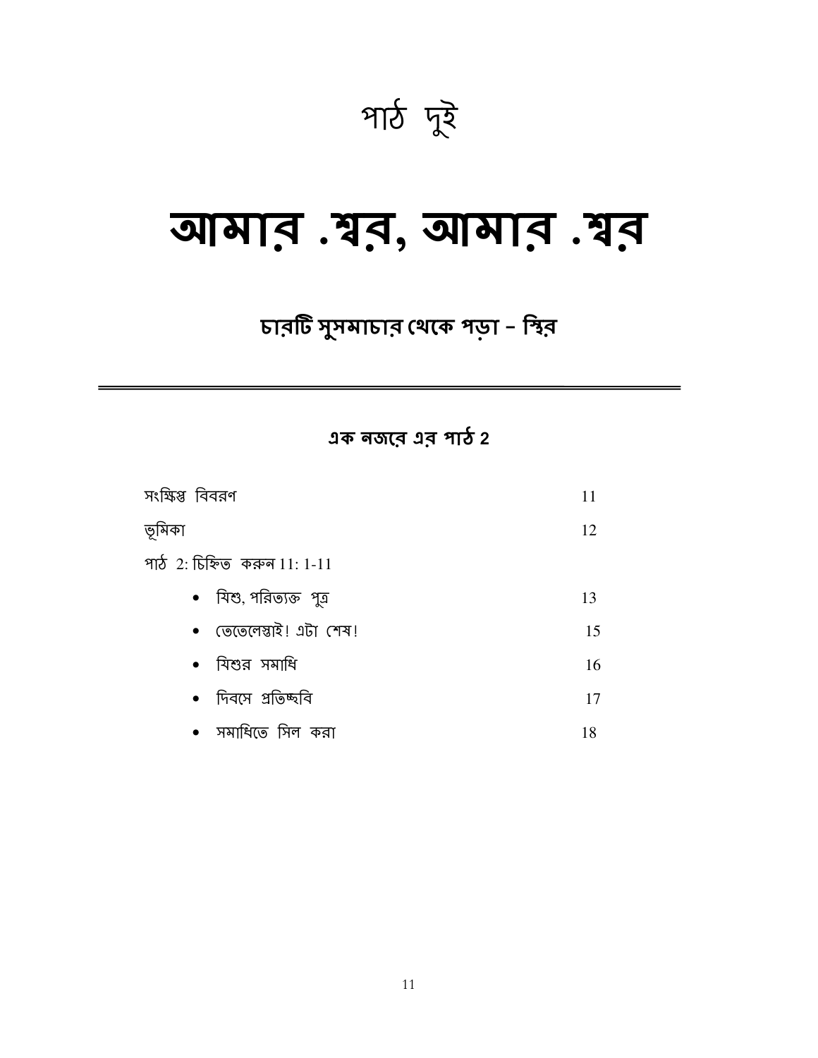# পাঠ দুই

# আমার .শ্বর, আমার .শ্বর

## চারটি সুসমাচার থেকে পড়া – স্থির

---

### এক নজরে এর পাঠ 2

| | |
|---|---|
| সংক্ষিপ্ত বিবরণ | 11 |
| ভূমিকা | 12 |
| পাঠ 2: চিহ্নিত করুন 11: 1-11 | |
| • যিশু, পরিত্যক্ত পুত্র | 13 |
| • তেতেলেস্তাই! এটা শেষ! | 15 |
| • যিশুর সমাধি | 16 |
| • দিবসে প্রতিচ্ছবি | 17 |
| • সমাধিতে সিল করা | 18 |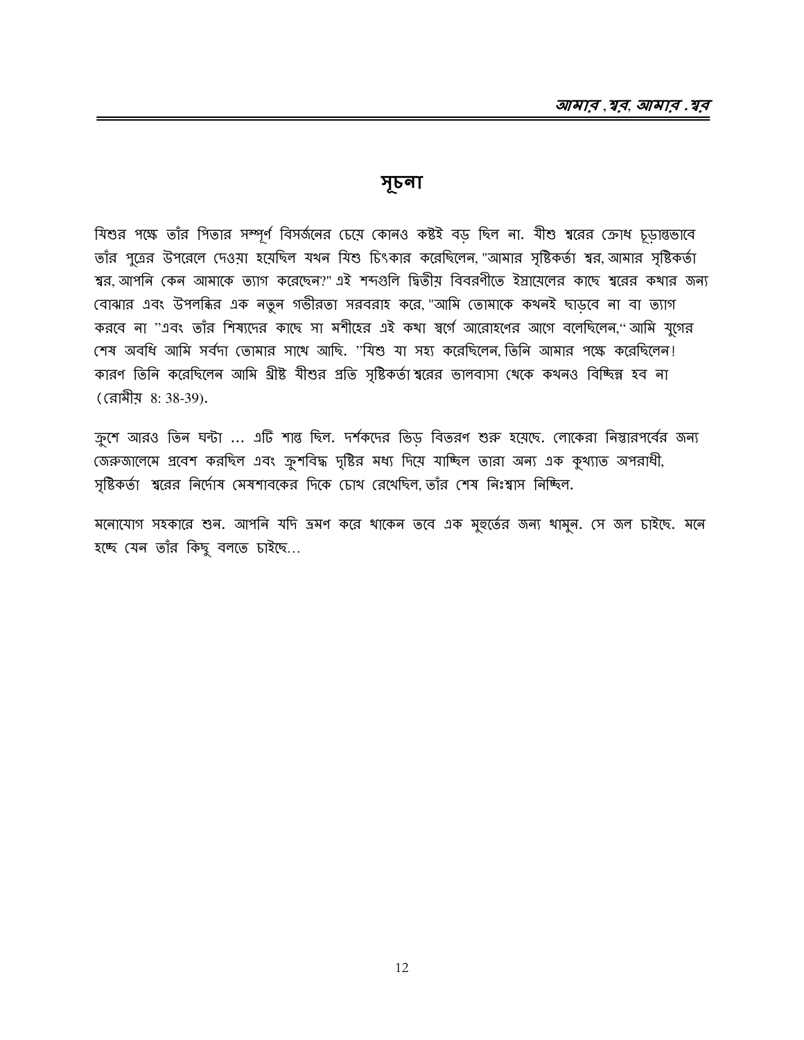## সূচনা

যিশুর পক্ষে তাঁর পিতার সম্পূর্ণ বিসর্জনের চেয়ে কোনও কষ্টই বড় ছিল না. যীশু শ্বরের ক্রোধ চূড়ান্তভাবে তাঁর পুত্রের উপরেলে দেওয়া হয়েছিল যখন যিশু চিৎকার করেছিলেন, "আমার সৃষ্টিকর্তা শ্বর, আমার সৃষ্টিকর্তা শ্বর, আপনি কেন আমাকে ত্যাগ করেছেন?" এই শব্দগুলি দ্বিতীয় বিবরণীতে ইস্রায়েলের কাছে শ্বরের কথার জন্য বোঝার এবং উপলব্ধির এক নতুন গভীরতা সরবরাহ করে, "আমি তোমাকে কখনই ছাড়বে না বা ত্যাগ করবে না "এবং তাঁর শিষ্যদের কাছে সা মশীহের এই কথা স্বর্গে আরোহণের আগে বলেছিলেন," আমি যুগের শেষ অবধি আমি সর্বদা তোমার সাথে আছি. "যিশু যা সহ্য করেছিলেন, তিনি আমার পক্ষে করেছিলেন! কারণ তিনি করেছিলেন আমি খ্রীষ্ট যীশুর প্রতি সৃষ্টিকর্তা শ্বরের ভালবাসা থেকে কখনও বিচ্ছিন্ন হব না (রোমীয় 8: 38-39).

ক্রুশে আরও তিন ঘন্টা ... এটি শান্ত ছিল. দর্শকদের ভিড় বিতরণ শুরু হয়েছে. লোকেরা নিস্তারপর্বের জন্য জেরুজালেমে প্রবেশ করছিল এবং ক্রুশবিদ্ধ দৃষ্টির মধ্য দিয়ে যাচ্ছিল তারা অন্য এক কুখ্যাত অপরাধী, সৃষ্টিকর্তা শ্বরের নির্দোষ মেষশাবকের দিকে চোখ রেখেছিল, তাঁর শেষ নিঃশ্বাস নিচ্ছিল.

মনোযোগ সহকারে শুন. আপনি যদি ভ্রমণ করে থাকেন তবে এক মুহুর্তের জন্য থামুন. সে জল চাইছে. মনে হচ্ছে যেন তাঁর কিছু বলতে চাইছে...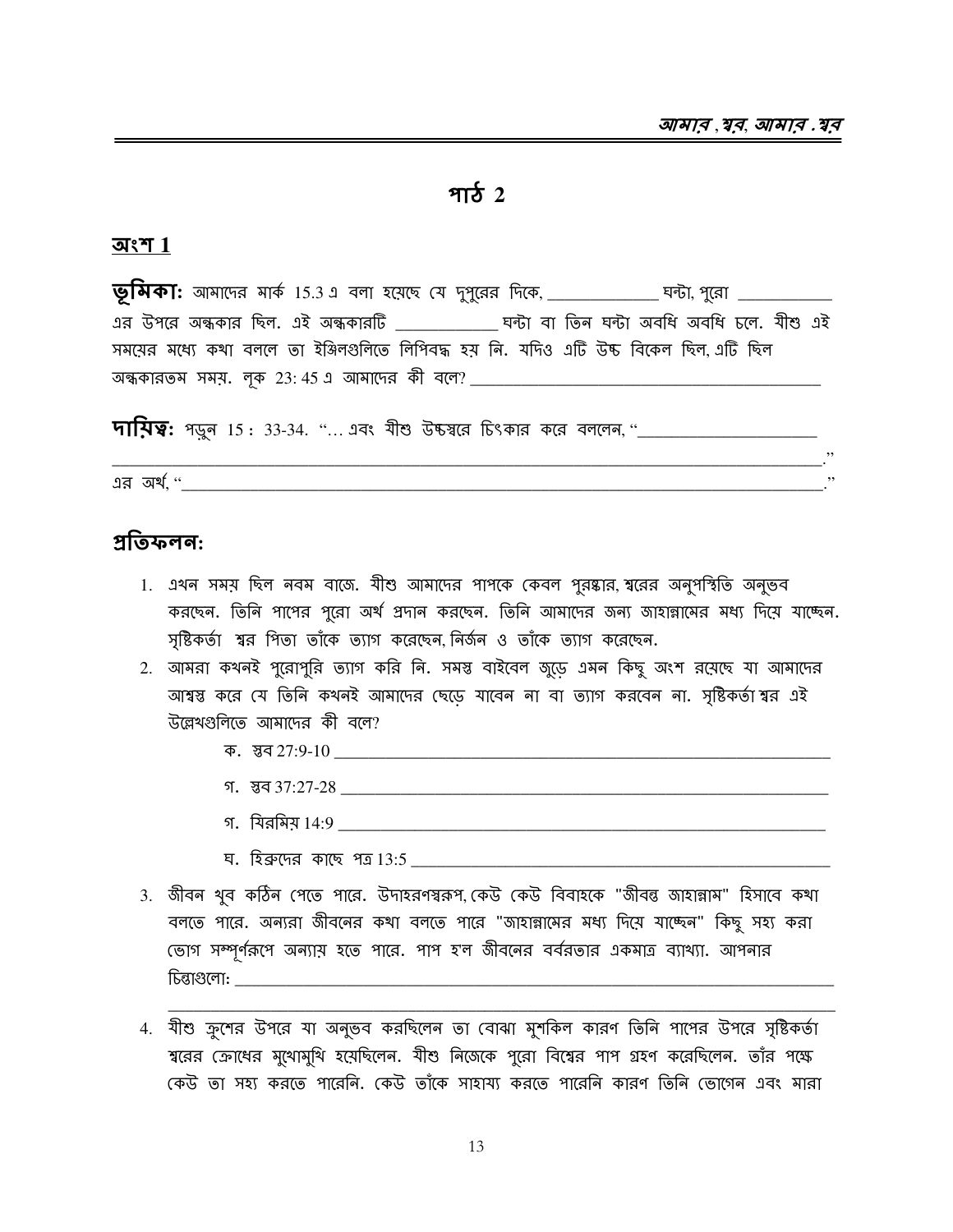## পাঠ 2

### অংশ 1

**ভূমিকা:** আমাদের মার্ক 15.3 এ বলা হয়েছে যে দুপুরের দিকে, _____________ ঘন্টা, পুরো ___________ এর উপরে অন্ধকার ছিল. এই অন্ধকারটি ____________ ঘন্টা বা তিন ঘন্টা অবধি অবধি চলে. যীশু এই সময়ের মধ্যে কথা বললে তা ইঞ্জিলগুলিতে লিপিবদ্ধ হয় নি. যদিও এটি উচ্চ বিকেল ছিল, এটি ছিল অন্ধকারতম সময়. লূক 23: 45 এ আমাদের কী বলে? ___________________________________________

**দায়িত্ব:** পড়ুন 15 : 33-34. "… এবং যীশু উচ্চস্বরে চিৎকার করে বললেন, "_____________________ _____________________________________________________________________________________."

এর অর্থ, "_________________________________________________________________________________."

**প্রতিফলন:**

1. এখন সময় ছিল নবম বাজে. যীশু আমাদের পাপকে কেবল পুরষ্কার, শ্বরের অনুপস্থিতি অনুভব করছেন. তিনি পাপের পুরো অর্থ প্রদান করছেন. তিনি আমাদের জন্য জাহান্নামের মধ্য দিয়ে যাচ্ছেন. সৃষ্টিকর্তা শ্বর পিতা তাঁকে ত্যাগ করেছেন, নির্জন ও তাঁকে ত্যাগ করেছেন.
2. আমরা কখনই পুরোপুরি ত্যাগ করি নি. সমস্ত বাইবেল জুড়ে এমন কিছু অংশ রয়েছে যা আমাদের আশ্বস্ত করে যে তিনি কখনই আমাদের ছেড়ে যাবেন না বা ত্যাগ করবেন না. সৃষ্টিকর্তা শ্বর এই উল্লেখগুলিতে আমাদের কী বলে?
   - ক. স্তব 27:9-10 ____________________________________________________________
   - গ. স্তব 37:27-28 ___________________________________________________________
   - গ. যিরমিয় 14:9 ____________________________________________________________
   - ঘ. হিব্রুদের কাছে পত্র 13:5 ___________________________________________________
3. জীবন খুব কঠিন পেতে পারে. উদাহরণস্বরূপ, কেউ কেউ বিবাহকে "জীবন্ত জাহান্নাম" হিসাবে কথা বলতে পারে. অন্যরা জীবনের কথা বলতে পারে "জাহান্নামের মধ্য দিয়ে যাচ্ছেন" কিছু সহ্য করা ভোগ সম্পূর্ণরূপে অন্যায় হতে পারে. পাপ হ'ল জীবনের বর্বরতার একমাত্র ব্যাখ্যা. আপনার চিন্তাগুলো: _________________________________________________________________________ _____________________________________________________________________________________
4. যীশু ক্রুশের উপরে যা অনুভব করছিলেন তা বোঝা মুশকিল কারণ তিনি পাপের উপরে সৃষ্টিকর্তা শ্বরের ক্রোধের মুখোমুখি হয়েছিলেন. যীশু নিজেকে পুরো বিশ্বের পাপ গ্রহণ করেছিলেন. তাঁর পক্ষে কেউ তা সহ্য করতে পারেনি. কেউ তাঁকে সাহায্য করতে পারেনি কারণ তিনি ভোগেন এবং মারা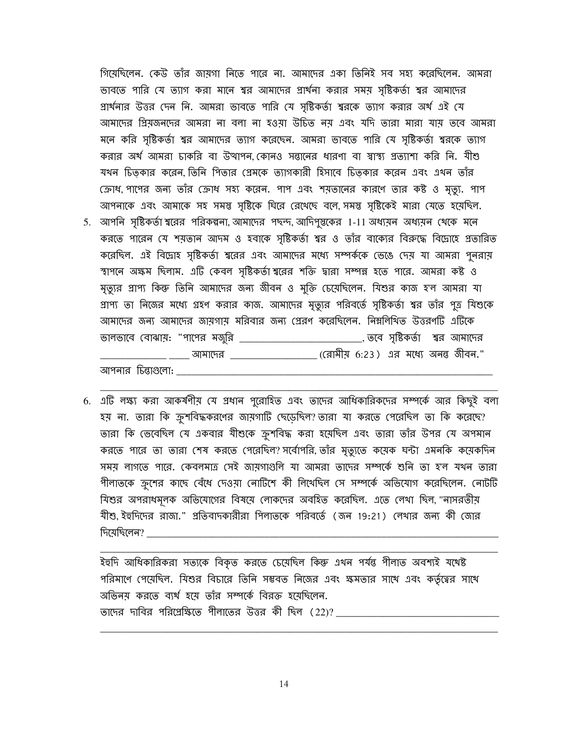গিয়েছিলেন. কেউ তাঁর জায়গা নিতে পারে না. আমাদের একা তিনিই সব সহ্য করেছিলেন. আমরা ভাবতে পারি যে ত্যাগ করা মানে শ্বর আমাদের প্রার্থনা করার সময় সৃষ্টিকর্তা শ্বর আমাদের প্রার্থনার উত্তর দেন নি. আমরা ভাবতে পারি যে সৃষ্টিকর্তা শ্বরকে ত্যাগ করার অর্থ এই যে আমাদের প্রিয়জনদের আমরা না বলা না হওয়া উচিত নয় এবং যদি তারা মারা যায় তবে আমরা মনে করি সৃষ্টিকর্তা শ্বর আমাদের ত্যাগ করেছেন. আমরা ভাবতে পারি যে সৃষ্টিকর্তা শ্বরকে ত্যাগ করার অর্থ আমরা চাকরি বা উত্থাপন, কোনও সন্তানের ধারণা বা স্বাস্থ্য প্রত্যাশা করি নি. যীশু যখন চিত্কার করেন, তিনি পিতার প্রেমকে ত্যাগকারী হিসাবে চিত্কার করেন এবং এখন তাঁর ক্রোধ, পাপের জন্য তাঁর ক্রোধ সহ্য করেন. পাপ এবং শয়তানের কারণে তার কষ্ট ও মৃত্যু. পাপ আপনাকে এবং আমাকে সহ সমস্ত সৃষ্টিকে ঘিরে রেখেছে বলে, সমস্ত সৃষ্টিকেই মারা যেতে হয়েছিল.

5. আপনি সৃষ্টিকর্তা শ্বরের পরিকল্পনা, আমাদের পছন্দ, আদিপুস্তকের 1-11 অধ্যয়ন অধ্যয়ন থেকে মনে করতে পারেন যে শয়তান আদম ও হবাকে সৃষ্টিকর্তা শ্বর ও তাঁর বাক্যের বিরুদ্ধে বিদ্রোহে প্রতারিত করেছিল. এই বিদ্রোহ সৃষ্টিকর্তা শ্বরের এবং আমাদের মধ্যে সম্পর্ককে ভেঙে দেয় যা আমরা পুনরায় স্থাপনে অক্ষম ছিলাম. এটি কেবল সৃষ্টিকর্তা শ্বরের শক্তি দ্বারা সম্পন্ন হতে পারে. আমরা কষ্ট ও মৃত্যুর প্রাপ্য কিন্তু তিনি আমাদের জন্য জীবন ও মুক্তি চেয়েছিলেন. যিশুর কাজ হ'ল আমরা যা প্রাপ্য তা নিজের মধ্যে গ্রহণ করার কাজ. আমাদের মৃত্যুর পরিবর্তে সৃষ্টিকর্তা শ্বর তাঁর পুত্র যিশুকে আমাদের জন্য আমাদের জায়গায় মরিবার জন্য প্রেরণ করেছিলেন. নিম্নলিখিত উত্তরণটি এটিকে ভালভাবে বোঝায়: "পাপের মজুরি ________________________, তবে সৃষ্টিকর্তা শ্বর আমাদের ______________ ____ আমাদের __________________ (রোমীয় 6:23) এর মধ্যে অনন্ত জীবন."
   আপনার চিন্তাগুলো: ______________________________________________________________
   ________________________________________________________________________________

6. এটি লক্ষ্য করা আকর্ষণীয় যে প্রধান পুরোহিত এবং তাদের আধিকারিকদের সম্পর্কে আর কিছুই বলা হয় না. তারা কি ক্রুশবিদ্ধকরণের জায়গাটি ছেড়েছিল? তারা যা করতে পেরেছিল তা কি করেছে? তারা কি ভেবেছিল যে একবার যীশুকে ক্রুশবিদ্ধ করা হয়েছিল এবং তারা তাঁর উপর যে অপমান করতে পারে তা তারা শেষ করতে পেরেছিল? সর্বোপরি, তাঁর মৃত্যুতে কয়েক ঘন্টা এমনকি কয়েকদিন সময় লাগতে পারে. কেবলমাত্র সেই জায়গাগুলি যা আমরা তাদের সম্পর্কে শুনি তা হ'ল যখন তারা পীলাতকে ক্রুশের কাছে বেঁধে দেওয়া নোটিশে কী লিখেছিল সে সম্পর্কে অভিযোগ করেছিলেন. নোটটি যিশুর অপরাধমূলক অভিযোগের বিষয়ে লোকদের অবহিত করেছিল. এতে লেখা ছিল, "নাসরতীয় যীশু, ইহুদিদের রাজা." প্রতিবাদকারীরা পিলাতকে পরিবর্তে (জন 19:21) লেখার জন্য কী জোর দিয়েছিলেন? ____________________________________________________________________
   ________________________________________________________________________________

   ইহুদি আধিকারিকরা সত্যকে বিকৃত করতে চেয়েছিল কিন্তু এখন পর্যন্ত পীলাত অবশ্যই যথেষ্ট পরিমাণে পেয়েছিল. যিশুর বিচারে তিনি সম্ভবত নিজের এবং ক্ষমতার সাথে এবং কর্তৃত্বের সাথে অভিনয় করতে ব্যর্থ হয়ে তাঁর সম্পর্কে বিরক্ত হয়েছিলেন.
   তাদের দাবির পরিপ্রেক্ষিতে পীলাতের উত্তর কী ছিল (22)? ________________________________
   ________________________________________________________________________________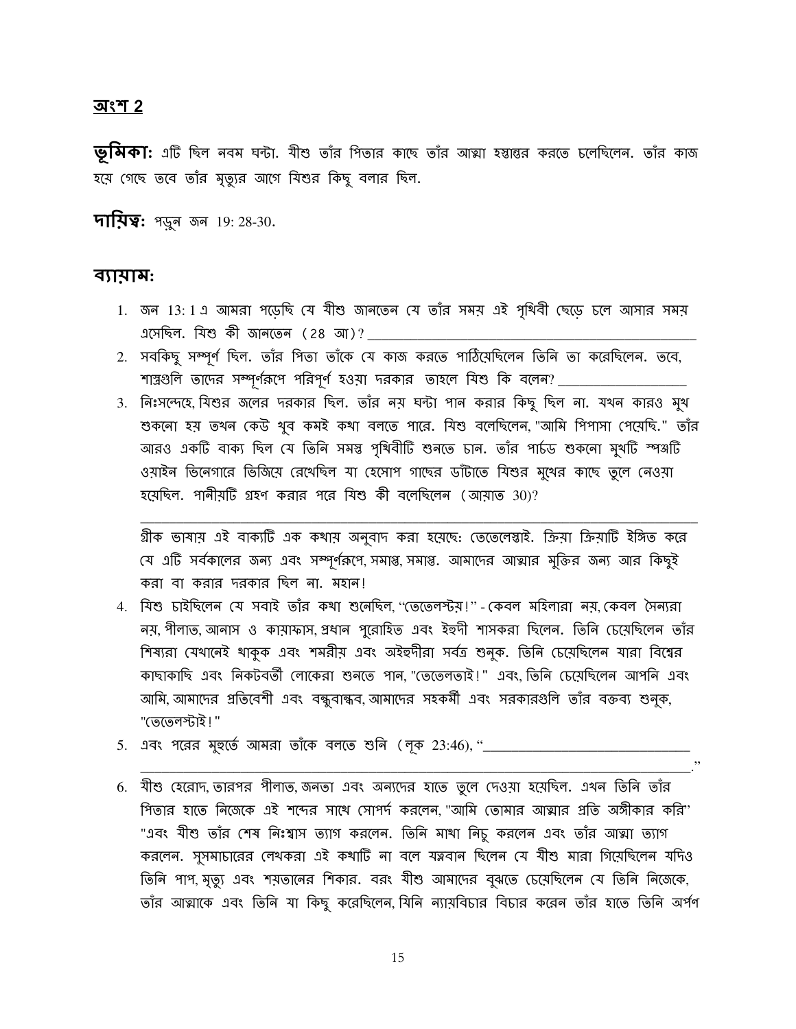## অংশ 2

**ভূমিকা:** এটি ছিল নবম ঘন্টা. যীশু তাঁর পিতার কাছে তাঁর আত্মা হস্তান্তর করতে চলেছিলেন. তাঁর কাজ হয়ে গেছে তবে তাঁর মৃত্যুর আগে যিশুর কিছু বলার ছিল.

**দায়িত্ব:** পড়ুন জন 19: 28-30.

### ব্যায়াম:

1. জন 13: 1 এ আমরা পড়েছি যে যীশু জানতেন যে তাঁর সময় এই পৃথিবী ছেড়ে চলে আসার সময় এসেছিল. যিশু কী জানতেন (28 আ)? ______________________________
2. সবকিছু সম্পূর্ণ ছিল. তাঁর পিতা তাঁকে যে কাজ করতে পাঠিয়েছিলেন তিনি তা করেছিলেন. তবে, শাস্ত্রগুলি তাদের সম্পূর্ণরূপে পরিপূর্ণ হওয়া দরকার তাহলে যিশু কি বলেন? ______________
3. নিঃসন্দেহে, যিশুর জলের দরকার ছিল. তাঁর নয় ঘন্টা পান করার কিছু ছিল না. যখন কারও মুখ শুকনো হয় তখন কেউ খুব কমই কথা বলতে পারে. যিশু বলেছিলেন, "আমি পিপাসা পেয়েছি." তাঁর আরও একটি বাক্য ছিল যে তিনি সমস্ত পৃথিবীটি শুনতে চান. তাঁর পার্চড শুকনো মুখটি স্পঞ্জটি ওয়াইন ভিনেগারে ভিজিয়ে রেখেছিল যা হেসোপ গাছের ডাঁটাতে যিশুর মুখের কাছে তুলে নেওয়া হয়েছিল. পানীয়টি গ্রহণ করার পরে যিশু কী বলেছিলেন (আয়াত 30)?

   ______________________________________________________________

   গ্রীক ভাষায় এই বাক্যটি এক কথায় অনুবাদ করা হয়েছে: তেতেলেস্তাই. ক্রিয়া ক্রিয়াটি ইঙ্গিত করে যে এটি সর্বকালের জন্য এবং সম্পূর্ণরূপে, সমাপ্ত, সমাপ্ত. আমাদের আত্মার মুক্তির জন্য আর কিছুই করা বা করার দরকার ছিল না. মহান!
4. যিশু চাইছিলেন যে সবাই তাঁর কথা শুনেছিল, "তেতেলস্টয়!" - কেবল মহিলারা নয়, কেবল সৈন্যরা নয়, পীলাত, আনাস ও কায়াফাস, প্রধান পুরোহিত এবং ইহুদী শাসকরা ছিলেন. তিনি চেয়েছিলেন তাঁর শিষ্যরা যেখানেই থাকুক এবং শমরীয় এবং অইহুদীরা সর্বত্র শুনুক. তিনি চেয়েছিলেন যারা বিশ্বের কাছাকাছি এবং নিকটবর্তী লোকেরা শুনতে পান, "তেতেলতাই!" এবং, তিনি চেয়েছিলেন আপনি এবং আমি, আমাদের প্রতিবেশী এবং বন্ধুবান্ধব, আমাদের সহকর্মী এবং সরকারগুলি তাঁর বক্তব্য শুনুক, "তেতেলস্টাই!"
5. এবং পরের মুহূর্তে আমরা তাঁকে বলতে শুনি (লূক 23:46), "______________________________
   ______________________________________________________________."
6. যীশু হেরোদ, তারপর পীলাত, জনতা এবং অন্যদের হাতে তুলে দেওয়া হয়েছিল. এখন তিনি তাঁর পিতার হাতে নিজেকে এই শব্দের সাথে সোপর্দ করলেন, "আমি তোমার আত্মার প্রতি অঙ্গীকার করি" "এবং যীশু তাঁর শেষ নিঃশ্বাস ত্যাগ করলেন. তিনি মাথা নিচু করলেন এবং তাঁর আত্মা ত্যাগ করলেন. সুসমাচারের লেখকরা এই কথাটি না বলে যত্নবান ছিলেন যে যীশু মারা গিয়েছিলেন যদিও তিনি পাপ, মৃত্যু এবং শয়তানের শিকার. বরং যীশু আমাদের বুঝতে চেয়েছিলেন যে তিনি নিজেকে, তাঁর আত্মাকে এবং তিনি যা কিছু করেছিলেন, যিনি ন্যায়বিচার বিচার করেন তাঁর হাতে তিনি অর্পণ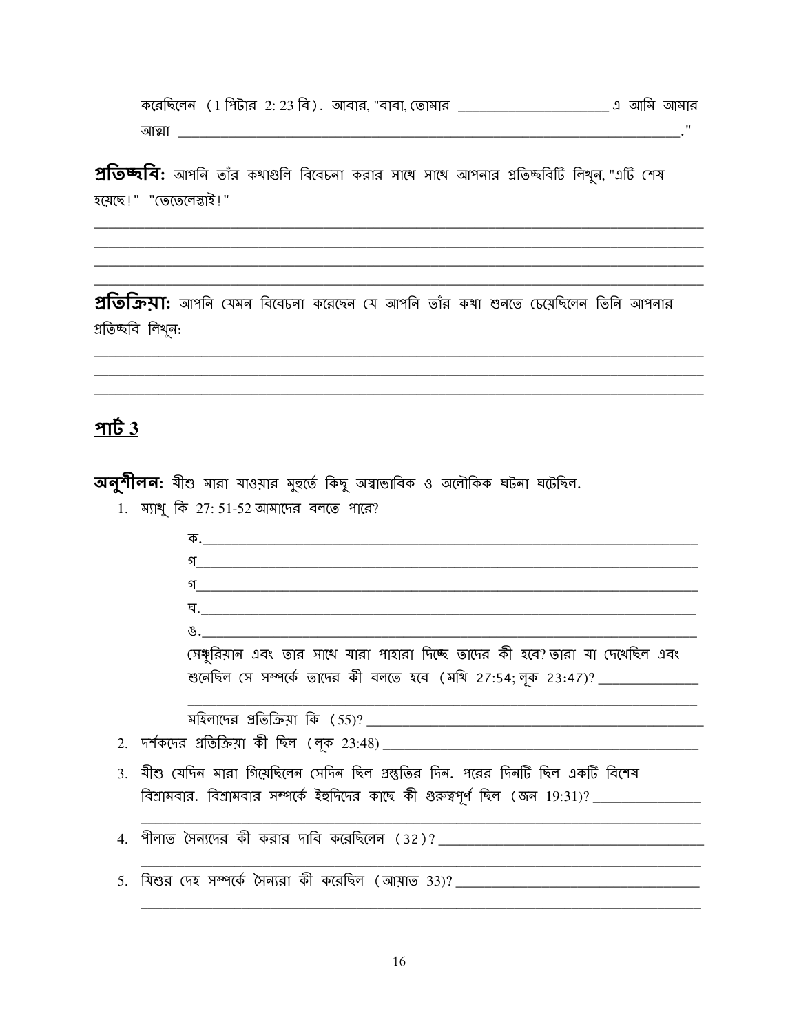করেছিলেন (1 পিটার 2: 23 বি). আবার, "বাবা, তোমার ______________________ এ আমি আমার আত্মা ______________________________________________________________________."

**প্রতিচ্ছবি:** আপনি তাঁর কথাগুলি বিবেচনা করার সাথে সাথে আপনার প্রতিচ্ছবিটি লিখুন, "এটি শেষ হয়েছে!" "তেতেলেস্তাই!"

______________________________________________________________________________
______________________________________________________________________________
______________________________________________________________________________
______________________________________________________________________________

**প্রতিক্রিয়া:** আপনি যেমন বিবেচনা করেছেন যে আপনি তাঁর কথা শুনতে চেয়েছিলেন তিনি আপনার প্রতিচ্ছবি লিখুন:

______________________________________________________________________________
______________________________________________________________________________
______________________________________________________________________________

## <u>পার্ট 3</u>

**অনুশীলন:** যীশু মারা যাওয়ার মুহূর্তে কিছু অস্বাভাবিক ও অলৌকিক ঘটনা ঘটেছিল.

1. ম্যাথু কি 27: 51-52 আমাদের বলতে পারে?

   ক.______________________________________________________________________
   গ______________________________________________________________________
   গ______________________________________________________________________
   ঘ.______________________________________________________________________
   ঙ.______________________________________________________________________

   সেঞ্চুরিয়ান এবং তার সাথে যারা পাহারা দিচ্ছে তাদের কী হবে? তারা যা দেখেছিল এবং শুনেছিল সে সম্পর্কে তাদের কী বলতে হবে (মথি 27:54; লূক 23:47)? ______________
   ______________________________________________________________________

   মহিলাদের প্রতিক্রিয়া কি (55)? ______________________________________________

2. দর্শকদের প্রতিক্রিয়া কী ছিল (লূক 23:48) ____________________________________________

3. যীশু যেদিন মারা গিয়েছিলেন সেদিন ছিল প্রস্তুতির দিন. পরের দিনটি ছিল একটি বিশেষ বিশ্রামবার. বিশ্রামবার সম্পর্কে ইহুদিদের কাছে কী গুরুত্বপূর্ণ ছিল (জন 19:31)? _______________
   ______________________________________________________________________

4. পীলাত সৈন্যদের কী করার দাবি করেছিলেন (32)? ______________________________________
   ______________________________________________________________________

5. যিশুর দেহ সম্পর্কে সৈন্যরা কী করেছিল (আয়াত 33)? ___________________________________
   ______________________________________________________________________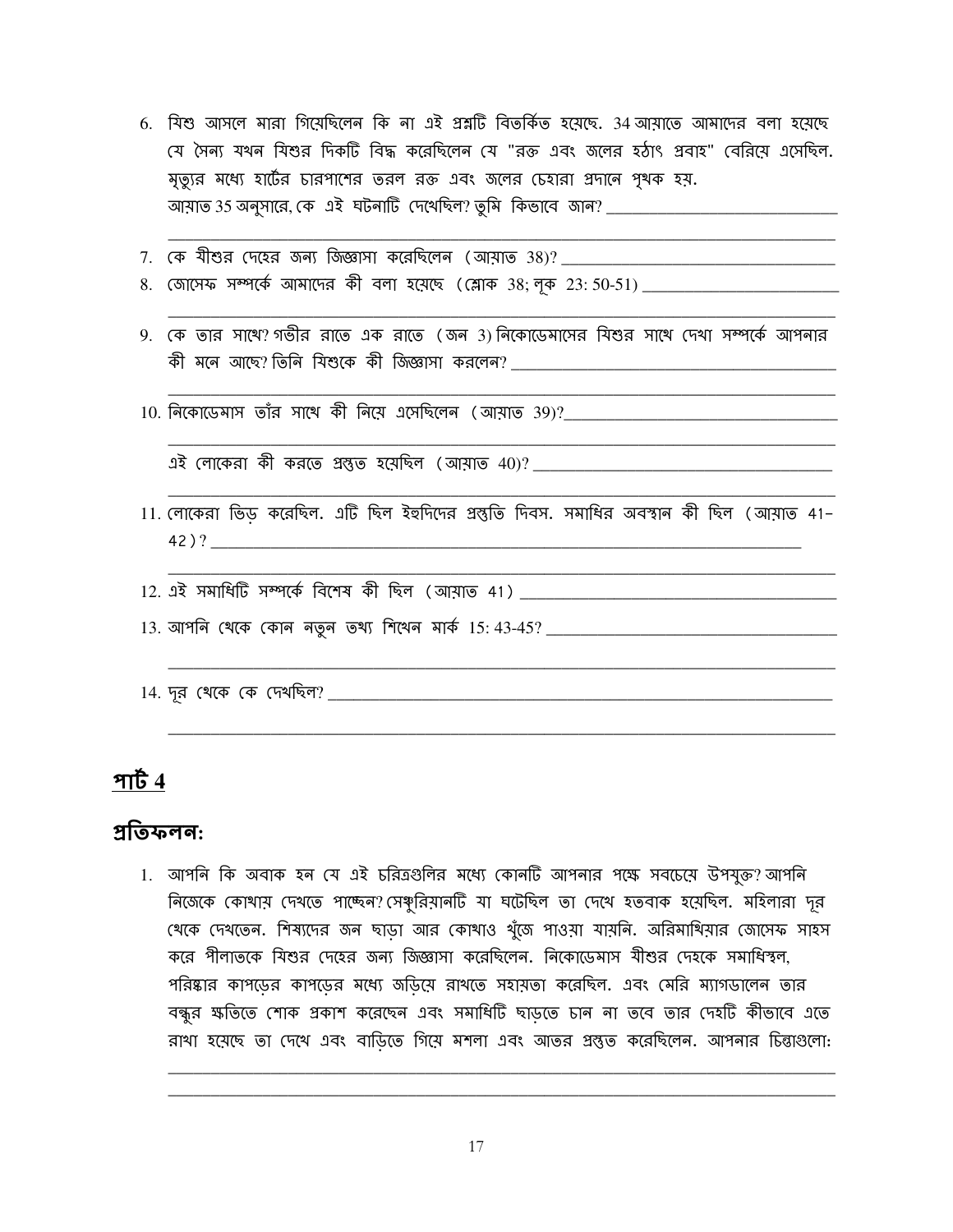6. যিশু আসলে মারা গিয়েছিলেন কি না এই প্রশ্নটি বিতর্কিত হয়েছে. 34 আয়াতে আমাদের বলা হয়েছে যে সৈন্য যখন যিশুর দিকটি বিদ্ধ করেছিলেন যে "রক্ত এবং জলের হঠাৎ প্রবাহ" বেরিয়ে এসেছিল. মৃত্যুর মধ্যে হার্টের চারপাশের তরল রক্ত এবং জলের চেহারা প্রদানে পৃথক হয়. আয়াত 35 অনুসারে, কে এই ঘটনাটি দেখেছিল? তুমি কিভাবে জান? ____________________________

____________________________________________________________________________

7. কে যীশুর দেহের জন্য জিজ্ঞাসা করেছিলেন (আয়াত 38)? ________________________________

8. জোসেফ সম্পর্কে আমাদের কী বলা হয়েছে (শ্লোক 38; লূক 23: 50-51) ______________________

____________________________________________________________________________

9. কে তার সাথে? গভীর রাতে এক রাতে (জন 3) নিকোডেমাসের যিশুর সাথে দেখা সম্পর্কে আপনার কী মনে আছে? তিনি যিশুকে কী জিজ্ঞাসা করলেন? ____________________________________

____________________________________________________________________________

10. নিকোডেমাস তাঁর সাথে কী নিয়ে এসেছিলেন (আয়াত 39)? ________________________________

____________________________________________________________________________

এই লোকেরা কী করতে প্রস্তুত হয়েছিল (আয়াত 40)? ____________________________________

____________________________________________________________________________

11. লোকেরা ভিড় করেছিল. এটি ছিল ইহুদিদের প্রস্তুতি দিবস. সমাধির অবস্থান কী ছিল (আয়াত 41-42)? ________________________________________________________________________

____________________________________________________________________________

12. এই সমাধিটি সম্পর্কে বিশেষ কী ছিল (আয়াত 41) ______________________________________

13. আপনি থেকে কোন নতুন তথ্য শিখেন মার্ক 15: 43-45? __________________________________

____________________________________________________________________________

14. দূর থেকে কে দেখছিল? _____________________________________________________________

____________________________________________________________________________

## পার্ট 4

### প্রতিফলন:

1. আপনি কি অবাক হন যে এই চরিত্রগুলির মধ্যে কোনটি আপনার পক্ষে সবচেয়ে উপযুক্ত? আপনি নিজেকে কোথায় দেখতে পাচ্ছেন? সেঞ্চুরিয়ানটি যা ঘটেছিল তা দেখে হতবাক হয়েছিল. মহিলারা দূর থেকে দেখতেন. শিষ্যদের জন ছাড়া আর কোথাও খুঁজে পাওয়া যায়নি. অরিমাথিয়ার জোসেফ সাহস করে পীলাতকে যিশুর দেহের জন্য জিজ্ঞাসা করেছিলেন. নিকোডেমাস যীশুর দেহকে সমাধিস্থল, পরিষ্কার কাপড়ের কাপড়ের মধ্যে জড়িয়ে রাখতে সহায়তা করেছিল. এবং মেরি ম্যাগডালেন তার বন্ধুর ক্ষতিতে শোক প্রকাশ করেছেন এবং সমাধিটি ছাড়তে চান না তবে তার দেহটি কীভাবে এতে রাখা হয়েছে তা দেখে এবং বাড়িতে গিয়ে মশলা এবং আতর প্রস্তুত করেছিলেন. আপনার চিন্তাগুলো:

____________________________________________________________________________

____________________________________________________________________________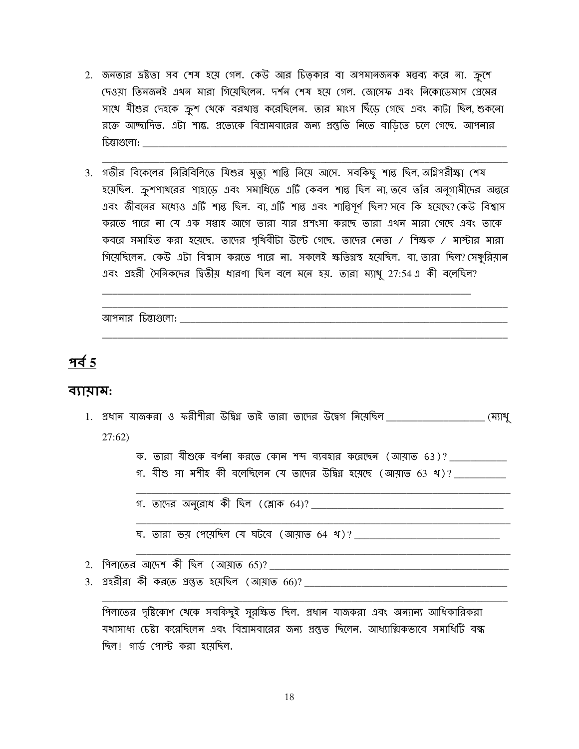2. জনতার ভ্রষ্টতা সব শেষ হয়ে গেল. কেউ আর চিত্কার বা অপমানজনক মন্তব্য করে না. ক্রুশে দেওয়া তিনজনই এখন মারা গিয়েছিলেন. দর্শন শেষ হয়ে গেল. জোসেফ এবং নিকোডেমাস প্রেমের সাথে যীশুর দেহকে ক্রুশ থেকে বরখাস্ত করেছিলেন. তার মাংস ছিঁড়ে গেছে এবং কাটা ছিল, শুকনো রক্তে আচ্ছাদিত. এটা শান্ত. প্রত্যেকে বিশ্রামবারের জন্য প্রস্তুতি নিতে বাড়িতে চলে গেছে. আপনার চিন্তাগুলো: ______________________________________________________________

______________________________________________________________

3. গভীর বিকেলের নিরিবিলিতে যিশুর মৃত্যু শান্তি নিয়ে আসে. সবকিছু শান্ত ছিল, অগ্নিপরীক্ষা শেষ হয়েছিল. ক্রুশপাথরের পাহাড়ে এবং সমাধিতে এটি কেবল শান্ত ছিল না, তবে তাঁর অনুগামীদের অন্তরে এবং জীবনের মধ্যেও এটি শান্ত ছিল. বা, এটি শান্ত এবং শান্তিপূর্ণ ছিল? সবে কি হয়েছে? কেউ বিশ্বাস করতে পারে না যে এক সপ্তাহ আগে তারা যার প্রশংসা করছে তারা এখন মারা গেছে এবং তাকে কবরে সমাহিত করা হয়েছে. তাদের পৃথিবীটা উল্টে গেছে. তাদের নেতা / শিক্ষক / মাস্টার মারা গিয়েছিলেন. কেউ এটা বিশ্বাস করতে পারে না. সকলেই ক্ষতিগ্রস্থ হয়েছিল. বা, তারা ছিল? সেঞ্চুরিয়ান এবং প্রহরী সৈনিকদের দ্বিতীয় ধারণা ছিল বলে মনে হয়. তারা ম্যাথু 27:54 এ কী বলেছিল?

______________________________________________________________

______________________________________________________________

আপনার চিন্তাগুলো: ______________________________________________________________

______________________________________________________________

## পর্ব 5

### ব্যায়াম:

1. প্রধান যাজকরা ও ফরীশীরা উদ্বিগ্ন তাই তারা তাদের উদ্বেগ নিয়েছিল ____________________ (ম্যাথু 27:62)

   ক. তারা যীশুকে বর্ণনা করতে কোন শব্দ ব্যবহার করেছেন (আয়াত 63)? ____________

   গ. যীশু সা মশীহ কী বলেছিলেন যে তাদের উদ্বিগ্ন হয়েছে (আয়াত 63 খ)? __________

   ______________________________________________________________

   গ. তাদের অনুরোধ কী ছিল (শ্লোক 64)? ______________________________________

   ______________________________________________________________

   ঘ. তারা ভয় পেয়েছিল যে ঘটবে (আয়াত 64 খ)? ______________________________

   ______________________________________________________________

2. পিলাতের আদেশ কী ছিল (আয়াত 65)? ______________________________________________

3. প্রহরীরা কী করতে প্রস্তুত হয়েছিল (আয়াত 66)? ______________________________________

   ______________________________________________________________

   পিলাতের দৃষ্টিকোণ থেকে সবকিছুই সুরক্ষিত ছিল. প্রধান যাজকরা এবং অন্যান্য আধিকারিকরা যথাসাধ্য চেষ্টা করেছিলেন এবং বিশ্রামবারের জন্য প্রস্তুত ছিলেন. আধ্যাত্মিকভাবে সমাধিটি বন্ধ ছিল! গার্ড পোস্ট করা হয়েছিল.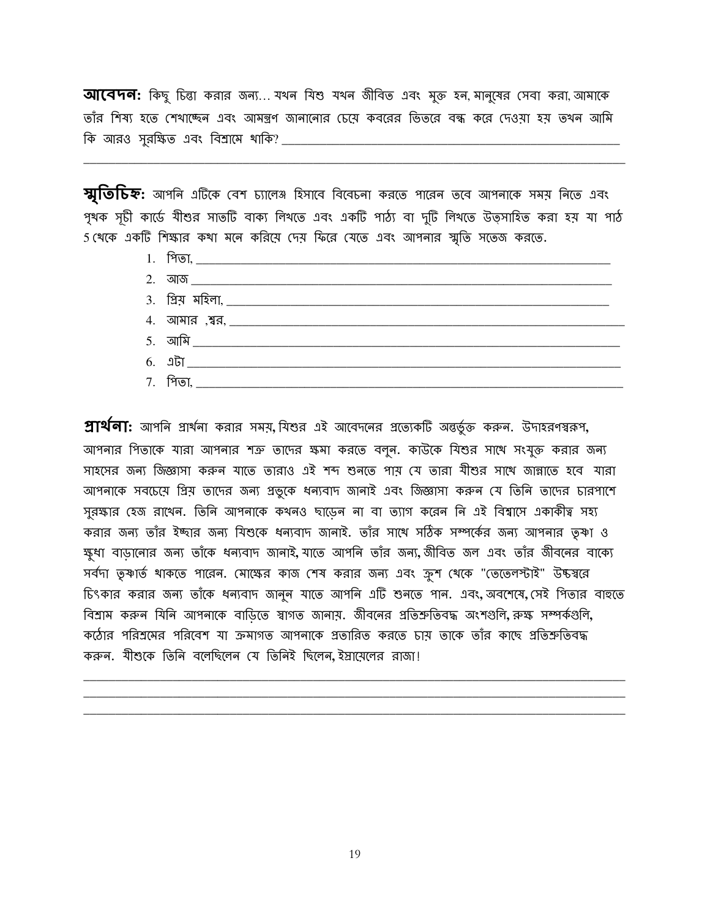**আবেদন:** কিছু চিন্তা করার জন্য… যখন যিশু যখন জীবিত এবং মুক্ত হন, মানুষের সেবা করা, আমাকে তাঁর শিষ্য হতে শেখাচ্ছেন এবং আমন্ত্রণ জানানোর চেয়ে কবরের ভিতরে বন্ধ করে দেওয়া হয় তখন আমি কি আরও সুরক্ষিত এবং বিশ্রামে থাকি? ______________________________________________________

______________________________________________________________________________

**স্মৃতিচিহ্ন:** আপনি এটিকে বেশ চ্যালেঞ্জ হিসাবে বিবেচনা করতে পারেন তবে আপনাকে সময় নিতে এবং পৃথক সূচী কার্ডে যীশুর সাতটি বাক্য লিখতে এবং একটি পাঠ্য বা দুটি লিখতে উত্সাহিত করা হয় যা পাঠ 5 থেকে একটি শিক্ষার কথা মনে করিয়ে দেয় ফিরে যেতে এবং আপনার স্মৃতি সতেজ করতে.

1. পিতা, ______________________________________________________________
2. আজ ______________________________________________________________
3. প্রিয় মহিলা, ________________________________________________________
4. আমার ,শ্বর, ________________________________________________________
5. আমি ______________________________________________________________
6. এটা ______________________________________________________________
7. পিতা, ______________________________________________________________

**প্রার্থনা:** আপনি প্রার্থনা করার সময়, যিশুর এই আবেদনের প্রত্যেকটি অন্তর্ভুক্ত করুন. উদাহরণস্বরূপ, আপনার পিতাকে যারা আপনার শত্রু তাদের ক্ষমা করতে বলুন. কাউকে যিশুর সাথে সংযুক্ত করার জন্য সাহসের জন্য জিজ্ঞাসা করুন যাতে তারাও এই শব্দ শুনতে পায় যে তারা যীশুর সাথে জান্নাতে হবে যারা আপনাকে সবচেয়ে প্রিয় তাদের জন্য প্রভুকে ধন্যবাদ জানাই এবং জিজ্ঞাসা করুন যে তিনি তাদের চারপাশে সুরক্ষার হেজ রাখেন. তিনি আপনাকে কখনও ছাড়েন না বা ত্যাগ করেন নি এই বিশ্বাসে একাকীত্ব সহ্য করার জন্য তাঁর ইচ্ছার জন্য যিশুকে ধন্যবাদ জানাই. তাঁর সাথে সঠিক সম্পর্কের জন্য আপনার তৃষ্ণা ও ক্ষুধা বাড়ানোর জন্য তাঁকে ধন্যবাদ জানাই, যাতে আপনি তাঁর জন্য, জীবিত জল এবং তাঁর জীবনের বাক্যে সর্বদা তৃষ্ণার্ত থাকতে পারেন. মোক্ষের কাজ শেষ করার জন্য এবং ক্রুশ থেকে "তেতেলস্টাই" উচ্চস্বরে চিৎকার করার জন্য তাঁকে ধন্যবাদ জানুন যাতে আপনি এটি শুনতে পান. এবং, অবশেষে, সেই পিতার বাহুতে বিশ্রাম করুন যিনি আপনাকে বাড়িতে স্বাগত জানায়. জীবনের প্রতিশ্রুতিবদ্ধ অংশগুলি, রুক্ষ সম্পর্কগুলি, কঠোর পরিশ্রমের পরিবেশ যা ক্রমাগত আপনাকে প্রতারিত করতে চায় তাকে তাঁর কাছে প্রতিশ্রুতিবদ্ধ করুন. যীশুকে তিনি বলেছিলেন যে তিনিই ছিলেন, ইস্রায়েলের রাজা!

______________________________________________________________________________
______________________________________________________________________________
______________________________________________________________________________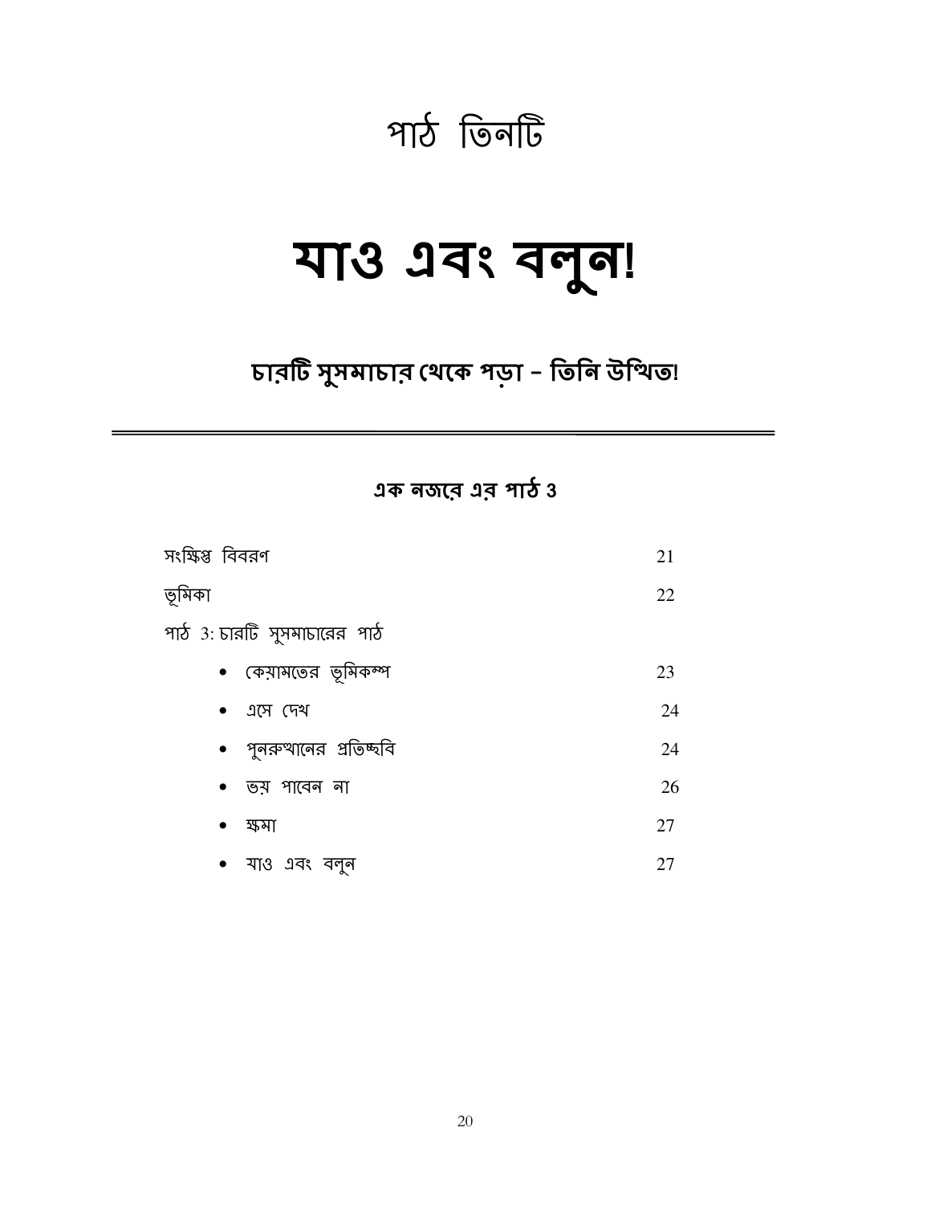# পাঠ তিনটি

# যাও এবং বলুন!

## চারটি সুসমাচার থেকে পড়া – তিনি উত্থিত!

---

### এক নজরে এর পাঠ 3

| | |
|---|---|
| সংক্ষিপ্ত বিবরণ | 21 |
| ভূমিকা | 22 |
| পাঠ 3: চারটি সুসমাচারের পাঠ | |
| • কেয়ামতের ভূমিকম্প | 23 |
| • এসে দেখ | 24 |
| • পুনরুত্থানের প্রতিচ্ছবি | 24 |
| • ভয় পাবেন না | 26 |
| • ক্ষমা | 27 |
| • যাও এবং বলুন | 27 |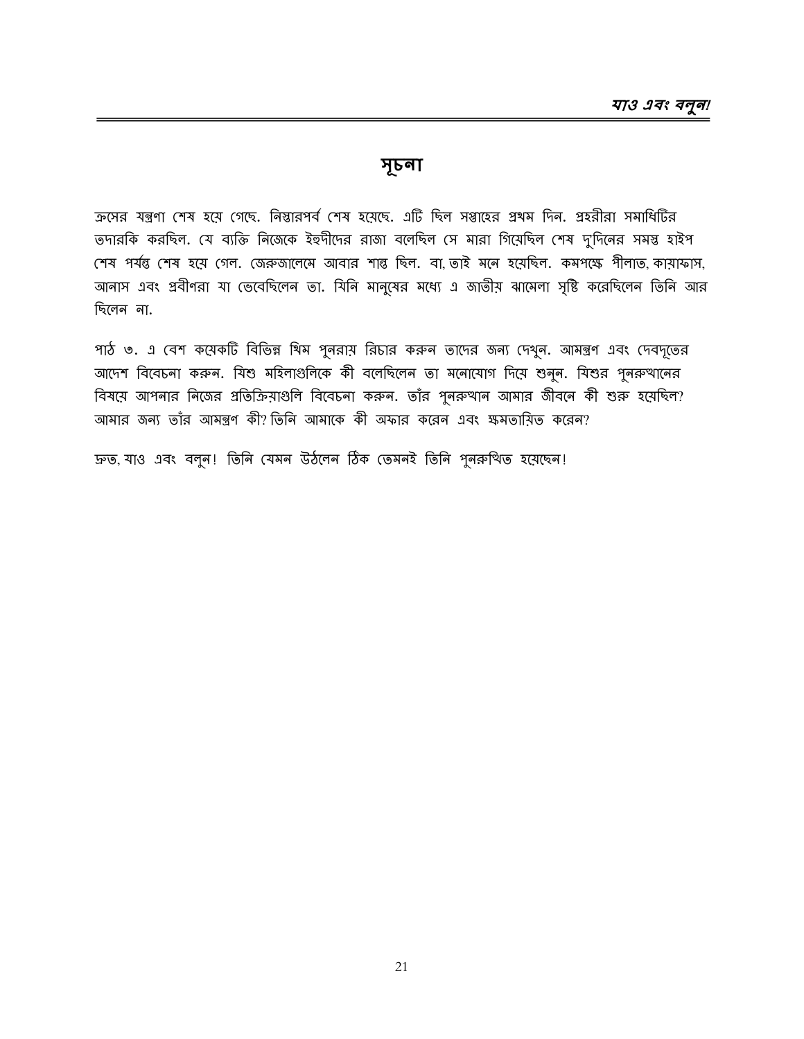## সূচনা

ক্রসের যন্ত্রণা শেষ হয়ে গেছে. নিস্তারপর্ব শেষ হয়েছে. এটি ছিল সপ্তাহের প্রথম দিন. প্রহরীরা সমাধিটির তদারকি করছিল. যে ব্যক্তি নিজেকে ইহুদীদের রাজা বলেছিল সে মারা গিয়েছিল শেষ দু'দিনের সমস্ত হাইপ শেষ পর্যন্ত শেষ হয়ে গেল. জেরুজালেমে আবার শান্ত ছিল. বা, তাই মনে হয়েছিল. কমপক্ষে পীলাত, কায়াফাস, আনাস এবং প্রবীণরা যা ভেবেছিলেন তা. যিনি মানুষের মধ্যে এ জাতীয় ঝামেলা সৃষ্টি করেছিলেন তিনি আর ছিলেন না.

পাঠ ৩. এ বেশ কয়েকটি বিভিন্ন থিম পুনরায় রিচার করুন তাদের জন্য দেখুন. আমন্ত্রণ এবং দেবদূতের আদেশ বিবেচনা করুন. যিশু মহিলাগুলিকে কী বলেছিলেন তা মনোযোগ দিয়ে শুনুন. যিশুর পুনরুত্থানের বিষয়ে আপনার নিজের প্রতিক্রিয়াগুলি বিবেচনা করুন. তাঁর পুনরুত্থান আমার জীবনে কী শুরু হয়েছিল? আমার জন্য তাঁর আমন্ত্রণ কী? তিনি আমাকে কী অফার করেন এবং ক্ষমতায়িত করেন?

দ্রুত, যাও এবং বলুন! তিনি যেমন উঠলেন ঠিক তেমনই তিনি পুনরুত্থিত হয়েছেন!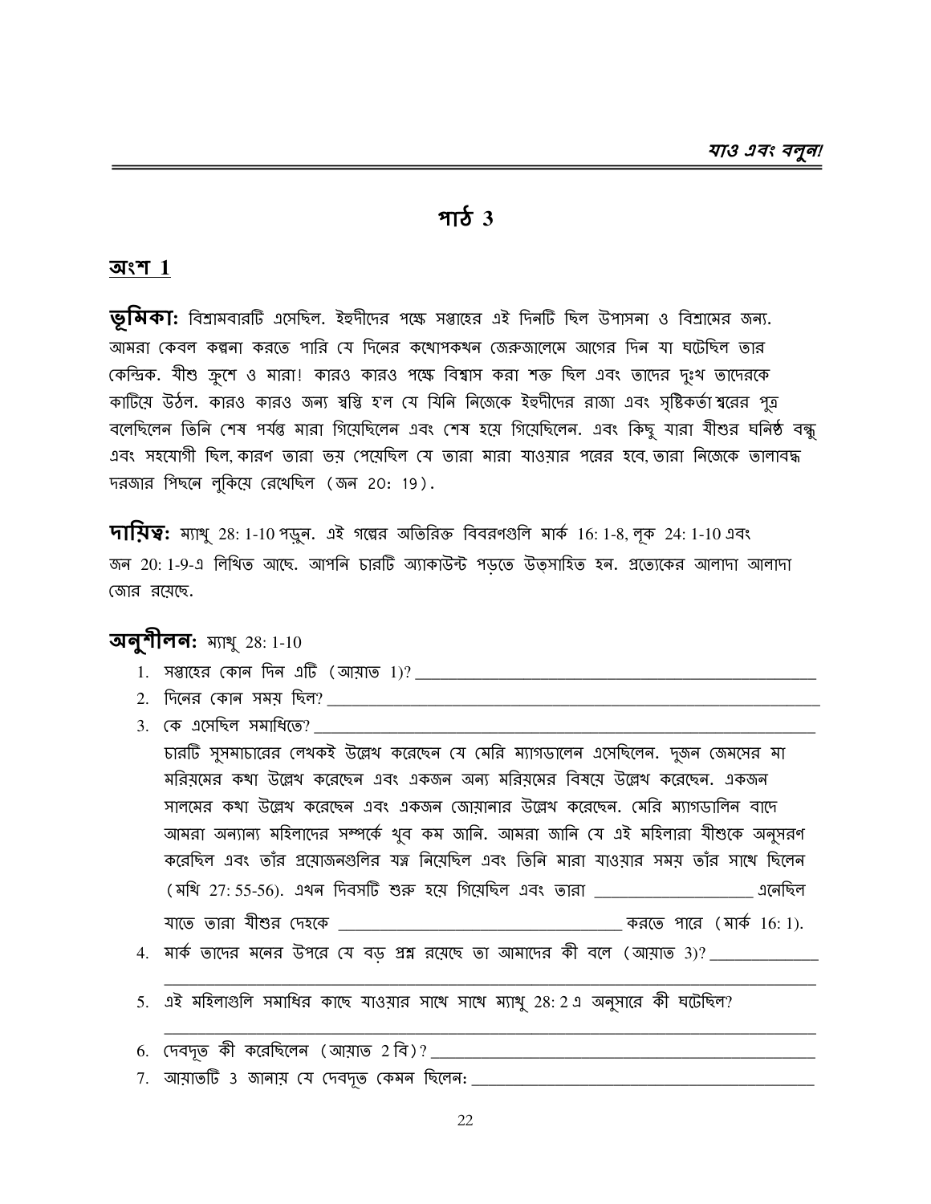## পাঠ 3

### অংশ 1

**ভূমিকা:** বিশ্রামবারটি এসেছিল. ইহুদীদের পক্ষে সপ্তাহের এই দিনটি ছিল উপাসনা ও বিশ্রামের জন্য. আমরা কেবল কল্পনা করতে পারি যে দিনের কথোপকথন জেরুজালেমে আগের দিন যা ঘটেছিল তার কেন্দ্রিক. যীশু ক্রুশে ও মারা! কারও কারও পক্ষে বিশ্বাস করা শক্ত ছিল এবং তাদের দুঃখ তাদেরকে কাটিয়ে উঠল. কারও কারও জন্য স্বস্তি হ'ল যে যিনি নিজেকে ইহুদীদের রাজা এবং সৃষ্টিকর্তা শ্বরের পুত্র বলেছিলেন তিনি শেষ পর্যন্ত মারা গিয়েছিলেন এবং শেষ হয়ে গিয়েছিলেন. এবং কিছু যারা যীশুর ঘনিষ্ঠ বন্ধু এবং সহযোগী ছিল, কারণ তারা ভয় পেয়েছিল যে তারা মারা যাওয়ার পরের হবে, তারা নিজেকে তালাবদ্ধ দরজার পিছনে লুকিয়ে রেখেছিল (জন 20: 19).

**দায়িত্ব:** ম্যাথু 28: 1-10 পড়ুন. এই গল্পের অতিরিক্ত বিবরণগুলি মার্ক 16: 1-8, লূক 24: 1-10 এবং জন 20: 1-9-এ লিখিত আছে. আপনি চারটি অ্যাকাউন্ট পড়তে উত্সাহিত হন. প্রত্যেকের আলাদা আলাদা জোর রয়েছে.

**অনুশীলন:** ম্যাথু 28: 1-10

1. সপ্তাহের কোন দিন এটি (আয়াত 1)? ________________________________
2. দিনের কোন সময় ছিল? ________________________________
3. কে এসেছিল সমাধিতে? ________________________________

   চারটি সুসমাচারের লেখকই উল্লেখ করেছেন যে মেরি ম্যাগডালেন এসেছিলেন. দুজন জেমসের মা মরিয়মের কথা উল্লেখ করেছেন এবং একজন অন্য মরিয়মের বিষয়ে উল্লেখ করেছেন. একজন সালমের কথা উল্লেখ করেছেন এবং একজন জোয়ানার উল্লেখ করেছেন. মেরি ম্যাগডালিন বাদে আমরা অন্যান্য মহিলাদের সম্পর্কে খুব কম জানি. আমরা জানি যে এই মহিলারা যীশুকে অনুসরণ করেছিল এবং তাঁর প্রয়োজনগুলির যত্ন নিয়েছিল এবং তিনি মারা যাওয়ার সময় তাঁর সাথে ছিলেন (মথি 27: 55-56). এখন দিবসটি শুরু হয়ে গিয়েছিল এবং তারা ________________ এনেছিল যাতে তারা যীশুর দেহকে ________________________ করতে পারে (মার্ক 16: 1).

4. মার্ক তাদের মনের উপরে যে বড় প্রশ্ন রয়েছে তা আমাদের কী বলে (আয়াত 3)? ________________________________
5. এই মহিলাগুলি সমাধির কাছে যাওয়ার সাথে সাথে ম্যাথু 28: 2 এ অনুসারে কী ঘটেছিল? ________________________________
6. দেবদূত কী করেছিলেন (আয়াত 2 বি)? ________________________________
7. আয়াতটি 3 জানায় যে দেবদূত কেমন ছিলেন: ________________________________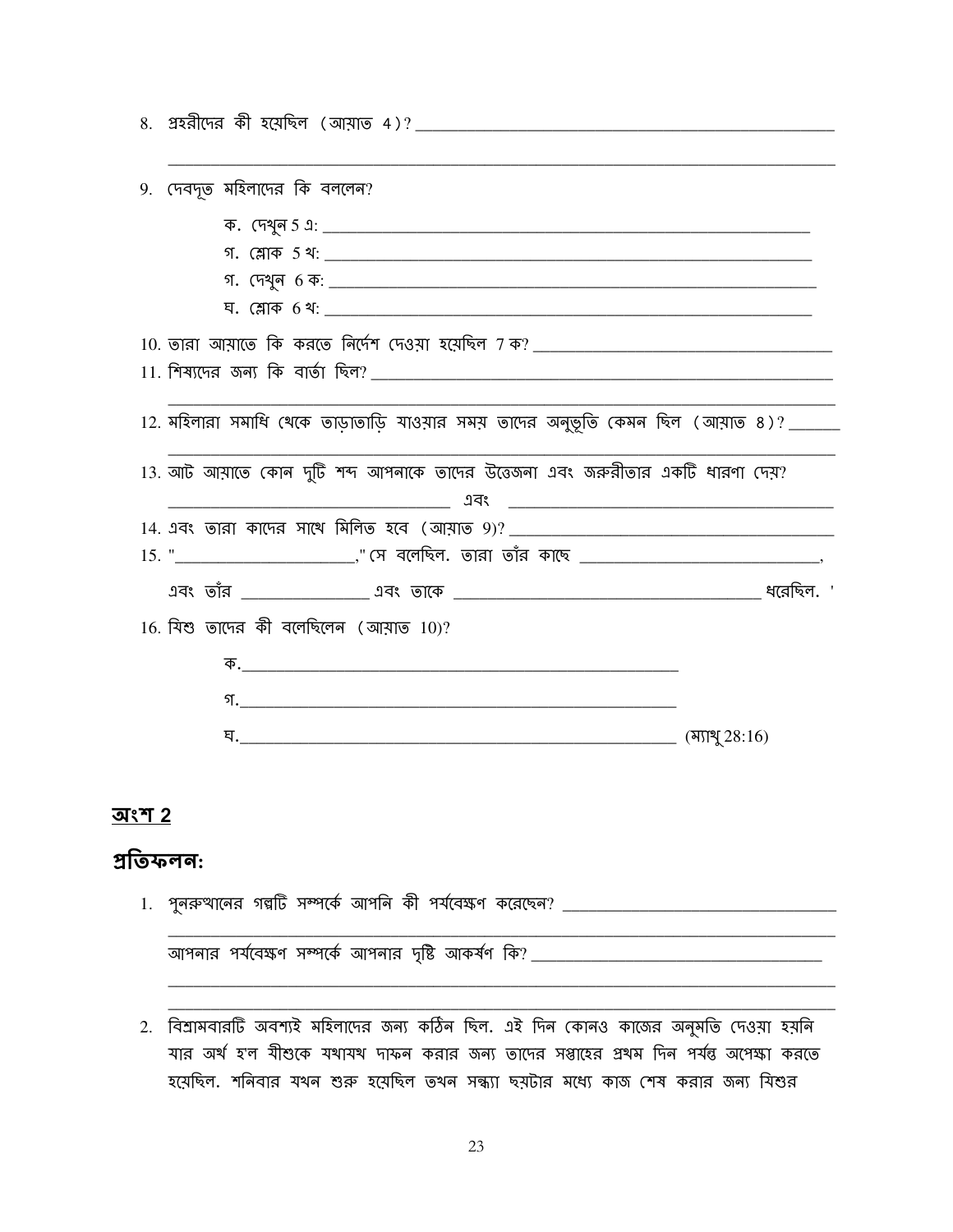8. প্রহরীদের কী হয়েছিল (আয়াত 4)? ____________________________________________

______________________________________________________________________________

9. দেবদূত মহিলাদের কি বললেন?

    ক. দেখুন 5 এ: ____________________________________________________________

    গ. শ্লোক 5 খ: ____________________________________________________________

    গ. দেখুন 6 ক: ____________________________________________________________

    ঘ. শ্লোক 6 খ: ____________________________________________________________

10. তারা আয়াতে কি করতে নির্দেশ দেওয়া হয়েছিল 7 ক? _______________________________

11. শিষ্যদের জন্য কি বার্তা ছিল? ______________________________________________

______________________________________________________________________________

12. মহিলারা সমাধি থেকে তাড়াতাড়ি যাওয়ার সময় তাদের অনুভূতি কেমন ছিল (আয়াত 8)? ______

______________________________________________________________________________

13. আট আয়াতে কোন দুটি শব্দ আপনাকে তাদের উত্তেজনা এবং জরুরীতার একটি ধারণা দেয়?

_____________________________ এবং _____________________________

14. এবং তারা কাদের সাথে মিলিত হবে (আয়াত 9)? ______________________________

15. "_____________________," সে বলেছিল. তারা তাঁর কাছে _________________________,

এবং তাঁর _______________ এবং তাকে _________________________________ ধরেছিল. '

16. যিশু তাদের কী বলেছিলেন (আয়াত 10)?

    ক.____________________________________________________

    গ.____________________________________________________

    ঘ.____________________________________________________ (ম্যাথু 28:16)

## অংশ 2

### প্রতিফলন:

1. পুনরুত্থানের গল্পটি সম্পর্কে আপনি কী পর্যবেক্ষণ করেছেন? ______________________________

______________________________________________________________________________

আপনার পর্যবেক্ষণ সম্পর্কে আপনার দৃষ্টি আকর্ষণ কি? _________________________________

______________________________________________________________________________

______________________________________________________________________________

2. বিশ্রামবারটি অবশ্যই মহিলাদের জন্য কঠিন ছিল. এই দিন কোনও কাজের অনুমতি দেওয়া হয়নি যার অর্থ হ'ল যীশুকে যথাযথ দাফন করার জন্য তাদের সপ্তাহের প্রথম দিন পর্যন্ত অপেক্ষা করতে হয়েছিল. শনিবার যখন শুরু হয়েছিল তখন সন্ধ্যা ছয়টার মধ্যে কাজ শেষ করার জন্য যিশুর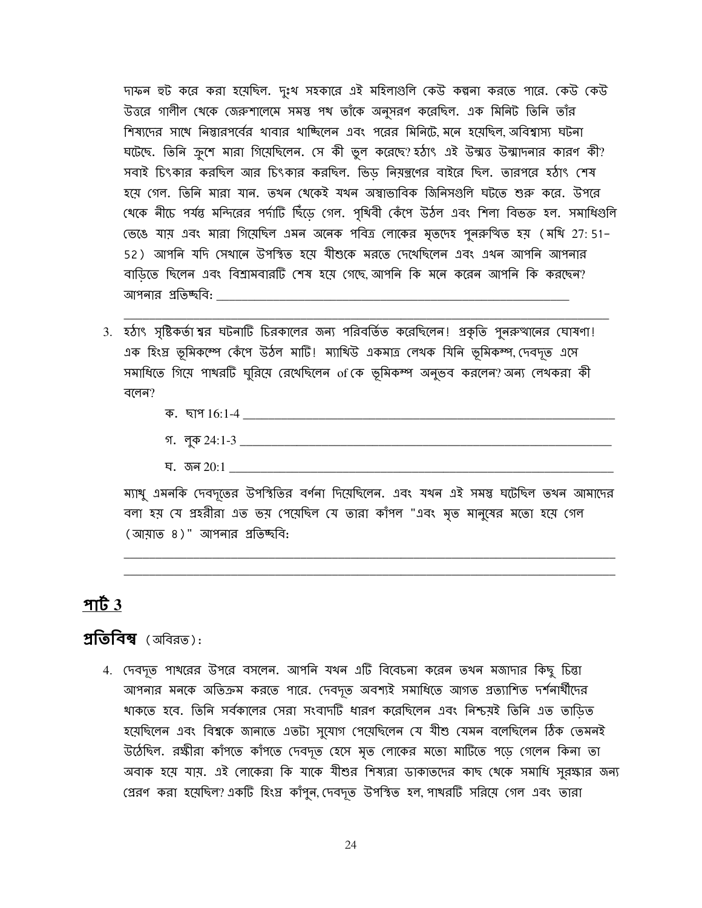দাফন হুট করে করা হয়েছিল. দুঃখ সহকারে এই মহিলাগুলি কেউ কল্পনা করতে পারে. কেউ কেউ উত্তরে গালীল থেকে জেরুশালেমে সমস্ত পথ তাঁকে অনুসরণ করেছিল. এক মিনিট তিনি তাঁর শিষ্যদের সাথে নিস্তারপর্বের খাবার খাচ্ছিলেন এবং পরের মিনিটে, মনে হয়েছিল, অবিশ্বাস্য ঘটনা ঘটেছে. তিনি ক্রুশে মারা গিয়েছিলেন. সে কী ভুল করেছে? হঠাৎ এই উন্মত্ত উন্মাদনার কারণ কী? সবাই চিৎকার করছিল আর চিৎকার করছিল. ভিড় নিয়ন্ত্রণের বাইরে ছিল. তারপরে হঠাৎ শেষ হয়ে গেল. তিনি মারা যান. তখন থেকেই যখন অস্বাভাবিক জিনিসগুলি ঘটতে শুরু করে. উপরে থেকে নীচে পর্যন্ত মন্দিরের পর্দাটি ছিঁড়ে গেল. পৃথিবী কেঁপে উঠল এবং শিলা বিভক্ত হল. সমাধিগুলি ভেঙে যায় এবং মারা গিয়েছিল এমন অনেক পবিত্র লোকের মৃতদেহ পুনরুত্থিত হয় (মথি 27: 51–52) আপনি যদি সেখানে উপস্থিত হয়ে যীশুকে মরতে দেখেছিলেন এবং এখন আপনি আপনার বাড়িতে ছিলেন এবং বিশ্রামবারটি শেষ হয়ে গেছে, আপনি কি মনে করেন আপনি কি করছেন? আপনার প্রতিচ্ছবি: \_\_\_\_\_\_\_\_\_\_\_\_\_\_\_\_\_\_\_\_\_\_\_\_\_\_\_\_\_\_\_\_\_\_\_\_\_\_\_\_\_\_\_\_\_\_\_\_

\_\_\_\_\_\_\_\_\_\_\_\_\_\_\_\_\_\_\_\_\_\_\_\_\_\_\_\_\_\_\_\_\_\_\_\_\_\_\_\_\_\_\_\_\_\_\_\_\_\_\_\_\_\_\_\_\_\_\_\_\_\_\_\_

3. হঠাৎ সৃষ্টিকর্তা শ্বর ঘটনাটি চিরকালের জন্য পরিবর্তিত করেছিলেন! প্রকৃতি পুনরুত্থানের ঘোষণা! এক হিংস্র ভূমিকম্পে কেঁপে উঠল মাটি! ম্যাথিউ একমাত্র লেখক যিনি ভূমিকম্প, দেবদূত এসে সমাধিতে গিয়ে পাথরটি ঘুরিয়ে রেখেছিলেন of কে ভূমিকম্প অনুভব করলেন? অন্য লেখকরা কী বলেন?

   ক. ছাপ 16:1-4 \_\_\_\_\_\_\_\_\_\_\_\_\_\_\_\_\_\_\_\_\_\_\_\_\_\_\_\_\_\_\_\_\_\_\_\_\_\_\_\_\_\_\_\_\_\_\_\_

   গ. লুক 24:1-3 \_\_\_\_\_\_\_\_\_\_\_\_\_\_\_\_\_\_\_\_\_\_\_\_\_\_\_\_\_\_\_\_\_\_\_\_\_\_\_\_\_\_\_\_\_\_\_\_

   ঘ. জন 20:1 \_\_\_\_\_\_\_\_\_\_\_\_\_\_\_\_\_\_\_\_\_\_\_\_\_\_\_\_\_\_\_\_\_\_\_\_\_\_\_\_\_\_\_\_\_\_\_\_

   ম্যাথু এমনকি দেবদূতের উপস্থিতির বর্ণনা দিয়েছিলেন. এবং যখন এই সমস্ত ঘটেছিল তখন আমাদের বলা হয় যে প্রহরীরা এত ভয় পেয়েছিল যে তারা কাঁপল "এবং মৃত মানুষের মতো হয়ে গেল (আয়াত ৪)" আপনার প্রতিচ্ছবি:

   \_\_\_\_\_\_\_\_\_\_\_\_\_\_\_\_\_\_\_\_\_\_\_\_\_\_\_\_\_\_\_\_\_\_\_\_\_\_\_\_\_\_\_\_\_\_\_\_\_\_\_\_\_\_\_\_\_\_\_\_\_\_\_\_

   \_\_\_\_\_\_\_\_\_\_\_\_\_\_\_\_\_\_\_\_\_\_\_\_\_\_\_\_\_\_\_\_\_\_\_\_\_\_\_\_\_\_\_\_\_\_\_\_\_\_\_\_\_\_\_\_\_\_\_\_\_\_\_\_

## পার্ট 3

**প্রতিবিম্ব** (অবিরত):

4. দেবদূত পাথরের উপরে বসলেন. আপনি যখন এটি বিবেচনা করেন তখন মজাদার কিছু চিন্তা আপনার মনকে অতিক্রম করতে পারে. দেবদূত অবশ্যই সমাধিতে আগত প্রত্যাশিত দর্শনার্থীদের থাকতে হবে. তিনি সর্বকালের সেরা সংবাদটি ধারণ করেছিলেন এবং নিশ্চয়ই তিনি এত তাড়িত হয়েছিলেন এবং বিশ্বকে জানাতে এতটা সুযোগ পেয়েছিলেন যে যীশু যেমন বলেছিলেন ঠিক তেমনই উঠেছিল. রক্ষীরা কাঁপতে কাঁপতে দেবদূত হেসে মৃত লোকের মতো মাটিতে পড়ে গেলেন কিনা তা অবাক হয়ে যায়. এই লোকেরা কি যাকে যীশুর শিষ্যরা ডাকাতদের কাছ থেকে সমাধি সুরক্ষার জন্য প্রেরণ করা হয়েছিল? একটি হিংস্র কাঁপুন, দেবদূত উপস্থিত হল, পাথরটি সরিয়ে গেল এবং তারা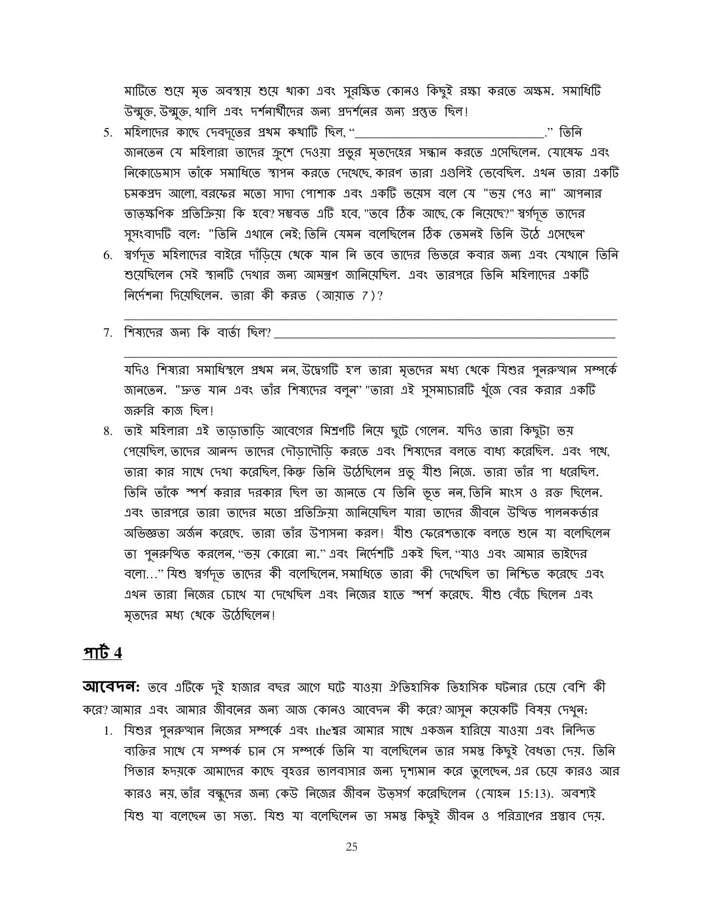মাটিতে শুয়ে মৃত অবস্থায় শুয়ে থাকা এবং সুরক্ষিত কোনও কিছুই রক্ষা করতে অক্ষম. সমাধিটি উন্মুক্ত, উন্মুক্ত, খালি এবং দর্শনার্থীদের জন্য প্রদর্শনের জন্য প্রস্তুত ছিল!

5. মহিলাদের কাছে দেবদূতের প্রথম কথাটি ছিল, "_______________________________." তিনি জানতেন যে মহিলারা তাদের ক্রুশে দেওয়া প্রভুর মৃতদেহের সন্ধান করতে এসেছিলেন. যোষেফ এবং নিকোডেমাস তাঁকে সমাধিতে স্থাপন করতে দেখেছে, কারণ তারা এগুলিই ভেবেছিল. এখন তারা একটি চমকপ্রদ আলো, বরফের মতো সাদা পোশাক এবং একটি ভয়েস বলে যে "ভয় পেও না" আপনার তাত্ক্ষণিক প্রতিক্রিয়া কি হবে? সম্ভবত এটি হবে, "তবে ঠিক আছে, কে নিয়েছে?" স্বর্গদূত তাদের সুসংবাদটি বলে: "তিনি এখানে নেই; তিনি যেমন বলেছিলেন ঠিক তেমনই তিনি উঠে এসেছেন'
6. স্বর্গদূত মহিলাদের বাইরে দাঁড়িয়ে থেকে যান নি তবে তাদের ভিতরে কবার জন্য এবং যেখানে তিনি শুয়েছিলেন সেই স্থানটি দেখার জন্য আমন্ত্রণ জানিয়েছিল. এবং তারপরে তিনি মহিলাদের একটি নির্দেশনা দিয়েছিলেন. তারা কী করত (আয়াত 7)?

   _______________________________________________________________________________
7. শিষ্যদের জন্য কি বার্তা ছিল? _______________________________________________

   _______________________________________________________________________________

   যদিও শিষ্যরা সমাধিস্থলে প্রথম নন, উদ্বেগটি হ'ল তারা মৃতদের মধ্য থেকে যিশুর পুনরুত্থান সম্পর্কে জানতেন. "দ্রুত যান এবং তাঁর শিষ্যদের বলুন" "তারা এই সুসমাচারটি খুঁজে বের করার একটি জরুরি কাজ ছিল!
8. তাই মহিলারা এই তাড়াতাড়ি আবেগের মিশ্রণটি নিয়ে ছুটে গেলেন. যদিও তারা কিছুটা ভয় পেয়েছিল, তাদের আনন্দ তাদের দৌড়াদৌড়ি করতে এবং শিষ্যদের বলতে বাধ্য করেছিল. এবং পথে, তারা কার সাথে দেখা করেছিল, কিন্তু তিনি উঠেছিলেন প্রভু যীশু নিজে. তারা তাঁর পা ধরেছিল. তিনি তাঁকে স্পর্শ করার দরকার ছিল তা জানতে যে তিনি ভূত নন, তিনি মাংস ও রক্ত ছিলেন. এবং তারপরে তারা তাদের মতো প্রতিক্রিয়া জানিয়েছিল যারা তাদের জীবনে উত্থিত পালনকর্তার অভিজ্ঞতা অর্জন করেছে. তারা তাঁর উপাসনা করল! যীশু ফেরেশতাকে বলতে শুনে যা বলেছিলেন তা পুনরুত্থিত করলেন, "ভয় কোরো না." এবং নির্দেশটি একই ছিল, "যাও এবং আমার ভাইদের বলো..." যিশু স্বর্গদূত তাদের কী বলেছিলেন, সমাধিতে তারা কী দেখেছিল তা নিশ্চিত করেছে এবং এখন তারা নিজের চোখে যা দেখেছিল এবং নিজের হাতে স্পর্শ করেছে. যীশু বেঁচে ছিলেন এবং মৃতদের মধ্য থেকে উঠেছিলেন!

## পার্ট 4

**আবেদন:** তবে এটিকে দুই হাজার বছর আগে ঘটে যাওয়া ঐতিহাসিক তিহাসিক ঘটনার চেয়ে বেশি কী করে? আমার এবং আমার জীবনের জন্য আজ কোনও আবেদন কী করে? আসুন কয়েকটি বিষয় দেখুন:

1. যিশুর পুনরুত্থান নিজের সম্পর্কে এবং theশ্বর আমার সাথে একজন হারিয়ে যাওয়া এবং নিন্দিত ব্যক্তির সাথে যে সম্পর্ক চান সে সম্পর্কে তিনি যা বলেছিলেন তার সমস্ত কিছুই বৈধতা দেয়. তিনি পিতার হৃদয়কে আমাদের কাছে বৃহত্তর ভালবাসার জন্য দৃশ্যমান করে তুলেছেন, এর চেয়ে কারও আর কারও নয়, তাঁর বন্ধুদের জন্য কেউ নিজের জীবন উত্সর্গ করেছিলেন (যোহন 15:13). অবশ্যই যিশু যা বলেছেন তা সত্য. যিশু যা বলেছিলেন তা সমস্ত কিছুই জীবন ও পরিত্রাণের প্রস্তাব দেয়.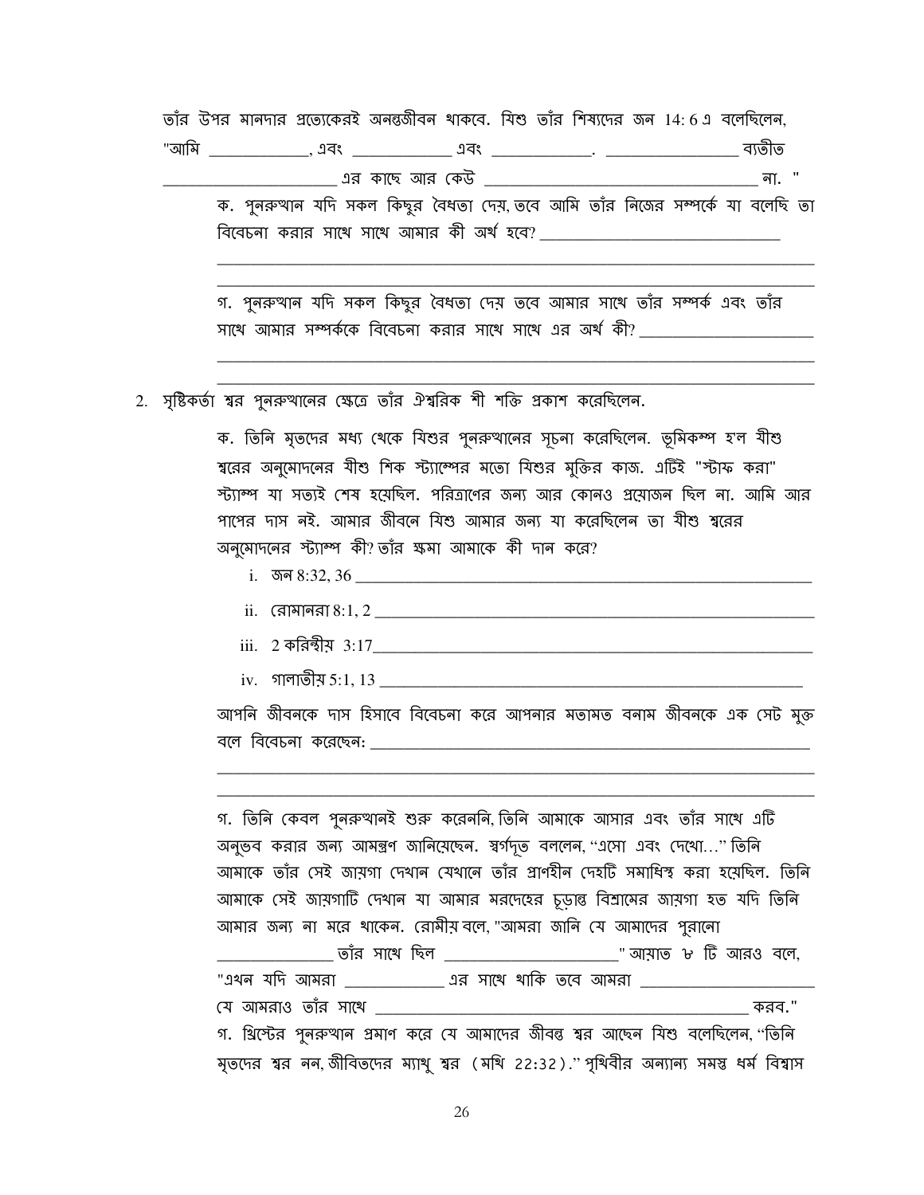তাঁর উপর মানদার প্রত্যেকেরই অনন্তজীবন থাকবে. যিশু তাঁর শিষ্যদের জন 14: 6 এ বলেছিলেন, "আমি ____________, এবং ____________ এবং ____________. ______________ ব্যতীত ____________________ এর কাছে আর কেউ ______________________________ না. "

ক. পুনরুত্থান যদি সকল কিছুর বৈধতা দেয়, তবে আমি তাঁর নিজের সম্পর্কে যা বলেছি তা বিবেচনা করার সাথে সাথে আমার কী অর্থ হবে? ____________________________

______________________________________________________________________

______________________________________________________________________

গ. পুনরুত্থান যদি সকল কিছুর বৈধতা দেয় তবে আমার সাথে তাঁর সম্পর্ক এবং তাঁর সাথে আমার সম্পর্ককে বিবেচনা করার সাথে সাথে এর অর্থ কী? ____________________

______________________________________________________________________

______________________________________________________________________

2. সৃষ্টিকর্তা শ্বর পুনরুত্থানের ক্ষেত্রে তাঁর ঐশ্বরিক শী শক্তি প্রকাশ করেছিলেন.

ক. তিনি মৃতদের মধ্য থেকে যিশুর পুনরুত্থানের সূচনা করেছিলেন. ভূমিকম্প হ'ল যীশু শ্বরের অনুমোদনের যীশু শিক স্ট্যাম্পের মতো যিশুর মুক্তির কাজ. এটিই "স্টাফ করা" স্ট্যাম্প যা সত্যই শেষ হয়েছিল. পরিত্রাণের জন্য আর কোনও প্রয়োজন ছিল না. আমি আর পাপের দাস নই. আমার জীবনে যিশু আমার জন্য যা করেছিলেন তা যীশু শ্বরের অনুমোদনের স্ট্যাম্প কী? তাঁর ক্ষমা আমাকে কী দান করে?

i. জন 8:32, 36 ______________________________________________________

ii. রোমানরা 8:1, 2 ___________________________________________________

iii. 2 করিন্থীয় 3:17___________________________________________________

iv. গালাতীয় 5:1, 13 __________________________________________________

আপনি জীবনকে দাস হিসাবে বিবেচনা করে আপনার মতামত বনাম জীবনকে এক সেট মুক্ত বলে বিবেচনা করেছেন: ____________________________________________________

______________________________________________________________________

______________________________________________________________________

গ. তিনি কেবল পুনরুত্থানই শুরু করেননি, তিনি আমাকে আসার এবং তাঁর সাথে এটি অনুভব করার জন্য আমন্ত্রণ জানিয়েছেন. স্বর্গদূত বললেন, "এসো এবং দেখো..." তিনি আমাকে তাঁর সেই জায়গা দেখান যেখানে তাঁর প্রাণহীন দেহটি সমাধিস্থ করা হয়েছিল. তিনি আমাকে সেই জায়গাটি দেখান যা আমার মরদেহের চূড়ান্ত বিশ্রামের জায়গা হত যদি তিনি আমার জন্য না মরে থাকেন. রোমীয় বলে, "আমরা জানি যে আমাদের পুরানো ______________ তাঁর সাথে ছিল ____________________" আয়াত ৮ টি আরও বলে, "এখন যদি আমরা ____________ এর সাথে থাকি তবে আমরা ____________________ যে আমরাও তাঁর সাথে ________________________________________ করব."

গ. খ্রিস্টের পুনরুত্থান প্রমাণ করে যে আমাদের জীবন্ত শ্বর আছেন যিশু বলেছিলেন, "তিনি মৃতদের শ্বর নন, জীবিতদের ম্যাথু শ্বর (মথি 22:32)." পৃথিবীর অন্যান্য সমস্ত ধর্ম বিশ্বাস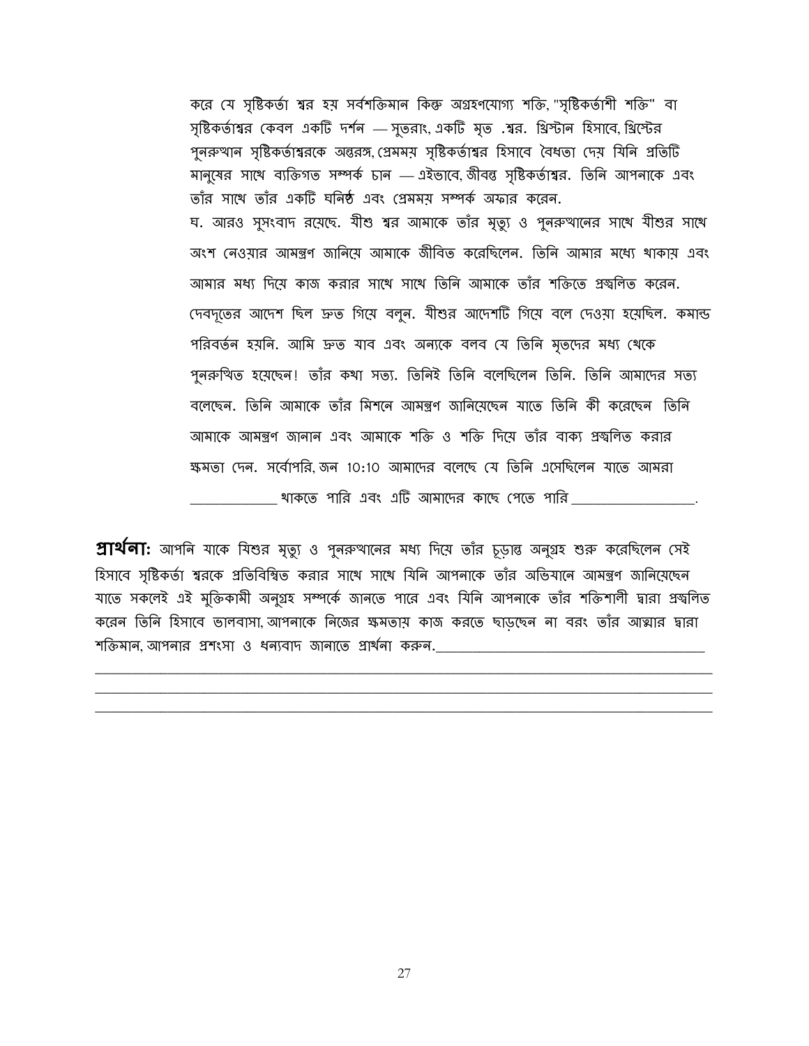করে যে সৃষ্টিকর্তা শ্বর হয় সর্বশক্তিমান কিন্তু অগ্রহণযোগ্য শক্তি, "সৃষ্টিকর্তাশী শক্তি" বা সৃষ্টিকর্তাশ্বর কেবল একটি দর্শন — সুতরাং, একটি মৃত .শ্বর. খ্রিস্টান হিসাবে, খ্রিস্টের পুনরুত্থান সৃষ্টিকর্তাশ্বরকে অন্তরঙ্গ, প্রেমময় সৃষ্টিকর্তাশ্বর হিসাবে বৈধতা দেয় যিনি প্রতিটি মানুষের সাথে ব্যক্তিগত সম্পর্ক চান — এইভাবে, জীবন্ত সৃষ্টিকর্তাশ্বর. তিনি আপনাকে এবং তাঁর সাথে তাঁর একটি ঘনিষ্ঠ এবং প্রেমময় সম্পর্ক অফার করেন.

ঘ. আরও সুসংবাদ রয়েছে. যীশু শ্বর আমাকে তাঁর মৃত্যু ও পুনরুত্থানের সাথে যীশুর সাথে অংশ নেওয়ার আমন্ত্রণ জানিয়ে আমাকে জীবিত করেছিলেন. তিনি আমার মধ্যে থাকায় এবং আমার মধ্য দিয়ে কাজ করার সাথে সাথে তিনি আমাকে তাঁর শক্তিতে প্রজ্বলিত করেন. দেবদূতের আদেশ ছিল দ্রুত গিয়ে বলুন. যীশুর আদেশটি গিয়ে বলে দেওয়া হয়েছিল. কমান্ড পরিবর্তন হয়নি. আমি দ্রুত যাব এবং অন্যকে বলব যে তিনি মৃতদের মধ্য থেকে পুনরুত্থিত হয়েছেন! তাঁর কথা সত্য. তিনিই তিনি বলেছিলেন তিনি. তিনি আমাদের সত্য বলেছেন. তিনি আমাকে তাঁর মিশনে আমন্ত্রণ জানিয়েছেন যাতে তিনি কী করেছেন তিনি আমাকে আমন্ত্রণ জানান এবং আমাকে শক্তি ও শক্তি দিয়ে তাঁর বাক্য প্রজ্বলিত করার ক্ষমতা দেন. সর্বোপরি, জন 10:10 আমাদের বলেছে যে তিনি এসেছিলেন যাতে আমরা _____________ থাকতে পারি এবং এটি আমাদের কাছে পেতে পারি __________________.

**প্রার্থনা:** আপনি যাকে যিশুর মৃত্যু ও পুনরুত্থানের মধ্য দিয়ে তাঁর চূড়ান্ত অনুগ্রহ শুরু করেছিলেন সেই হিসাবে সৃষ্টিকর্তা শ্বরকে প্রতিবিম্বিত করার সাথে সাথে যিনি আপনাকে তাঁর অভিযানে আমন্ত্রণ জানিয়েছেন যাতে সকলেই এই মুক্তিকামী অনুগ্রহ সম্পর্কে জানতে পারে এবং যিনি আপনাকে তাঁর শক্তিশালী দ্বারা প্রজ্বলিত করেন তিনি হিসাবে ভালবাসা, আপনাকে নিজের ক্ষমতায় কাজ করতে ছাড়ছেন না বরং তাঁর আত্মার দ্বারা শক্তিমান, আপনার প্রশংসা ও ধন্যবাদ জানাতে প্রার্থনা করুন.________________________________________
____________________________________________________________________________________
____________________________________________________________________________________
____________________________________________________________________________________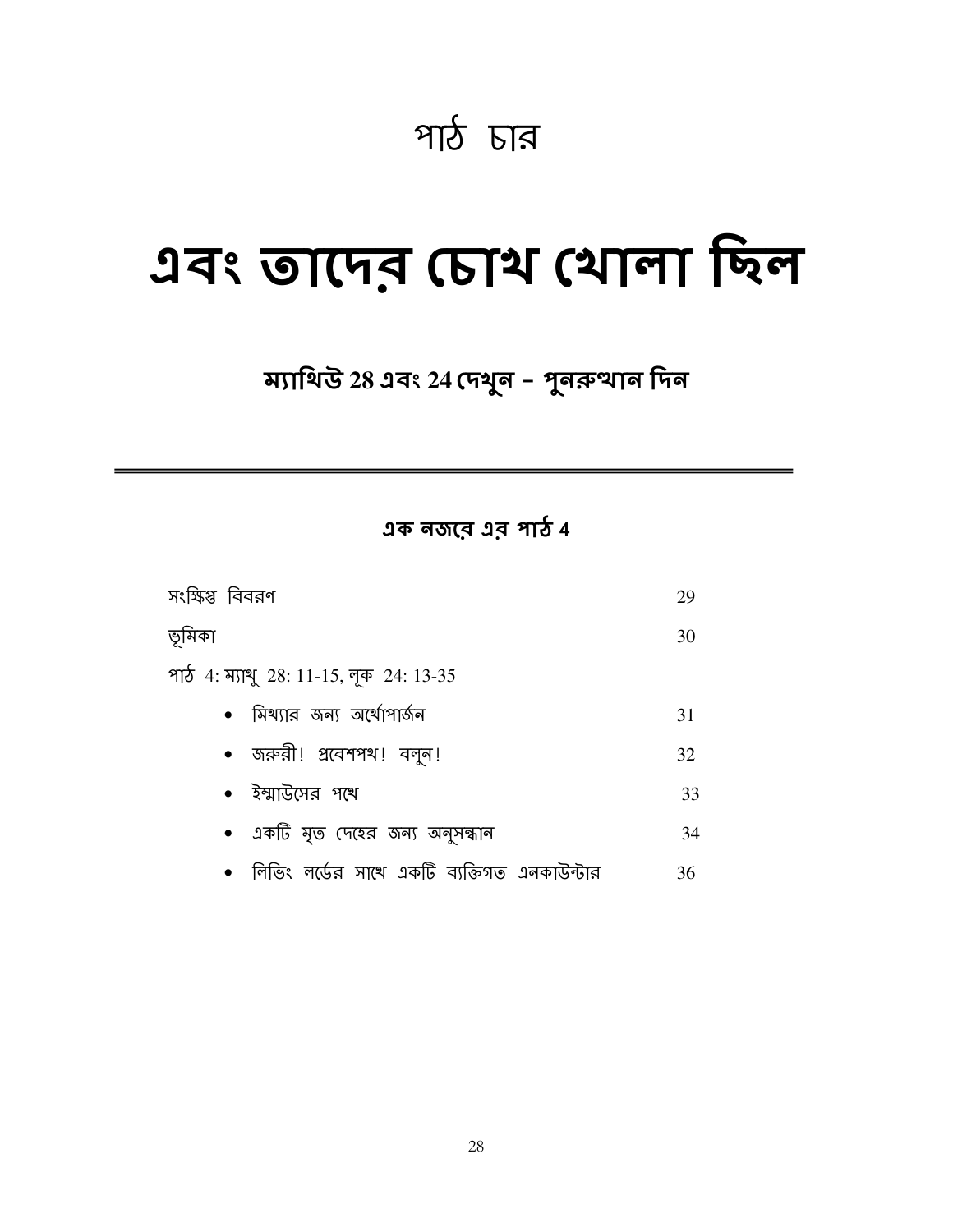# পাঠ চার

# এবং তাদের চোখ খোলা ছিল

### ম্যাথিউ 28 এবং 24 দেখুন – পুনরুত্থান দিন

---

### এক নজরে এর পাঠ 4

| | |
|---|---|
| সংক্ষিপ্ত বিবরণ | 29 |
| ভূমিকা | 30 |
| পাঠ 4: ম্যাথু 28: 11-15, লূক 24: 13-35 | |
| • মিথ্যার জন্য অর্থোপার্জন | 31 |
| • জরুরী! প্রবেশপথ! বলুন! | 32 |
| • ইম্মাউসের পথে | 33 |
| • একটি মৃত দেহের জন্য অনুসন্ধান | 34 |
| • লিভিং লর্ডের সাথে একটি ব্যক্তিগত এনকাউন্টার | 36 |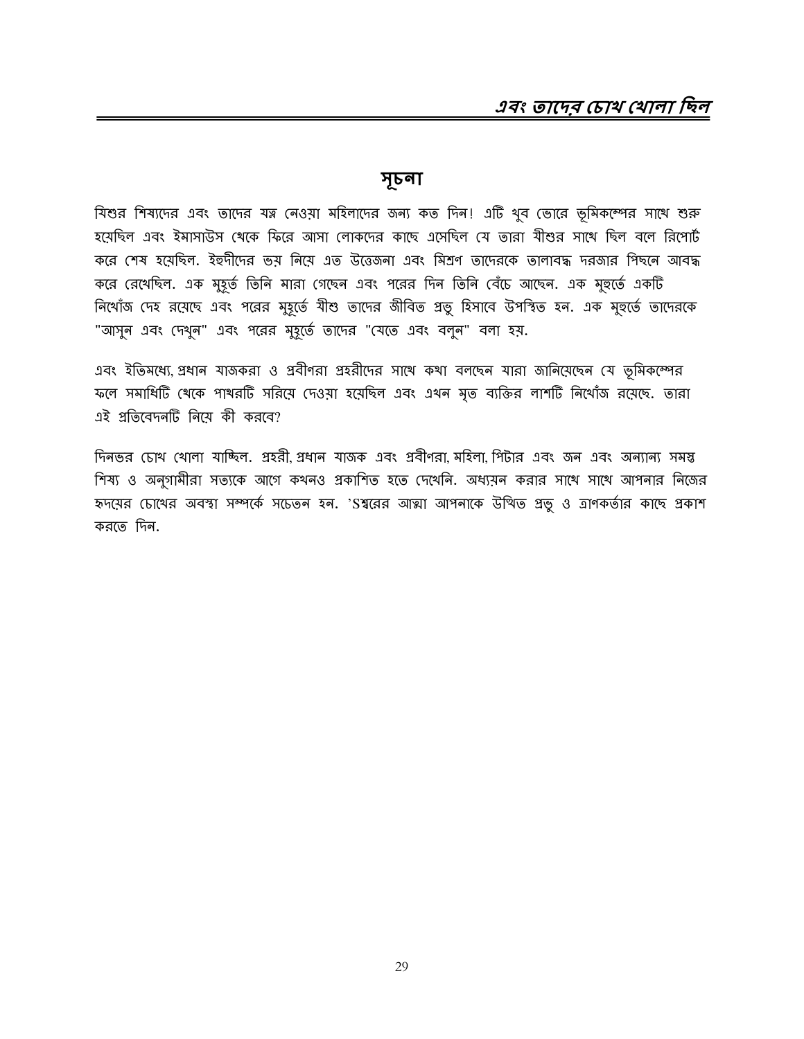## সূচনা

যিশুর শিষ্যদের এবং তাদের যত্ন নেওয়া মহিলাদের জন্য কত দিন! এটি খুব ভোরে ভূমিকম্পের সাথে শুরু হয়েছিল এবং ইমাসাউস থেকে ফিরে আসা লোকদের কাছে এসেছিল যে তারা যীশুর সাথে ছিল বলে রিপোর্ট করে শেষ হয়েছিল. ইহুদীদের ভয় নিয়ে এত উত্তেজনা এবং মিশ্রণ তাদেরকে তালাবদ্ধ দরজার পিছনে আবদ্ধ করে রেখেছিল. এক মুহূর্ত তিনি মারা গেছেন এবং পরের দিন তিনি বেঁচে আছেন. এক মুহূর্তে একটি নিখোঁজ দেহ রয়েছে এবং পরের মুহূর্তে যীশু তাদের জীবিত প্রভু হিসাবে উপস্থিত হন. এক মুহূর্তে তাদেরকে "আসুন এবং দেখুন" এবং পরের মুহূর্তে তাদের "যেতে এবং বলুন" বলা হয়.

এবং ইতিমধ্যে, প্রধান যাজকরা ও প্রবীণরা প্রহরীদের সাথে কথা বলছেন যারা জানিয়েছেন যে ভূমিকম্পের ফলে সমাধিটি থেকে পাথরটি সরিয়ে দেওয়া হয়েছিল এবং এখন মৃত ব্যক্তির লাশটি নিখোঁজ রয়েছে. তারা এই প্রতিবেদনটি নিয়ে কী করবে?

দিনভর চোখ খোলা যাচ্ছিল. প্রহরী, প্রধান যাজক এবং প্রবীণরা, মহিলা, পিটার এবং জন এবং অন্যান্য সমস্ত শিষ্য ও অনুগামীরা সত্যকে আগে কখনও প্রকাশিত হতে দেখেনি. অধ্যয়ন করার সাথে সাথে আপনার নিজের হৃদয়ের চোখের অবস্থা সম্পর্কে সচেতন হন. 'Sশ্বরের আত্মা আপনাকে উত্থিত প্রভু ও ত্রাণকর্তার কাছে প্রকাশ করতে দিন.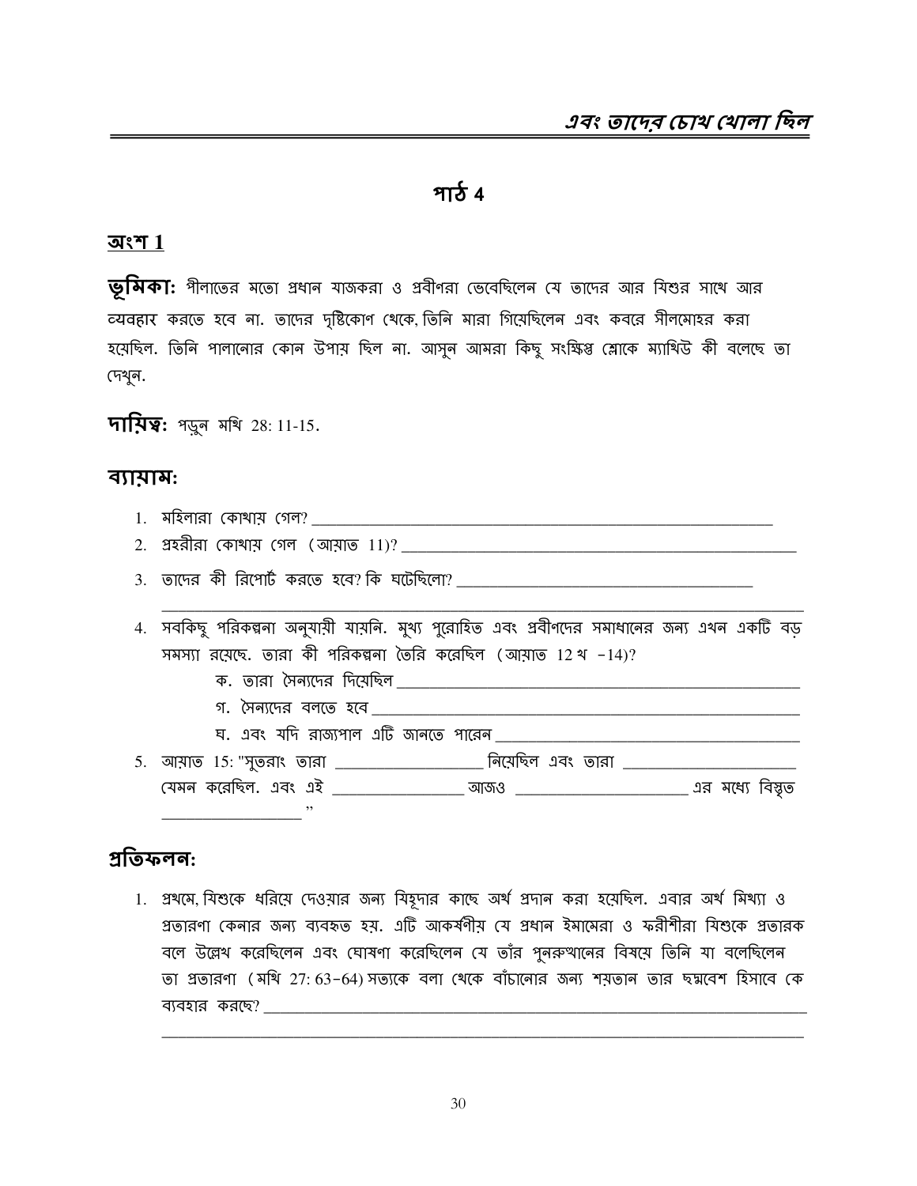## পাঠ 4

### অংশ 1

**ভূমিকা:** পীলাতের মতো প্রধান যাজকরা ও প্রবীণরা ভেবেছিলেন যে তাদের আর যিশুর সাথে আর ব্যবহার করতে হবে না. তাদের দৃষ্টিকোণ থেকে, তিনি মারা গিয়েছিলেন এবং কবরে সীলমোহর করা হয়েছিল. তিনি পালানোর কোন উপায় ছিল না. আসুন আমরা কিছু সংক্ষিপ্ত শ্লোকে ম্যাথিউ কী বলেছে তা দেখুন.

**দায়িত্ব:** পড়ুন মথি 28: 11-15.

### ব্যায়াম:

1. মহিলারা কোথায় গেল? ___________________________________________________________
2. প্রহরীরা কোথায় গেল (আয়াত 11)? ______________________________________________________
3. তাদের কী রিপোর্ট করতে হবে? কি ঘটেছিলো? ____________________________________
   ______________________________________________________________________________
4. সবকিছু পরিকল্পনা অনুযায়ী যায়নি. মুখ্য পুরোহিত এবং প্রবীণদের সমাধানের জন্য এখন একটি বড় সমস্যা রয়েছে. তারা কী পরিকল্পনা তৈরি করেছিল (আয়াত 12খ -14)?
   - ক. তারা সৈন্যদের দিয়েছিল ___________________________________________________
   - গ. সৈন্যদের বলতে হবে _____________________________________________________
   - ঘ. এবং যদি রাজ্যপাল এটি জানতে পারেন ____________________________________
5. আয়াত 15: "সুতরাং তারা _________________ নিয়েছিল এবং তারা _____________________ যেমন করেছিল. এবং এই ________________ আজও _____________________ এর মধ্যে বিস্তৃত _________________ ."

### প্রতিফলন:

1. প্রথমে, যিশুকে ধরিয়ে দেওয়ার জন্য যিহূদার কাছে অর্থ প্রদান করা হয়েছিল. এবার অর্থ মিথ্যা ও প্রতারণা কেনার জন্য ব্যবহৃত হয়. এটি আকর্ষণীয় যে প্রধান ইমামেরা ও ফরীশীরা যিশুকে প্রতারক বলে উল্লেখ করেছিলেন এবং ঘোষণা করেছিলেন যে তাঁর পুনরুত্থানের বিষয়ে তিনি যা বলেছিলেন তা প্রতারণা (মথি 27: 63-64) সত্যকে বলা থেকে বাঁচানোর জন্য শয়তান তার ছদ্মবেশ হিসাবে কে ব্যবহার করছে? ______________________________________________________________________
   ______________________________________________________________________________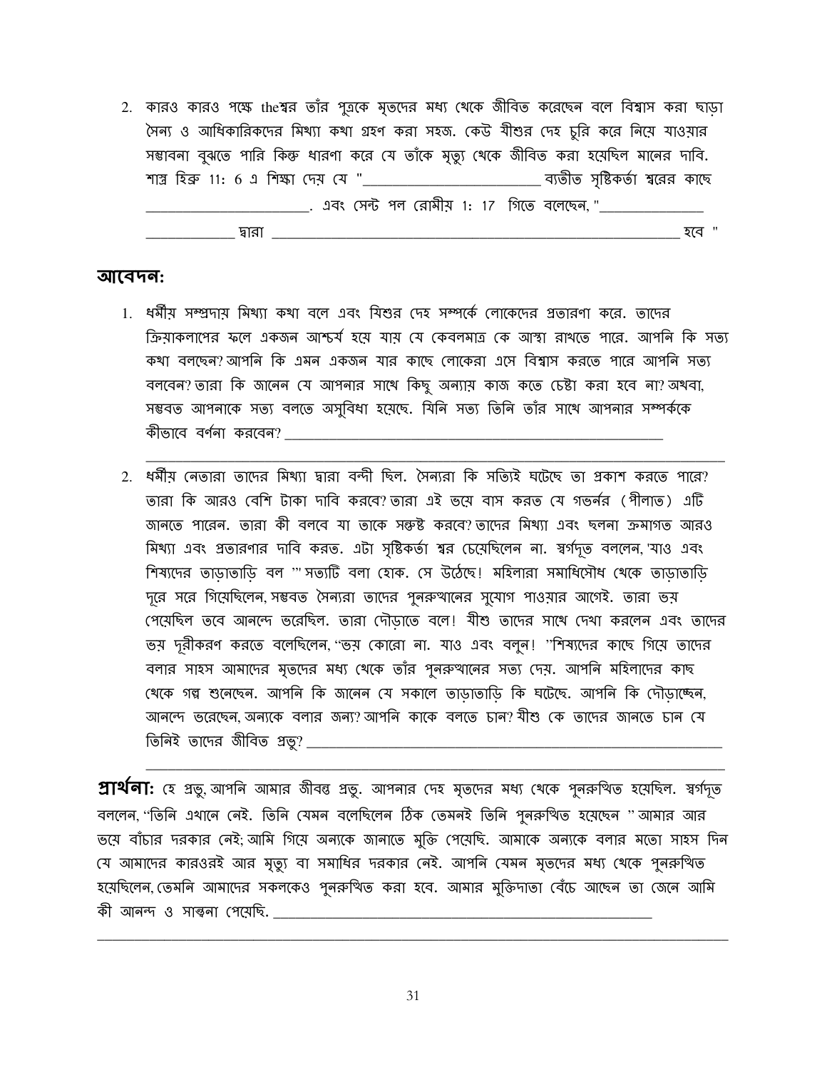2. কারও কারও পক্ষে theশ্বর তাঁর পুত্রকে মৃতদের মধ্য থেকে জীবিত করেছেন বলে বিশ্বাস করা ছাড়া সৈন্য ও আধিকারিকদের মিথ্যা কথা গ্রহণ করা সহজ. কেউ যীশুর দেহ চুরি করে নিয়ে যাওয়ার সম্ভাবনা বুঝতে পারি কিন্তু ধারণা করে যে তাঁকে মৃত্যু থেকে জীবিত করা হয়েছিল মানের দাবি. শাস্ত্র হিব্রু 11: 6 এ শিক্ষা দেয় যে "________________________ ব্যতীত সৃষ্টিকর্তা শ্বরের কাছে ________________________. এবং সেন্ট পল রোমীয় 1: 17 গিতে বলেছেন, "________________ ______________ দ্বারা ____________________________________________________________ হবে "

## আবেদন:

1. ধর্মীয় সম্প্রদায় মিথ্যা কথা বলে এবং যিশুর দেহ সম্পর্কে লোকেদের প্রতারণা করে. তাদের ক্রিয়াকলাপের ফলে একজন আশ্চর্য হয়ে যায় যে কেবলমাত্র কে আস্থা রাখতে পারে. আপনি কি সত্য কথা বলছেন? আপনি কি এমন একজন যার কাছে লোকেরা এসে বিশ্বাস করতে পারে আপনি সত্য বলবেন? তারা কি জানেন যে আপনার সাথে কিছু অন্যায় কাজ কতে চেষ্টা করা হবে না? অথবা, সম্ভবত আপনাকে সত্য বলতে অসুবিধা হয়েছে. যিনি সত্য তিনি তাঁর সাথে আপনার সম্পর্ককে কীভাবে বর্ণনা করবেন? ________________________________________________________
____________________________________________________________________________

2. ধর্মীয় নেতারা তাদের মিথ্যা দ্বারা বন্দী ছিল. সৈন্যরা কি সত্যিই ঘটেছে তা প্রকাশ করতে পারে? তারা কি আরও বেশি টাকা দাবি করবে? তারা এই ভয়ে বাস করত যে গভর্নর (পীলাত) এটি জানতে পারেন. তারা কী বলবে যা তাকে সন্তুষ্ট করবে? তাদের মিথ্যা এবং ছলনা ক্রমাগত আরও মিথ্যা এবং প্রতারণার দাবি করত. এটা সৃষ্টিকর্তা শ্বর চেয়েছিলেন না. স্বর্গদূত বললেন, 'যাও এবং শিষ্যদের তাড়াতাড়ি বল '" সত্যটি বলা হোক. সে উঠেছে! মহিলারা সমাধিসৌধ থেকে তাড়াতাড়ি দূরে সরে গিয়েছিলেন, সম্ভবত সৈন্যরা তাদের পুনরুত্থানের সুযোগ পাওয়ার আগেই. তারা ভয় পেয়েছিল তবে আনন্দে ভরেছিল. তারা দৌড়াতে বলে! যীশু তাদের সাথে দেখা করলেন এবং তাদের ভয় দূরীকরণ করতে বলেছিলেন, "ভয় কোরো না. যাও এবং বলুন! "শিষ্যদের কাছে গিয়ে তাদের বলার সাহস আমাদের মৃতদের মধ্য থেকে তাঁর পুনরুত্থানের সত্য দেয়. আপনি মহিলাদের কাছ থেকে গল্প শুনেছেন. আপনি কি জানেন যে সকালে তাড়াতাড়ি কি ঘটেছে. আপনি কি দৌড়াচ্ছেন, আনন্দে ভরেছেন, অন্যকে বলার জন্য? আপনি কাকে বলতে চান? যীশু কে তাদের জানতে চান যে তিনিই তাদের জীবিত প্রভু? ____________________________________________________________
____________________________________________________________________________

**প্রার্থনা:** হে প্রভু, আপনি আমার জীবন্ত প্রভু. আপনার দেহ মৃতদের মধ্য থেকে পুনরুত্থিত হয়েছিল. স্বর্গদূত বললেন, "তিনি এখানে নেই. তিনি যেমন বলেছিলেন ঠিক তেমনই তিনি পুনরুত্থিত হয়েছেন " আমার আর ভয়ে বাঁচার দরকার নেই; আমি গিয়ে অন্যকে জানাতে মুক্তি পেয়েছি. আমাকে অন্যকে বলার মতো সাহস দিন যে আমাদের কারওরই আর মৃত্যু বা সমাধির দরকার নেই. আপনি যেমন মৃতদের মধ্য থেকে পুনরুত্থিত হয়েছিলেন, তেমনি আমাদের সকলকেও পুনরুত্থিত করা হবে. আমার মুক্তিদাতা বেঁচে আছেন তা জেনে আমি কী আনন্দ ও সান্ত্বনা পেয়েছি. ____________________________________________________________
____________________________________________________________________________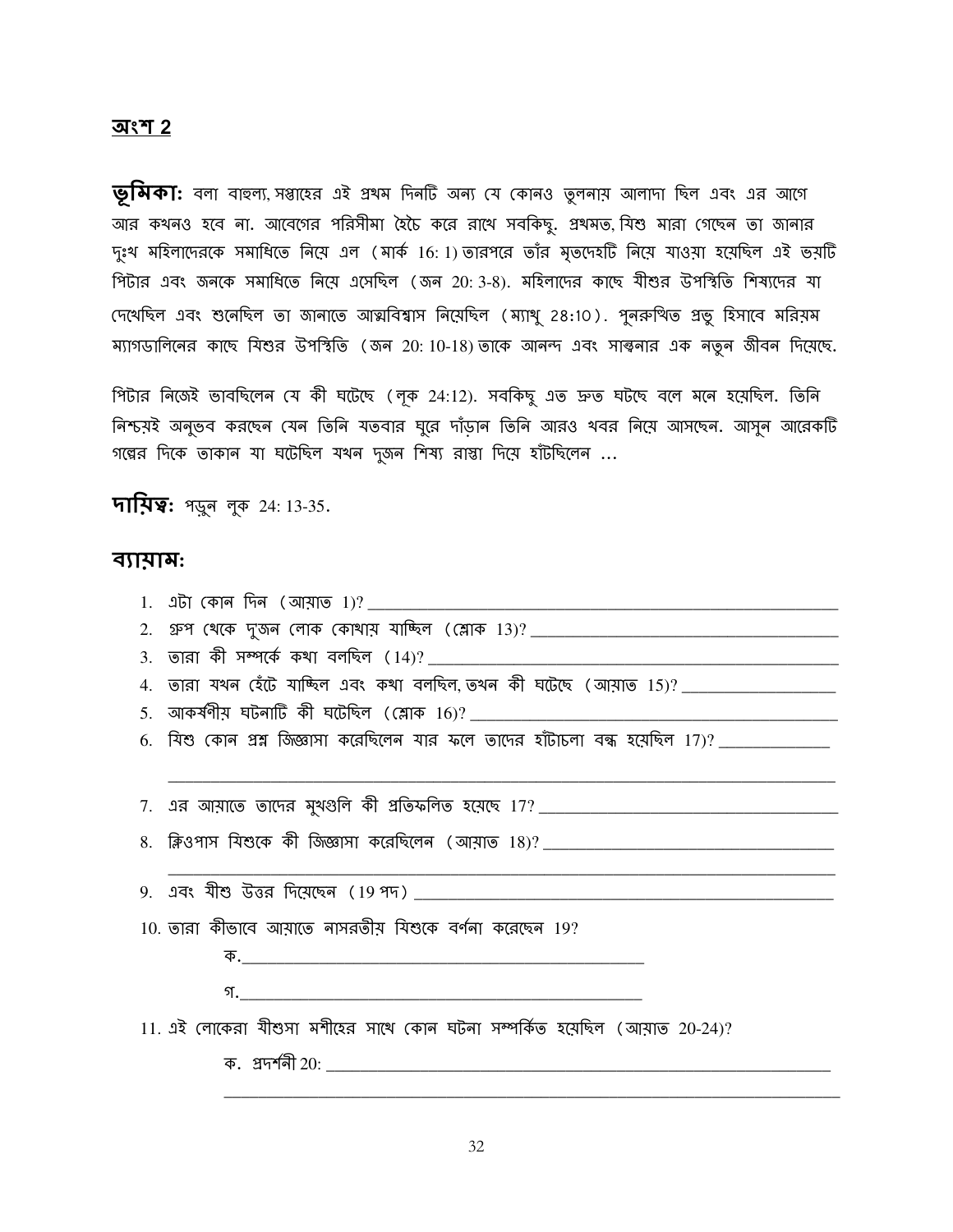## অংশ 2

**ভূমিকা:** বলা বাহুল্য, সপ্তাহের এই প্রথম দিনটি অন্য যে কোনও তুলনায় আলাদা ছিল এবং এর আগে আর কখনও হবে না. আবেগের পরিসীমা হৈচৈ করে রাখে সবকিছু. প্রথমত, যিশু মারা গেছেন তা জানার দুঃখ মহিলাদেরকে সমাধিতে নিয়ে এল (মার্ক 16: 1) তারপরে তাঁর মৃতদেহটি নিয়ে যাওয়া হয়েছিল এই ভয়টি পিটার এবং জনকে সমাধিতে নিয়ে এসেছিল (জন 20: 3-8). মহিলাদের কাছে যীশুর উপস্থিতি শিষ্যদের যা দেখেছিল এবং শুনেছিল তা জানাতে আত্মবিশ্বাস নিয়েছিল (ম্যাথু 28:10). পুনরুত্থিত প্রভু হিসাবে মরিয়ম ম্যাগডালিনের কাছে যিশুর উপস্থিতি (জন 20: 10-18) তাকে আনন্দ এবং সান্ত্বনার এক নতুন জীবন দিয়েছে.

পিটার নিজেই ভাবছিলেন যে কী ঘটেছে (লূক 24:12). সবকিছু এত দ্রুত ঘটছে বলে মনে হয়েছিল. তিনি নিশ্চয়ই অনুভব করছেন যেন তিনি যতবার ঘুরে দাঁড়ান তিনি আরও খবর নিয়ে আসছেন. আসুন আরেকটি গল্পের দিকে তাকান যা ঘটেছিল যখন দুজন শিষ্য রাস্তা দিয়ে হাঁটছিলেন ...

**দায়িত্ব:** পড়ুন লূক 24: 13-35.

### ব্যায়াম:

1. এটা কোন দিন (আয়াত 1)? ____________________
2. গ্রুপ থেকে দুজন লোক কোথায় যাচ্ছিল (শ্লোক 13)? ____________________
3. তারা কী সম্পর্কে কথা বলছিল (14)? ____________________
4. তারা যখন হেঁটে যাচ্ছিল এবং কথা বলছিল, তখন কী ঘটেছে (আয়াত 15)? ____________________
5. আকর্ষণীয় ঘটনাটি কী ঘটেছিল (শ্লোক 16)? ____________________
6. যিশু কোন প্রশ্ন জিজ্ঞাসা করেছিলেন যার ফলে তাদের হাঁটাচলা বন্ধ হয়েছিল 17)? ____________________

   ____________________
7. এর আয়াতে তাদের মুখগুলি কী প্রতিফলিত হয়েছে 17? ____________________
8. ক্লিওপাস যিশুকে কী জিজ্ঞাসা করেছিলেন (আয়াত 18)? ____________________

   ____________________
9. এবং যীশু উত্তর দিয়েছেন (19 পদ) ____________________
10. তারা কীভাবে আয়াতে নাসরতীয় যিশুকে বর্ণনা করেছেন 19?

    ক.____________________

    গ.____________________
11. এই লোকেরা যীশুসা মশীহের সাথে কোন ঘটনা সম্পর্কিত হয়েছিল (আয়াত 20-24)?

    ক. প্রদর্শনী 20: ____________________

    ____________________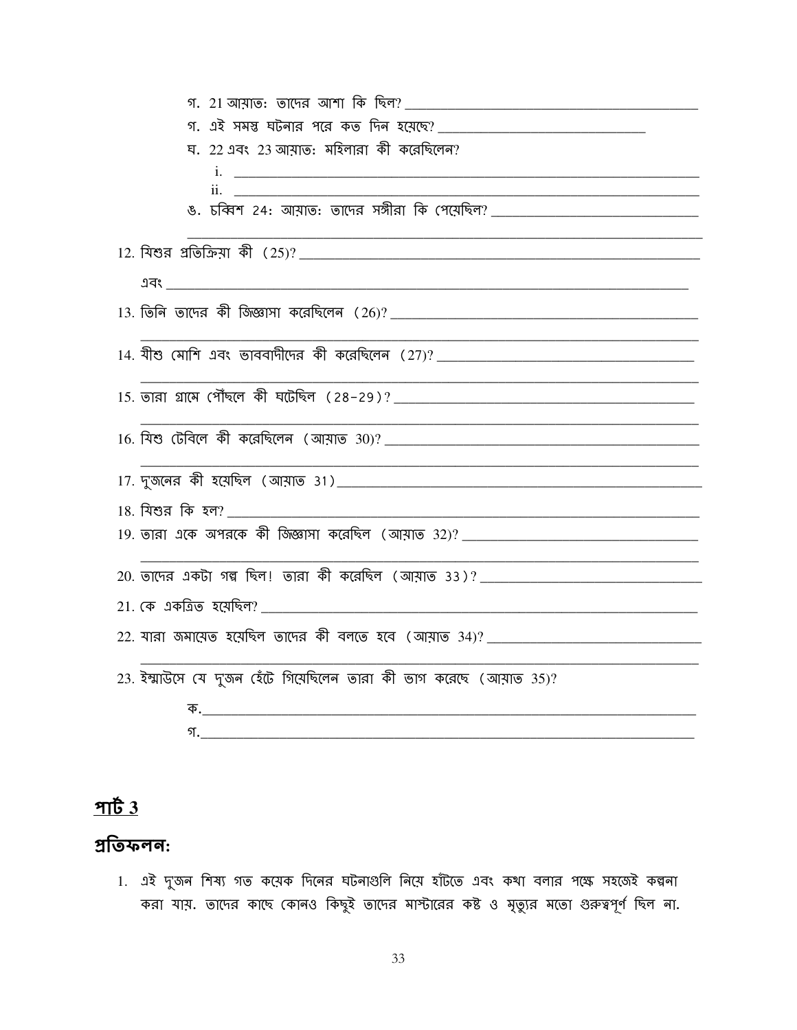গ. 21 আয়াত: তাদের আশা কি ছিল? ____________________________________________

গ. এই সমস্ত ঘটনার পরে কত দিন হয়েছে? ________________________________

ঘ. 22 এবং 23 আয়াত: মহিলারা কী করেছিলেন?

i. ________________________________________________________________________

ii. ________________________________________________________________________

ঙ. চব্বিশ 24: আয়াত: তাদের সঙ্গীরা কি পেয়েছিল? ________________________________

________________________________________________________________________

12. যিশুর প্রতিক্রিয়া কী (25)? ____________________________________________________

এবং ________________________________________________________________________

13. তিনি তাদের কী জিজ্ঞাসা করেছিলেন (26)? ____________________________________________

________________________________________________________________________

14. যীশু মোশি এবং ভাববাদীদের কী করেছিলেন (27)? ______________________________________

________________________________________________________________________

15. তারা গ্রামে পৌঁছলে কী ঘটেছিল (28-29)? ______________________________________________

________________________________________________________________________

16. যিশু টেবিলে কী করেছিলেন (আয়াত 30)? ______________________________________________

________________________________________________________________________

17. দুজনের কী হয়েছিল (আয়াত 31) ____________________________________________________

18. যিশুর কি হল? ________________________________________________________________

19. তারা একে অপরকে কী জিজ্ঞাসা করেছিল (আয়াত 32)? ____________________________________

________________________________________________________________________

20. তাদের একটা গল্প ছিল! তারা কী করেছিল (আয়াত 33)? ____________________________________

21. কে একত্রিত হয়েছিল? ____________________________________________________________

22. যারা জমায়েত হয়েছিল তাদের কী বলতে হবে (আয়াত 34)? __________________________________

________________________________________________________________________

23. ইম্মাউসে যে দুজন হেঁটে গিয়েছিলেন তারা কী ভাগ করেছে (আয়াত 35)?

ক. ________________________________________________________________________

গ. ________________________________________________________________________

## পার্ট 3

### প্রতিফলন:

1. এই দুজন শিষ্য গত কয়েক দিনের ঘটনাগুলি নিয়ে হাঁটতে এবং কথা বলার পক্ষে সহজেই কল্পনা করা যায়. তাদের কাছে কোনও কিছুই তাদের মাস্টারের কষ্ট ও মৃত্যুর মতো গুরুত্বপূর্ণ ছিল না.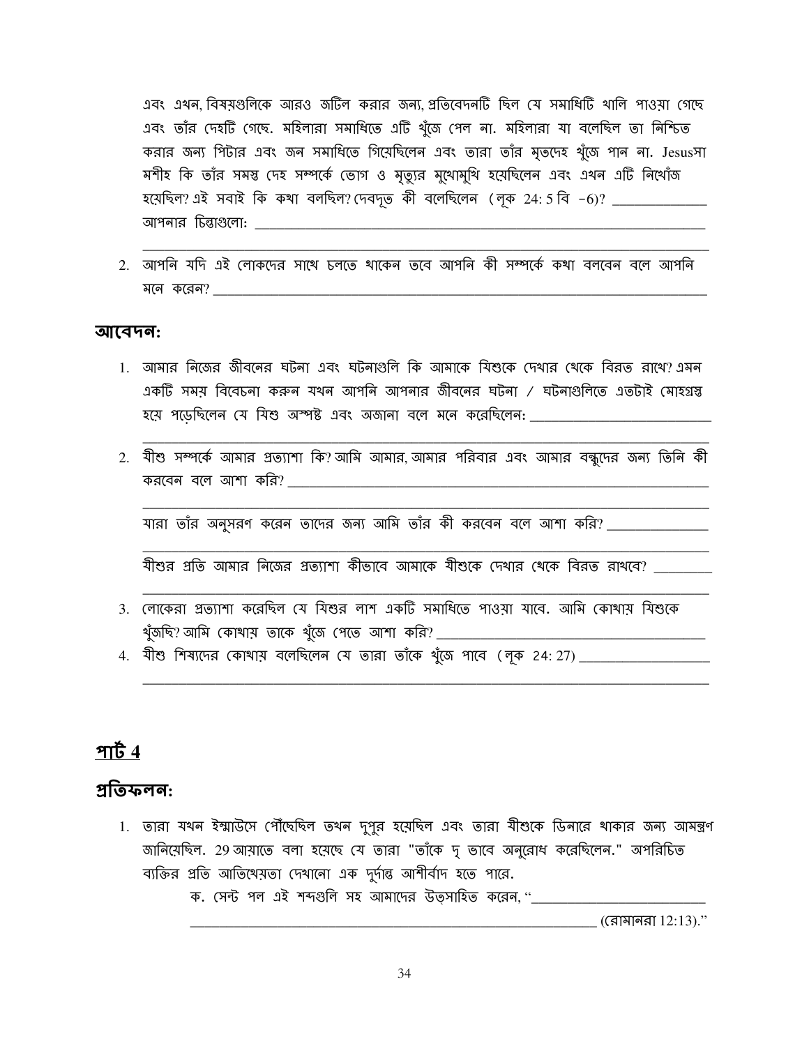এবং এখন, বিষয়গুলিকে আরও জটিল করার জন্য, প্রতিবেদনটি ছিল যে সমাধিটি খালি পাওয়া গেছে এবং তাঁর দেহটি গেছে. মহিলারা সমাধিতে এটি খুঁজে পেল না. মহিলারা যা বলেছিল তা নিশ্চিত করার জন্য পিটার এবং জন সমাধিতে গিয়েছিলেন এবং তারা তাঁর মৃতদেহ খুঁজে পান না. Jesusসা মশীহ কি তাঁর সমস্ত দেহ সম্পর্কে ভোগ ও মৃত্যুর মুখোমুখি হয়েছিলেন এবং এখন এটি নিখোঁজ হয়েছিল? এই সবাই কি কথা বলছিল? দেবদূত কী বলেছিলেন (লূক 24: 5 বি -6)? _____________
আপনার চিন্তাগুলো: _____________________________________________

_____________________________________________

2. আপনি যদি এই লোকদের সাথে চলতে থাকেন তবে আপনি কী সম্পর্কে কথা বলবেন বলে আপনি মনে করেন? _____________________________________________

## আবেদন:

1. আমার নিজের জীবনের ঘটনা এবং ঘটনাগুলি কি আমাকে যিশুকে দেখার থেকে বিরত রাখে? এমন একটি সময় বিবেচনা করুন যখন আপনি আপনার জীবনের ঘটনা / ঘটনাগুলিতে এতটাই মোহগ্রস্ত হয়ে পড়েছিলেন যে যিশু অস্পষ্ট এবং অজানা বলে মনে করেছিলেন: _____________________

_____________________________________________

2. যীশু সম্পর্কে আমার প্রত্যাশা কি? আমি আমার, আমার পরিবার এবং আমার বন্ধুদের জন্য তিনি কী করবেন বলে আশা করি? _____________________________________________

_____________________________________________

যারা তাঁর অনুসরণ করেন তাদের জন্য আমি তাঁর কী করবেন বলে আশা করি? _____________

_____________________________________________

যীশুর প্রতি আমার নিজের প্রত্যাশা কীভাবে আমাকে যীশুকে দেখার থেকে বিরত রাখবে? ________

_____________________________________________

3. লোকেরা প্রত্যাশা করেছিল যে যিশুর লাশ একটি সমাধিতে পাওয়া যাবে. আমি কোথায় যিশুকে খুঁজছি? আমি কোথায় তাকে খুঁজে পেতে আশা করি? _____________________________
4. যীশু শিষ্যদের কোথায় বলেছিলেন যে তারা তাঁকে খুঁজে পাবে (লূক 24: 27) _______________

_____________________________________________

## পার্ট 4

## প্রতিফলন:

1. তারা যখন ইম্মাউসে পৌঁছেছিল তখন দুপুর হয়েছিল এবং তারা যীশুকে ডিনারে থাকার জন্য আমন্ত্রণ জানিয়েছিল. 29 আয়াতে বলা হয়েছে যে তারা "তাঁকে দৃ ভাবে অনুরোধ করেছিলেন." অপরিচিত ব্যক্তির প্রতি আতিথেয়তা দেখানো এক দুর্দান্ত আশীর্বাদ হতে পারে.

   ক. সেন্ট পল এই শব্দগুলি সহ আমাদের উত্সাহিত করেন, "_____________________

   _____________________________________________ (রোমানরা 12:13)."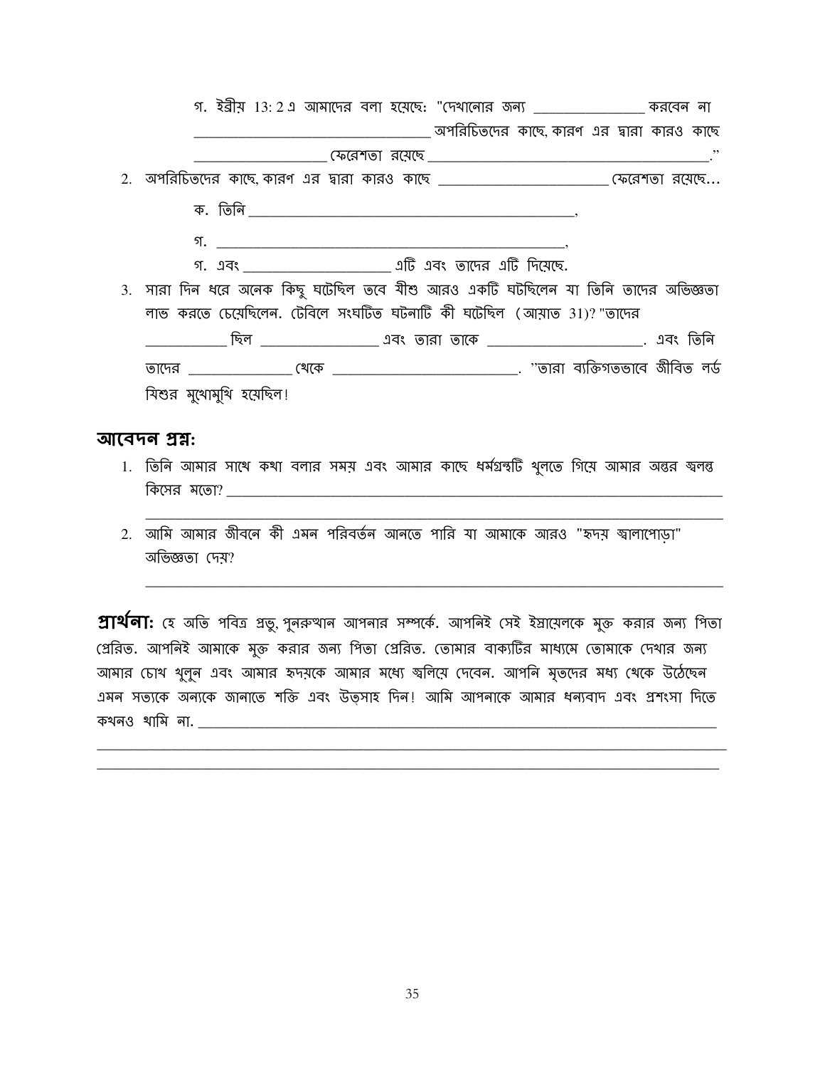গ. ইব্রীয় 13: 2 এ আমাদের বলা হয়েছে: "দেখানোর জন্য _______________ করবেন না _________________________________ অপরিচিতদের কাছে, কারণ এর দ্বারা কারও কাছে __________________ ফেরেশতা রয়েছে _______________________________________."

2. অপরিচিতদের কাছে, কারণ এর দ্বারা কারও কাছে _______________________ ফেরেশতা রয়েছে…

   ক. তিনি _____________________________________________,

   গ. _________________________________________________,

   গ. এবং ____________________ এটি এবং তাদের এটি দিয়েছে.

3. সারা দিন ধরে অনেক কিছু ঘটেছিল তবে যীশু আরও একটি ঘটছিলেন যা তিনি তাদের অভিজ্ঞতা লাভ করতে চেয়েছিলেন. টেবিলে সংঘটিত ঘটনাটি কী ঘটেছিল (আয়াত 31)? "তাদের ___________ ছিল ________________ এবং তারা তাকে _____________________. এবং তিনি তাদের ______________ থেকে _________________________. "তারা ব্যক্তিগতভাবে জীবিত লর্ড যিশুর মুখোমুখি হয়েছিল!

## আবেদন প্রশ্ন:

1. তিনি আমার সাথে কথা বলার সময় এবং আমার কাছে ধর্মগ্রন্থটি খুলতে গিয়ে আমার অন্তর জ্বলন্ত কিসের মতো? ______________________________________________________________________
   ______________________________________________________________________

2. আমি আমার জীবনে কী এমন পরিবর্তন আনতে পারি যা আমাকে আরও "হৃদয় জ্বালাপোড়া" অভিজ্ঞতা দেয়?
   ______________________________________________________________________

**প্রার্থনা:** হে অতি পবিত্র প্রভু, পুনরুত্থান আপনার সম্পর্কে. আপনিই সেই ইস্রায়েলকে মুক্ত করার জন্য পিতা প্রেরিত. আপনিই আমাকে মুক্ত করার জন্য পিতা প্রেরিত. তোমার বাক্যটির মাধ্যমে তোমাকে দেখার জন্য আমার চোখ খুলুন এবং আমার হৃদয়কে আমার মধ্যে জ্বলিয়ে দেবেন. আপনি মৃতদের মধ্য থেকে উঠেছেন এমন সত্যকে অন্যকে জানাতে শক্তি এবং উত্সাহ দিন! আমি আপনাকে আমার ধন্যবাদ এবং প্রশংসা দিতে কখনও থামি না. ______________________________________________________________________
______________________________________________________________________
______________________________________________________________________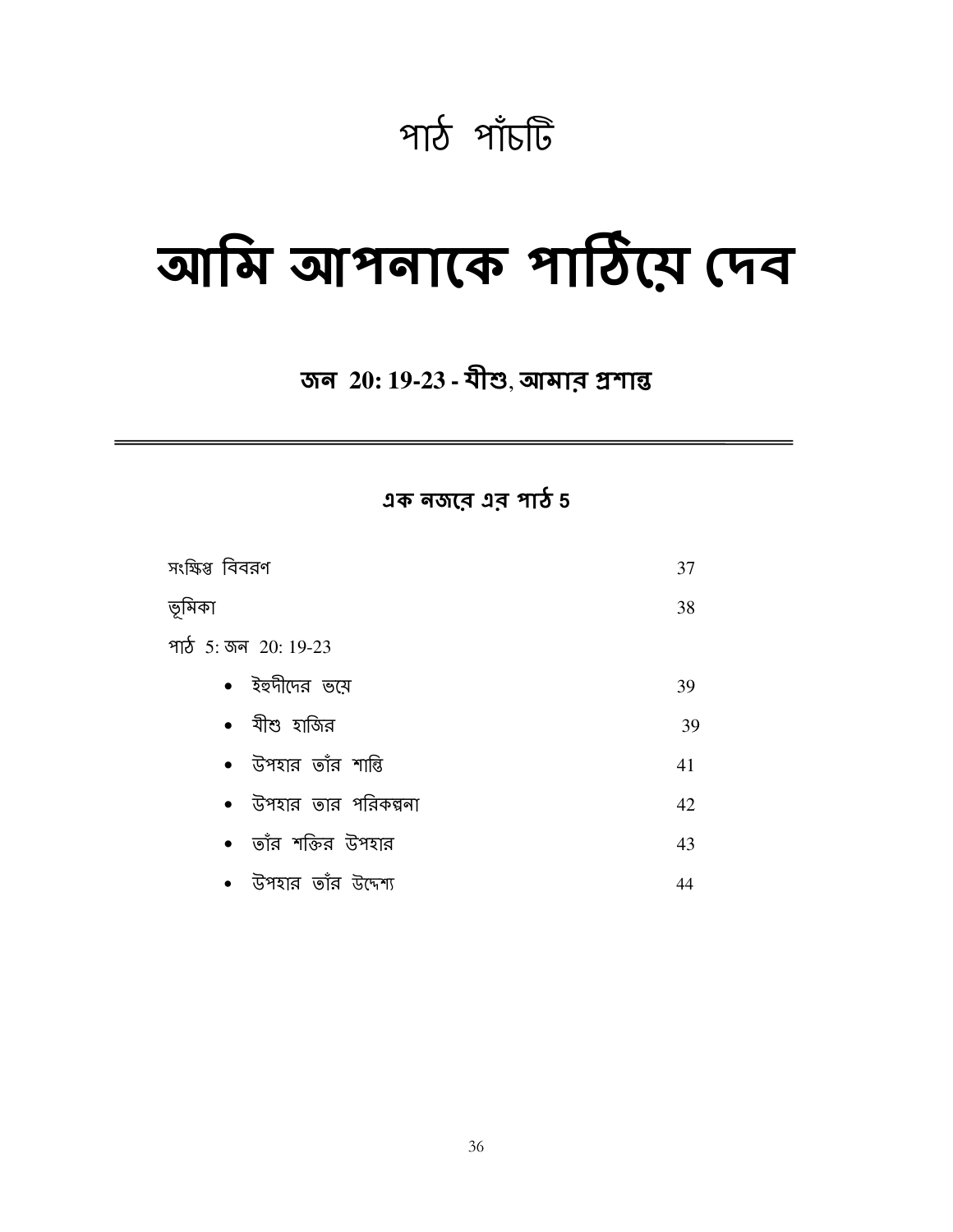## পাঠ পাঁচটি

# আমি আপনাকে পাঠিয়ে দেব

### জন 20: 19-23 - যীশু, আমার প্রশান্ত

---

#### এক নজরে এর পাঠ 5

| | |
|---|---|
| সংক্ষিপ্ত বিবরণ | 37 |
| ভূমিকা | 38 |
| পাঠ 5: জন 20: 19-23 | |
| • ইহুদীদের ভয়ে | 39 |
| • যীশু হাজির | 39 |
| • উপহার তাঁর শান্তি | 41 |
| • উপহার তার পরিকল্পনা | 42 |
| • তাঁর শক্তির উপহার | 43 |
| • উপহার তাঁর উদ্দেশ্য | 44 |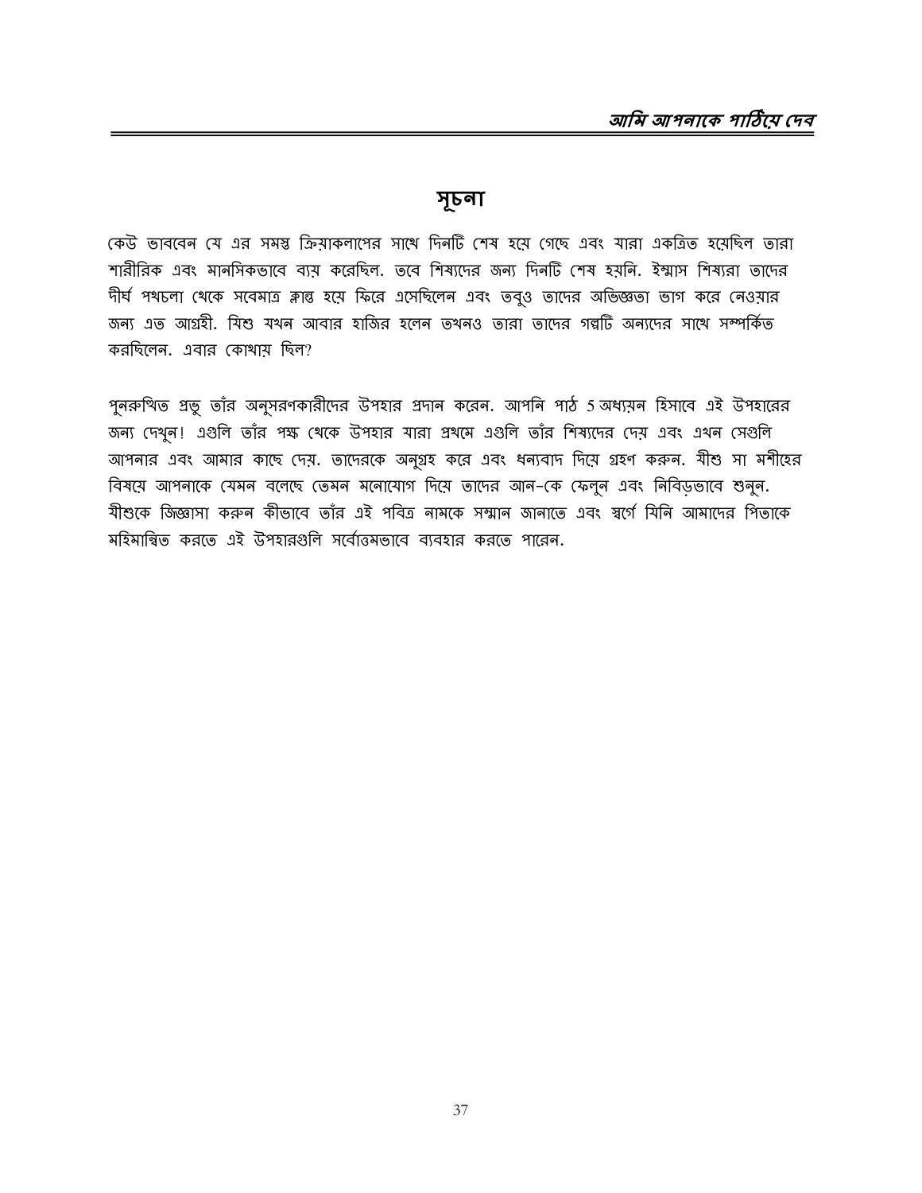## সূচনা

কেউ ভাববেন যে এর সমস্ত ক্রিয়াকলাপের সাথে দিনটি শেষ হয়ে গেছে এবং যারা একত্রিত হয়েছিল তারা শারীরিক এবং মানসিকভাবে ব্যয় করেছিল. তবে শিষ্যদের জন্য দিনটি শেষ হয়নি. ইম্মাস শিষ্যরা তাদের দীর্ঘ পথচলা থেকে সবেমাত্র ক্লান্ত হয়ে ফিরে এসেছিলেন এবং তবুও তাদের অভিজ্ঞতা ভাগ করে নেওয়ার জন্য এত আগ্রহী. যিশু যখন আবার হাজির হলেন তখনও তারা তাদের গল্পটি অন্যদের সাথে সম্পর্কিত করছিলেন. এবার কোথায় ছিল?

পুনরুত্থিত প্রভু তাঁর অনুসরণকারীদের উপহার প্রদান করেন. আপনি পাঠ 5 অধ্যয়ন হিসাবে এই উপহারের জন্য দেখুন! এগুলি তাঁর পক্ষ থেকে উপহার যারা প্রথমে এগুলি তাঁর শিষ্যদের দেয় এবং এখন সেগুলি আপনার এবং আমার কাছে দেয়. তাদেরকে অনুগ্রহ করে এবং ধন্যবাদ দিয়ে গ্রহণ করুন. যীশু সা মশীহের বিষয়ে আপনাকে যেমন বলেছে তেমন মনোযোগ দিয়ে তাদের আন-কে ফেলুন এবং নিবিড়ভাবে শুনুন. যীশুকে জিজ্ঞাসা করুন কীভাবে তাঁর এই পবিত্র নামকে সম্মান জানাতে এবং স্বর্গে যিনি আমাদের পিতাকে মহিমান্বিত করতে এই উপহারগুলি সর্বোত্তমভাবে ব্যবহার করতে পারেন.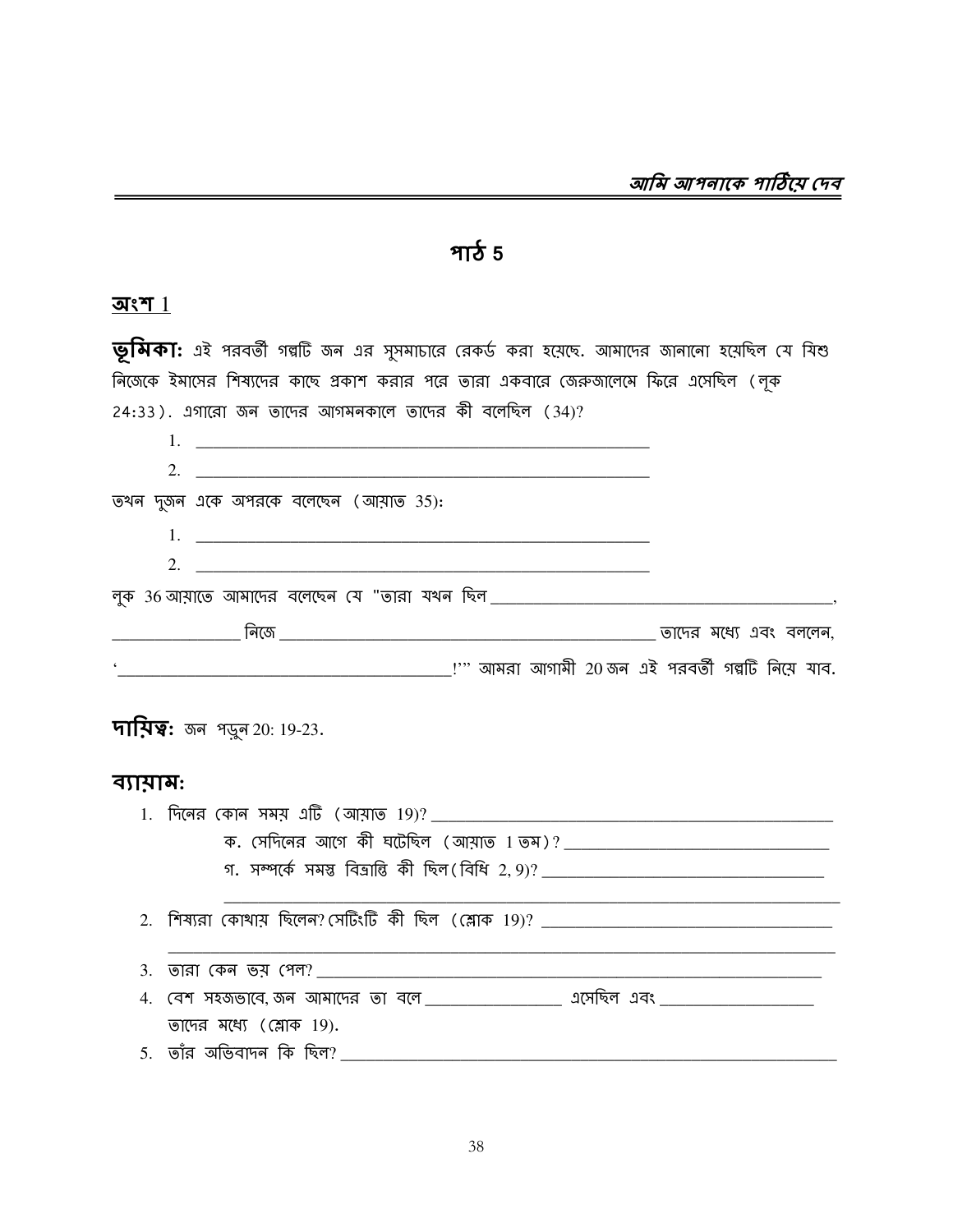## পাঠ 5

### অংশ 1

**ভূমিকা:** এই পরবর্তী গল্পটি জন এর সুসমাচারে রেকর্ড করা হয়েছে. আমাদের জানানো হয়েছিল যে যিশু নিজেকে ইমাসের শিষ্যদের কাছে প্রকাশ করার পরে তারা একবারে জেরুজালেমে ফিরে এসেছিল (লূক 24:33). এগারো জন তাদের আগমনকালে তাদের কী বলেছিল (34)?

1. ________________________________________________
2. ________________________________________________

তখন দুজন একে অপরকে বলেছেন (আয়াত 35):

1. ________________________________________________
2. ________________________________________________

লূক 36 আয়াতে আমাদের বলেছেন যে "তারা যখন ছিল ____________________________________, ______________ নিজে ________________________________________ তাদের মধ্যে এবং বললেন, '________________________________!'" আমরা আগামী 20 জন এই পরবর্তী গল্পটি নিয়ে যাব.

**দায়িত্ব:** জন পড়ুন 20: 19-23.

**ব্যায়াম:**

1. দিনের কোন সময় এটি (আয়াত 19)? ________________________________________
   ক. সেদিনের আগে কী ঘটেছিল (আয়াত 1 তম)? ____________________________
   গ. সম্পর্কে সমস্ত বিভ্রান্তি কী ছিল (বিধি 2, 9)? ______________________________
   ________________________________________________________________
2. শিষ্যরা কোথায় ছিলেন? সেটিংটি কী ছিল (শ্লোক 19)? ______________________________
   ________________________________________________________________
3. তারা কেন ভয় পেল? ____________________________________________________
4. বেশ সহজভাবে, জন আমাদের তা বলে ______________ এসেছিল এবং ________________ তাদের মধ্যে (শ্লোক 19).
5. তাঁর অভিবাদন কি ছিল? ____________________________________________________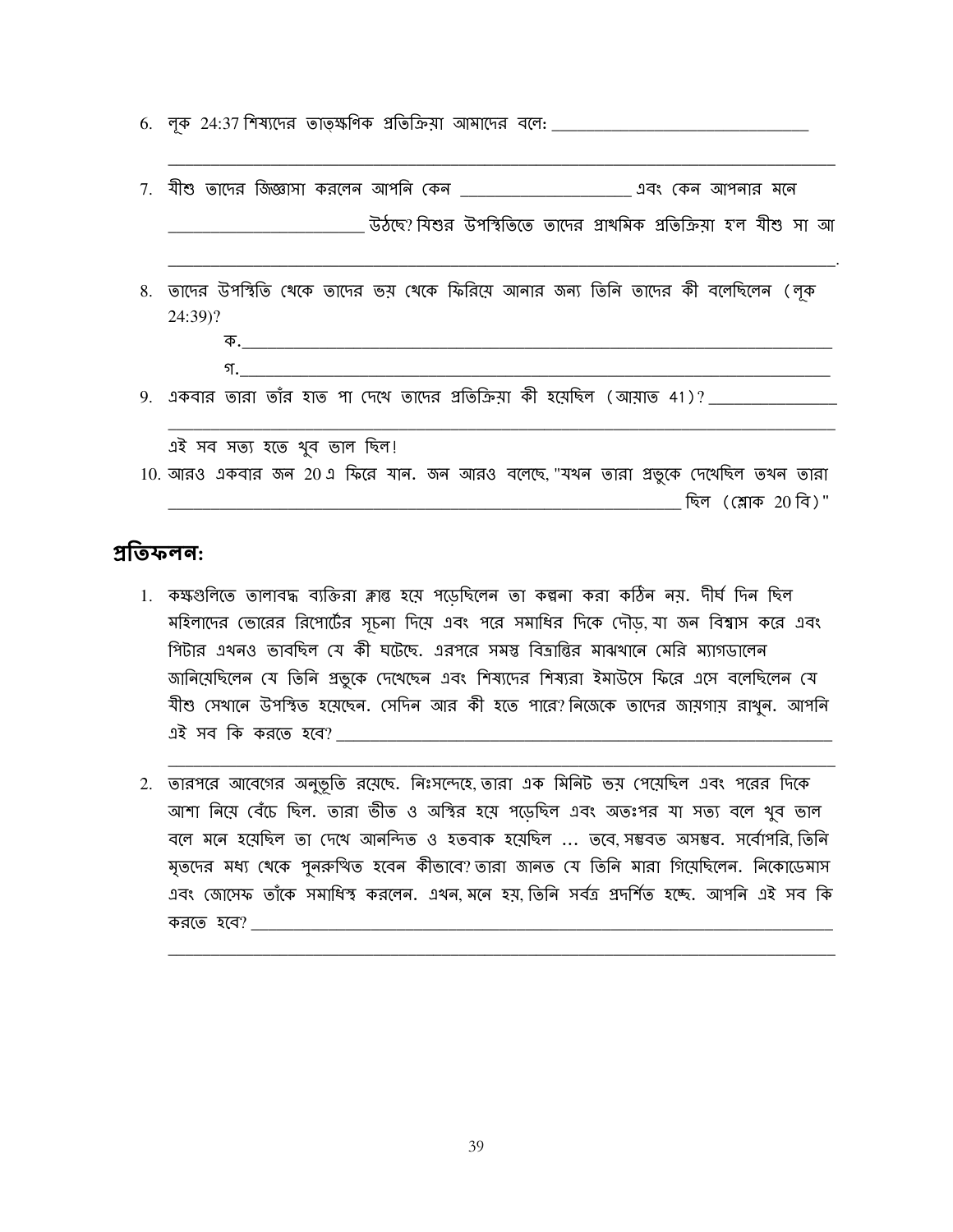6. লূক 24:37 শিষ্যদের তাত্ক্ষণিক প্রতিক্রিয়া আমাদের বলে: ______________________________

______________________________________________________________________________

7. যীশু তাদের জিজ্ঞাসা করলেন আপনি কেন ____________________ এবং কেন আপনার মনে ______________________ উঠছে? যিশুর উপস্থিতিতে তাদের প্রাথমিক প্রতিক্রিয়া হ'ল যীশু সা আ ______________________________________________________________________________.

8. তাদের উপস্থিতি থেকে তাদের ভয় থেকে ফিরিয়ে আনার জন্য তিনি তাদের কী বলেছিলেন (লূক 24:39)?

   ক.______________________________________________________________________

   গ.______________________________________________________________________

9. একবার তারা তাঁর হাত পা দেখে তাদের প্রতিক্রিয়া কী হয়েছিল (আয়াত 41)? _______________

______________________________________________________________________________

এই সব সত্য হতে খুব ভাল ছিল!

10. আরও একবার জন 20 এ ফিরে যান. জন আরও বলেছে, "যখন তারা প্রভুকে দেখেছিল তখন তারা ______________________________________________________________ ছিল (শ্লোক 20 বি)"

## প্রতিফলন:

1. কক্ষগুলিতে তালাবদ্ধ ব্যক্তিরা ক্লান্ত হয়ে পড়েছিলেন তা কল্পনা করা কঠিন নয়. দীর্ঘ দিন ছিল মহিলাদের ভোরের রিপোর্টের সূচনা দিয়ে এবং পরে সমাধির দিকে দৌড়, যা জন বিশ্বাস করে এবং পিটার এখনও ভাবছিল যে কী ঘটেছে. এরপরে সমস্ত বিভ্রান্তির মাঝখানে মেরি ম্যাগডালেন জানিয়েছিলেন যে তিনি প্রভুকে দেখেছেন এবং শিষ্যদের শিষ্যরা ইমাউসে ফিরে এসে বলেছিলেন যে যীশু সেখানে উপস্থিত হয়েছেন. সেদিন আর কী হতে পারে? নিজেকে তাদের জায়গায় রাখুন. আপনি এই সব কি করতে হবে? ______________________________________________________________

______________________________________________________________________________

2. তারপরে আবেগের অনুভূতি রয়েছে. নিঃসন্দেহে, তারা এক মিনিট ভয় পেয়েছিল এবং পরের দিকে আশা নিয়ে বেঁচে ছিল. তারা ভীত ও অস্থির হয়ে পড়েছিল এবং অতঃপর যা সত্য বলে খুব ভাল বলে মনে হয়েছিল তা দেখে আনন্দিত ও হতবাক হয়েছিল … তবে, সম্ভবত অসম্ভব. সর্বোপরি, তিনি মৃতদের মধ্য থেকে পুনরুত্থিত হবেন কীভাবে? তারা জানত যে তিনি মারা গিয়েছিলেন. নিকোডেমাস এবং জোসেফ তাঁকে সমাধিস্থ করলেন. এখন, মনে হয়, তিনি সর্বত্র প্রদর্শিত হচ্ছে. আপনি এই সব কি করতে হবে? ______________________________________________________________________

______________________________________________________________________________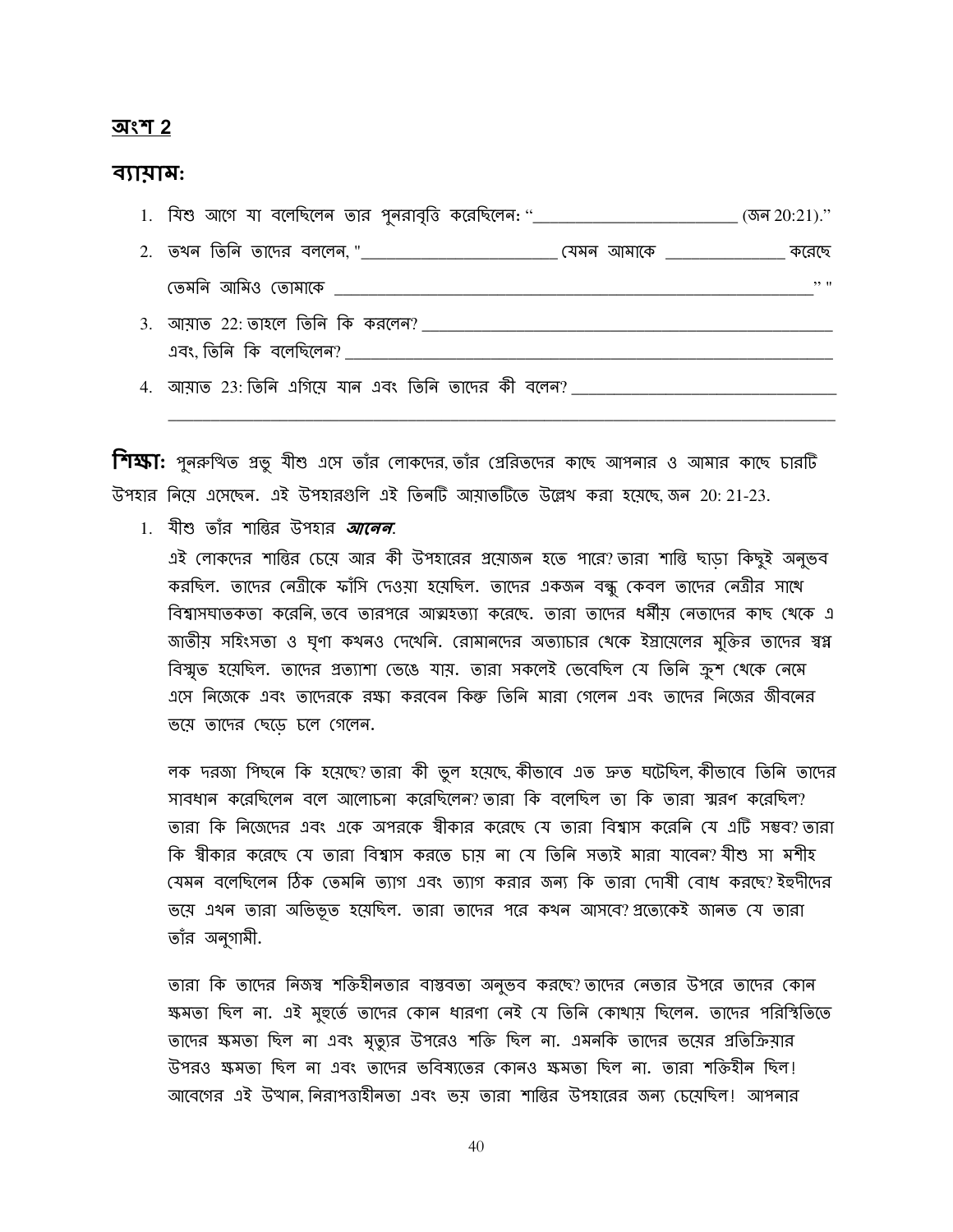## অংশ 2

### ব্যায়াম:

1. যিশু আগে যা বলেছিলেন তার পুনরাবৃত্তি করেছিলেন: "________________________ (জন 20:21)."
2. তখন তিনি তাদের বললেন, "________________________ যেমন আমাকে _______________ করেছে তেমনি আমিও তোমাকে ____________________________________________________" "
3. আয়াত 22: তাহলে তিনি কি করলেন? ________________________________________________
   এবং, তিনি কি বলেছিলেন? ____________________________________________________
4. আয়াত 23: তিনি এগিয়ে যান এবং তিনি তাদের কী বলেন? ________________________________
   ________________________________________________________________________________

**শিক্ষা:** পুনরুত্থিত প্রভু যীশু এসে তাঁর লোকদের, তাঁর প্রেরিতদের কাছে আপনার ও আমার কাছে চারটি উপহার নিয়ে এসেছেন. এই উপহারগুলি এই তিনটি আয়াতটিতে উল্লেখ করা হয়েছে, জন 20: 21-23.

1. যীশু তাঁর শান্তির উপহার ***আনেন.***

   এই লোকদের শান্তির চেয়ে আর কী উপহারের প্রয়োজন হতে পারে? তারা শান্তি ছাড়া কিছুই অনুভব করছিল. তাদের নেত্রীকে ফাঁসি দেওয়া হয়েছিল. তাদের একজন বন্ধু কেবল তাদের নেত্রীর সাথে বিশ্বাসঘাতকতা করেনি, তবে তারপরে আত্মহত্যা করেছে. তারা তাদের ধর্মীয় নেতাদের কাছ থেকে এ জাতীয় সহিংসতা ও ঘৃণা কখনও দেখেনি. রোমানদের অত্যাচার থেকে ইস্রায়েলের মুক্তির তাদের স্বপ্ন বিস্মৃত হয়েছিল. তাদের প্রত্যাশা ভেঙে যায়. তারা সকলেই ভেবেছিল যে তিনি ক্রুশ থেকে নেমে এসে নিজেকে এবং তাদেরকে রক্ষা করবেন কিন্তু তিনি মারা গেলেন এবং তাদের নিজের জীবনের ভয়ে তাদের ছেড়ে চলে গেলেন.

   লক দরজা পিছনে কি হয়েছে? তারা কী ভুল হয়েছে, কীভাবে এত দ্রুত ঘটেছিল, কীভাবে তিনি তাদের সাবধান করেছিলেন বলে আলোচনা করেছিলেন? তারা কি বলেছিল তা কি তারা স্মরণ করেছিল? তারা কি নিজেদের এবং একে অপরকে স্বীকার করেছে যে তারা বিশ্বাস করেনি যে এটি সম্ভব? তারা কি স্বীকার করেছে যে তারা বিশ্বাস করতে চায় না যে তিনি সত্যই মারা যাবেন? যীশু সা মশীহ যেমন বলেছিলেন ঠিক তেমনি ত্যাগ এবং ত্যাগ করার জন্য কি তারা দোষী বোধ করছে? ইহুদীদের ভয়ে এখন তারা অভিভূত হয়েছিল. তারা তাদের পরে কখন আসবে? প্রত্যেকেই জানত যে তারা তাঁর অনুগামী.

   তারা কি তাদের নিজস্ব শক্তিহীনতার বাস্তবতা অনুভব করছে? তাদের নেতার উপরে তাদের কোন ক্ষমতা ছিল না. এই মুহূর্তে তাদের কোন ধারণা নেই যে তিনি কোথায় ছিলেন. তাদের পরিস্থিতিতে তাদের ক্ষমতা ছিল না এবং মৃত্যুর উপরেও শক্তি ছিল না. এমনকি তাদের ভয়ের প্রতিক্রিয়ার উপরও ক্ষমতা ছিল না এবং তাদের ভবিষ্যতের কোনও ক্ষমতা ছিল না. তারা শক্তিহীন ছিল! আবেগের এই উত্থান, নিরাপত্তাহীনতা এবং ভয় তারা শান্তির উপহারের জন্য চেয়েছিল! আপনার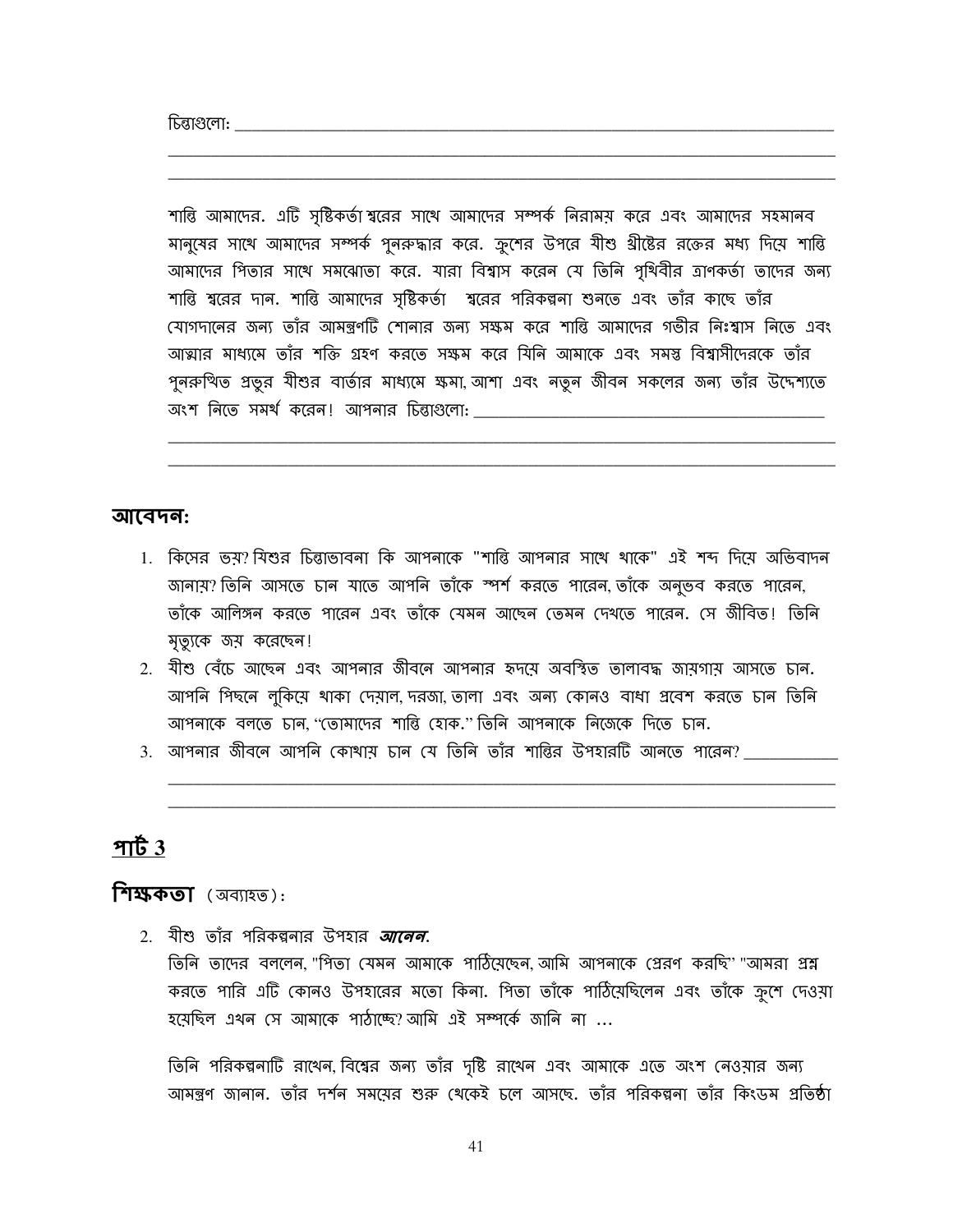চিন্তাগুলো: ___________________________________________________________________________

___________________________________________________________________________

___________________________________________________________________________

শান্তি আমাদের. এটি সৃষ্টিকর্তা শ্বরের সাথে আমাদের সম্পর্ক নিরাময় করে এবং আমাদের সহমানব মানুষের সাথে আমাদের সম্পর্ক পুনরুদ্ধার করে. ক্রুশের উপরে যীশু খ্রীষ্টের রক্তের মধ্য দিয়ে শান্তি আমাদের পিতার সাথে সমঝোতা করে. যারা বিশ্বাস করেন যে তিনি পৃথিবীর ত্রাণকর্তা তাদের জন্য শান্তি শ্বরের দান. শান্তি আমাদের সৃষ্টিকর্তা শ্বরের পরিকল্পনা শুনতে এবং তাঁর কাছে তাঁর যোগদানের জন্য তাঁর আমন্ত্রণটি শোনার জন্য সক্ষম করে শান্তি আমাদের গভীর নিঃশ্বাস নিতে এবং আত্মার মাধ্যমে তাঁর শক্তি গ্রহণ করতে সক্ষম করে যিনি আমাকে এবং সমস্ত বিশ্বাসীদেরকে তাঁর পুনরুত্থিত প্রভুর যীশুর বার্তার মাধ্যমে ক্ষমা, আশা এবং নতুন জীবন সকলের জন্য তাঁর উদ্দেশ্যতে অংশ নিতে সমর্থ করেন! আপনার চিন্তাগুলো: ___________________________________________

___________________________________________________________________________

___________________________________________________________________________

## আবেদন:

1. কিসের ভয়? যিশুর চিন্তাভাবনা কি আপনাকে "শান্তি আপনার সাথে থাকে" এই শব্দ দিয়ে অভিবাদন জানায়? তিনি আসতে চান যাতে আপনি তাঁকে স্পর্শ করতে পারেন, তাঁকে অনুভব করতে পারেন, তাঁকে আলিঙ্গন করতে পারেন এবং তাঁকে যেমন আছেন তেমন দেখতে পারেন. সে জীবিত! তিনি মৃত্যুকে জয় করেছেন!
2. যীশু বেঁচে আছেন এবং আপনার জীবনে আপনার হৃদয়ে অবস্থিত তালাবদ্ধ জায়গায় আসতে চান. আপনি পিছনে লুকিয়ে থাকা দেয়াল, দরজা, তালা এবং অন্য কোনও বাধা প্রবেশ করতে চান তিনি আপনাকে বলতে চান, "তোমাদের শান্তি হোক." তিনি আপনাকে নিজেকে দিতে চান.
3. আপনার জীবনে আপনি কোথায় চান যে তিনি তাঁর শান্তির উপহারটি আনতে পারেন? ___________

___________________________________________________________________________

___________________________________________________________________________

## <u>পার্ট 3</u>

### শিক্ষকতা (অব্যাহত):

2. যীশু তাঁর পরিকল্পনার উপহার ***আনেন.***

তিনি তাদের বললেন, "পিতা যেমন আমাকে পাঠিয়েছেন, আমি আপনাকে প্রেরণ করছি" "আমরা প্রশ্ন করতে পারি এটি কোনও উপহারের মতো কিনা. পিতা তাঁকে পাঠিয়েছিলেন এবং তাঁকে ক্রুশে দেওয়া হয়েছিল এখন সে আমাকে পাঠাচ্ছে? আমি এই সম্পর্কে জানি না ...

তিনি পরিকল্পনাটি রাখেন, বিশ্বের জন্য তাঁর দৃষ্টি রাখেন এবং আমাকে এতে অংশ নেওয়ার জন্য আমন্ত্রণ জানান. তাঁর দর্শন সময়ের শুরু থেকেই চলে আসছে. তাঁর পরিকল্পনা তাঁর কিংডম প্রতিষ্ঠা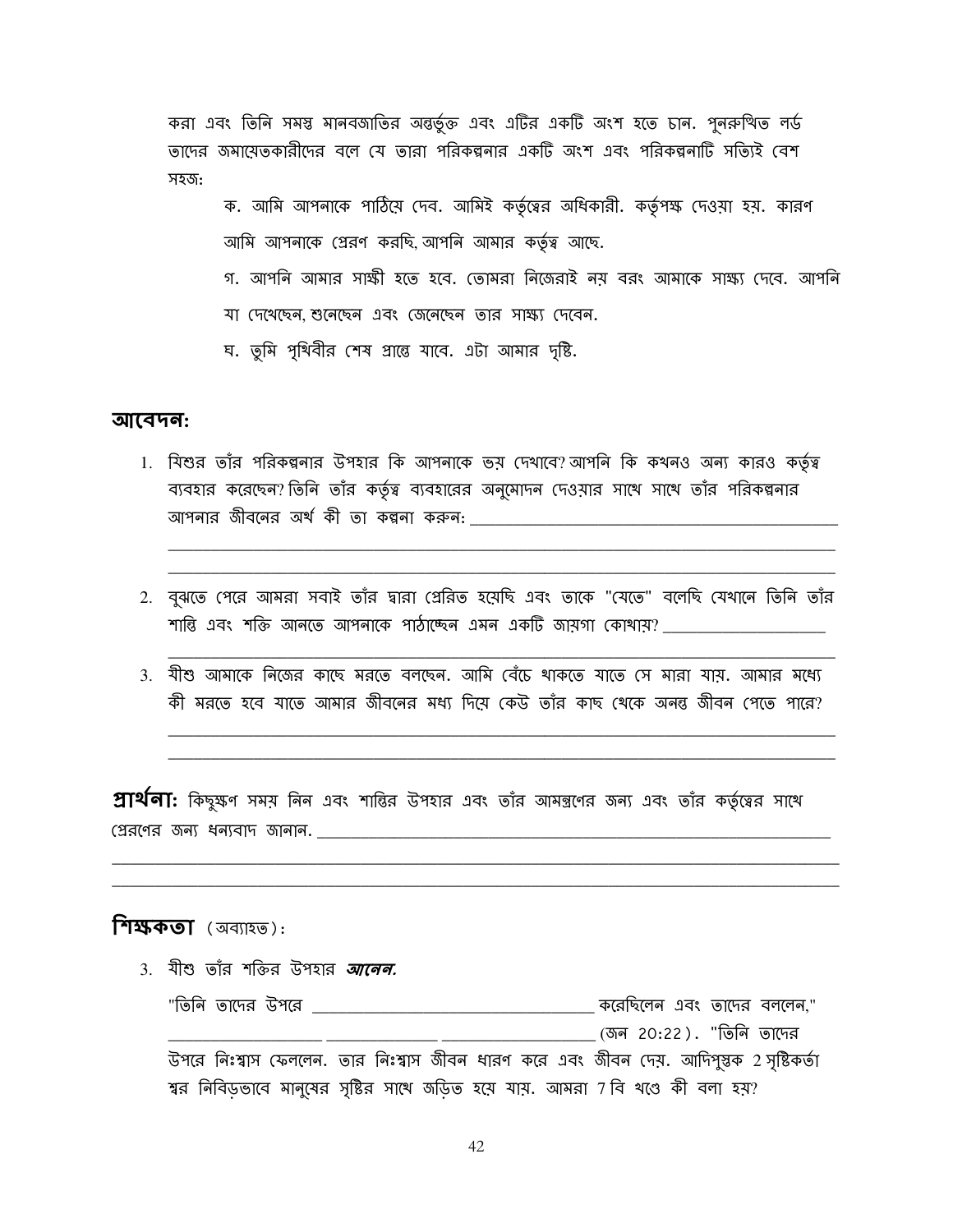করা এবং তিনি সমস্ত মানবজাতির অন্তর্ভুক্ত এবং এটির একটি অংশ হতে চান. পুনরুত্থিত লর্ড তাদের জমায়েতকারীদের বলে যে তারা পরিকল্পনার একটি অংশ এবং পরিকল্পনাটি সত্যিই বেশ সহজ:

ক. আমি আপনাকে পাঠিয়ে দেব. আমিই কর্তৃত্বের অধিকারী. কর্তৃপক্ষ দেওয়া হয়. কারণ আমি আপনাকে প্রেরণ করছি, আপনি আমার কর্তৃত্ব আছে.

গ. আপনি আমার সাক্ষী হতে হবে. তোমরা নিজেরাই নয় বরং আমাকে সাক্ষ্য দেবে. আপনি যা দেখেছেন, শুনেছেন এবং জেনেছেন তার সাক্ষ্য দেবেন.

ঘ. তুমি পৃথিবীর শেষ প্রান্তে যাবে. এটা আমার দৃষ্টি.

## আবেদন:

1. যিশুর তাঁর পরিকল্পনার উপহার কি আপনাকে ভয় দেখাবে? আপনি কি কখনও অন্য কারও কর্তৃত্ব ব্যবহার করেছেন? তিনি তাঁর কর্তৃত্ব ব্যবহারের অনুমোদন দেওয়ার সাথে সাথে তাঁর পরিকল্পনার আপনার জীবনের অর্থ কী তা কল্পনা করুন: ____________________________________________
____________________________________________________________________________
____________________________________________________________________________

2. বুঝতে পেরে আমরা সবাই তাঁর দ্বারা প্রেরিত হয়েছি এবং তাকে "যেতে" বলেছি যেখানে তিনি তাঁর শান্তি এবং শক্তি আনতে আপনাকে পাঠাচ্ছেন এমন একটি জায়গা কোথায়? ____________________
____________________________________________________________________________

3. যীশু আমাকে নিজের কাছে মরতে বলছেন. আমি বেঁচে থাকতে যাতে সে মারা যায়. আমার মধ্যে কী মরতে হবে যাতে আমার জীবনের মধ্য দিয়ে কেউ তাঁর কাছ থেকে অনন্ত জীবন পেতে পারে?
____________________________________________________________________________
____________________________________________________________________________

**প্রার্থনা:** কিছুক্ষণ সময় নিন এবং শান্তির উপহার এবং তাঁর আমন্ত্রণের জন্য এবং তাঁর কর্তৃত্বের সাথে প্রেরণের জন্য ধন্যবাদ জানান. ______________________________________________________________
____________________________________________________________________________
____________________________________________________________________________

## শিক্ষকতা (অব্যাহত):

3. যীশু তাঁর শক্তির উপহার ***আনেন.***

"তিনি তাদের উপরে __________________________________ করেছিলেন এবং তাদের বললেন," __________________ ______________ __________________ (জন 20:22). "তিনি তাদের উপরে নিঃশ্বাস ফেললেন. তার নিঃশ্বাস জীবন ধারণ করে এবং জীবন দেয়. আদিপুস্তক 2 সৃষ্টিকর্তা শ্বর নিবিড়ভাবে মানুষের সৃষ্টির সাথে জড়িত হয়ে যায়. আমরা 7 বি খণ্ডে কী বলা হয়?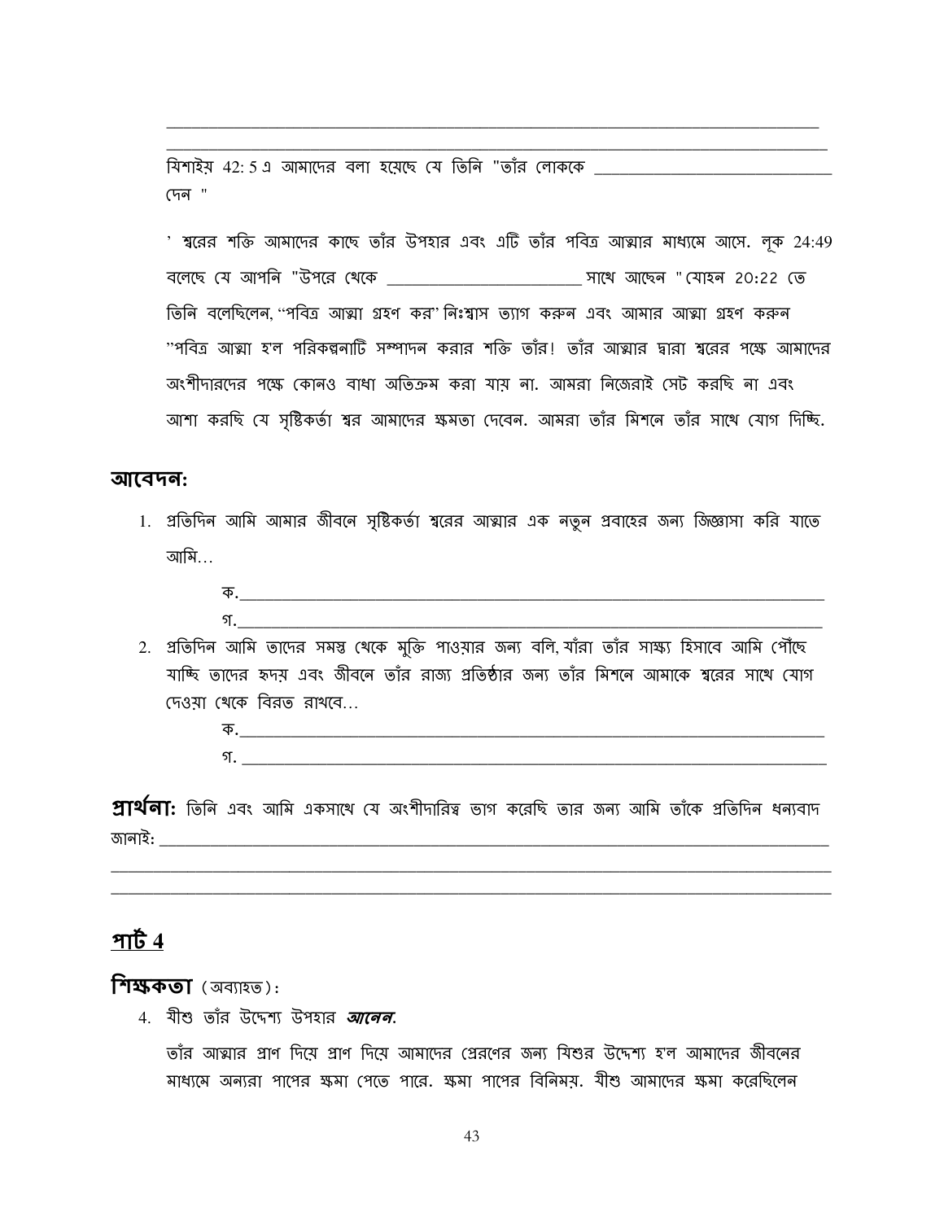\_\_\_\_\_\_\_\_\_\_\_\_\_\_\_\_\_\_\_\_\_\_\_\_\_\_\_\_\_\_\_\_\_\_\_\_\_\_\_\_\_\_\_\_\_\_\_\_\_\_\_\_\_\_\_\_\_\_\_\_\_\_\_\_\_\_\_\_\_\_\_\_\_\_\_\_

\_\_\_\_\_\_\_\_\_\_\_\_\_\_\_\_\_\_\_\_\_\_\_\_\_\_\_\_\_\_\_\_\_\_\_\_\_\_\_\_\_\_\_\_\_\_\_\_\_\_\_\_\_\_\_\_\_\_\_\_\_\_\_\_\_\_\_\_\_\_\_\_\_\_\_\_

যিশাইয় 42: 5 এ আমাদের বলা হয়েছে যে তিনি "তাঁর লোককে \_\_\_\_\_\_\_\_\_\_\_\_\_\_\_\_\_\_\_\_\_\_\_\_\_\_\_\_ দেন "

' শ্বরের শক্তি আমাদের কাছে তাঁর উপহার এবং এটি তাঁর পবিত্র আত্মার মাধ্যমে আসে. লূক 24:49 বলেছে যে আপনি "উপরে থেকে \_\_\_\_\_\_\_\_\_\_\_\_\_\_\_\_\_\_\_\_\_\_\_\_ সাথে আছেন " যোহন 20:22 তে তিনি বলেছিলেন, "পবিত্র আত্মা গ্রহণ কর" নিঃশ্বাস ত্যাগ করুন এবং আমার আত্মা গ্রহণ করুন "পবিত্র আত্মা হ'ল পরিকল্পনাটি সম্পাদন করার শক্তি তাঁর! তাঁর আত্মার দ্বারা শ্বরের পক্ষে আমাদের অংশীদারদের পক্ষে কোনও বাধা অতিক্রম করা যায় না. আমরা নিজেরাই সেট করছি না এবং আশা করছি যে সৃষ্টিকর্তা শ্বর আমাদের ক্ষমতা দেবেন. আমরা তাঁর মিশনে তাঁর সাথে যোগ দিচ্ছি.

## আবেদন:

1. প্রতিদিন আমি আমার জীবনে সৃষ্টিকর্তা শ্বরের আত্মার এক নতুন প্রবাহের জন্য জিজ্ঞাসা করি যাতে আমি…

   ক.\_\_\_\_\_\_\_\_\_\_\_\_\_\_\_\_\_\_\_\_\_\_\_\_\_\_\_\_\_\_\_\_\_\_\_\_\_\_\_\_\_\_\_\_\_\_\_\_\_\_\_\_\_\_\_\_\_\_\_\_\_\_\_\_

   গ.\_\_\_\_\_\_\_\_\_\_\_\_\_\_\_\_\_\_\_\_\_\_\_\_\_\_\_\_\_\_\_\_\_\_\_\_\_\_\_\_\_\_\_\_\_\_\_\_\_\_\_\_\_\_\_\_\_\_\_\_\_\_\_\_

2. প্রতিদিন আমি তাদের সমস্ত থেকে মুক্তি পাওয়ার জন্য বলি, যাঁরা তাঁর সাক্ষ্য হিসাবে আমি পৌঁছে যাচ্ছি তাদের হৃদয় এবং জীবনে তাঁর রাজ্য প্রতিষ্ঠার জন্য তাঁর মিশনে আমাকে শ্বরের সাথে যোগ দেওয়া থেকে বিরত রাখবে…

   ক.\_\_\_\_\_\_\_\_\_\_\_\_\_\_\_\_\_\_\_\_\_\_\_\_\_\_\_\_\_\_\_\_\_\_\_\_\_\_\_\_\_\_\_\_\_\_\_\_\_\_\_\_\_\_\_\_\_\_\_\_\_\_\_\_

   গ. \_\_\_\_\_\_\_\_\_\_\_\_\_\_\_\_\_\_\_\_\_\_\_\_\_\_\_\_\_\_\_\_\_\_\_\_\_\_\_\_\_\_\_\_\_\_\_\_\_\_\_\_\_\_\_\_\_\_\_\_\_\_\_\_

**প্রার্থনা:** তিনি এবং আমি একসাথে যে অংশীদারিত্ব ভাগ করেছি তার জন্য আমি তাঁকে প্রতিদিন ধন্যবাদ জানাই: \_\_\_\_\_\_\_\_\_\_\_\_\_\_\_\_\_\_\_\_\_\_\_\_\_\_\_\_\_\_\_\_\_\_\_\_\_\_\_\_\_\_\_\_\_\_\_\_\_\_\_\_\_\_\_\_\_\_\_\_\_\_\_\_\_\_\_\_\_\_\_\_

\_\_\_\_\_\_\_\_\_\_\_\_\_\_\_\_\_\_\_\_\_\_\_\_\_\_\_\_\_\_\_\_\_\_\_\_\_\_\_\_\_\_\_\_\_\_\_\_\_\_\_\_\_\_\_\_\_\_\_\_\_\_\_\_\_\_\_\_\_\_\_\_\_\_\_\_

\_\_\_\_\_\_\_\_\_\_\_\_\_\_\_\_\_\_\_\_\_\_\_\_\_\_\_\_\_\_\_\_\_\_\_\_\_\_\_\_\_\_\_\_\_\_\_\_\_\_\_\_\_\_\_\_\_\_\_\_\_\_\_\_\_\_\_\_\_\_\_\_\_\_\_\_

## পার্ট 4

### শিক্ষকতা (অব্যাহত):

4. যীশু তাঁর উদ্দেশ্য উপহার ***আনেন***.

   তাঁর আত্মার প্রাণ দিয়ে প্রাণ দিয়ে আমাদের প্রেরণের জন্য যিশুর উদ্দেশ্য হ'ল আমাদের জীবনের মাধ্যমে অন্যরা পাপের ক্ষমা পেতে পারে. ক্ষমা পাপের বিনিময়. যীশু আমাদের ক্ষমা করেছিলেন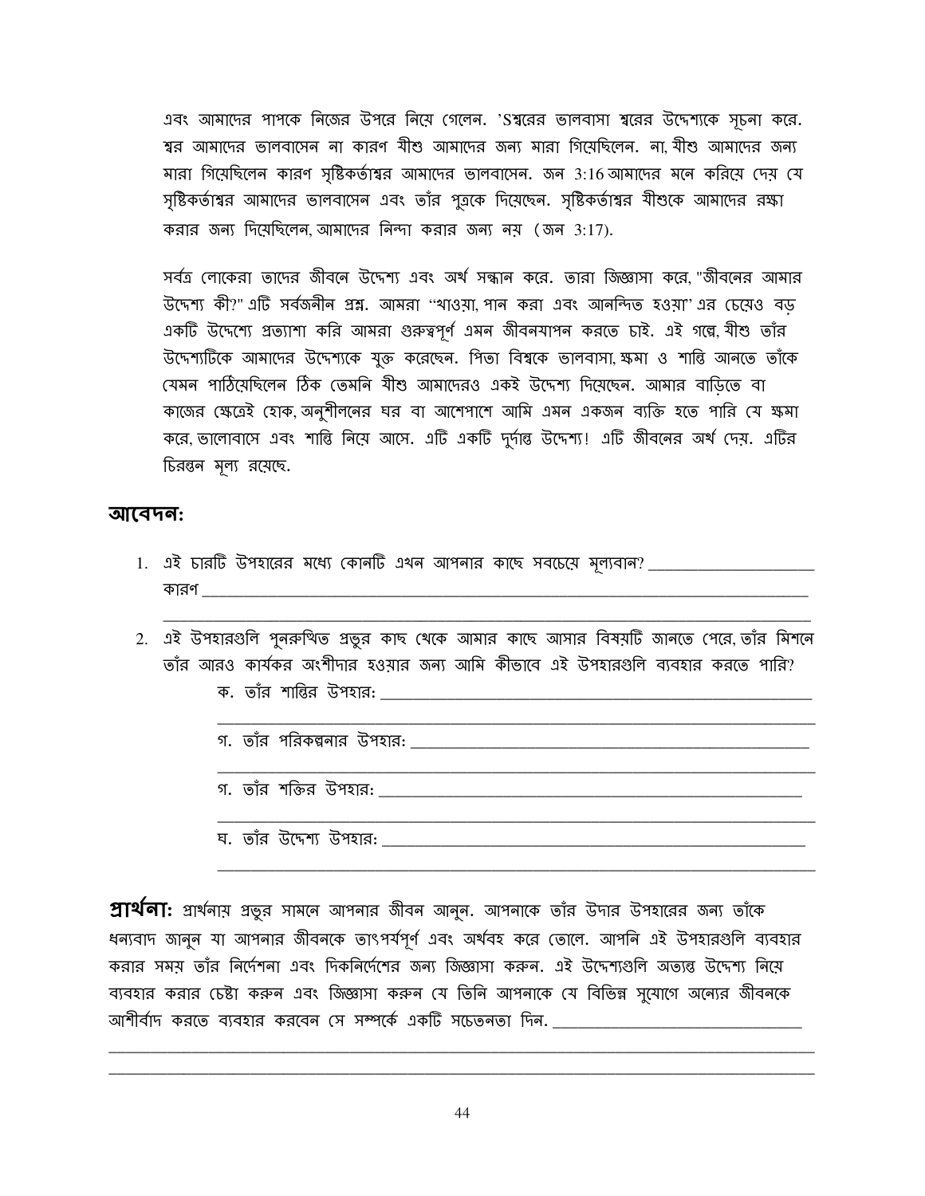এবং আমাদের পাপকে নিজের উপরে নিয়ে গেলেন. 'Sশ্বরের ভালবাসা শ্বরের উদ্দেশ্যকে সূচনা করে. শ্বর আমাদের ভালবাসেন না কারণ যীশু আমাদের জন্য মারা গিয়েছিলেন. না, যীশু আমাদের জন্য মারা গিয়েছিলেন কারণ সৃষ্টিকর্তাশ্বর আমাদের ভালবাসেন. জন 3:16 আমাদের মনে করিয়ে দেয় যে সৃষ্টিকর্তাশ্বর আমাদের ভালবাসেন এবং তাঁর পুত্রকে দিয়েছেন. সৃষ্টিকর্তাশ্বর যীশুকে আমাদের রক্ষা করার জন্য দিয়েছিলেন, আমাদের নিন্দা করার জন্য নয় (জন 3:17).

সর্বত্র লোকেরা তাদের জীবনে উদ্দেশ্য এবং অর্থ সন্ধান করে. তারা জিজ্ঞাসা করে, "জীবনের আমার উদ্দেশ্য কী?" এটি সর্বজনীন প্রশ্ন. আমরা "খাওয়া, পান করা এবং আনন্দিত হওয়া" এর চেয়েও বড় একটি উদ্দেশ্যে প্রত্যাশা করি আমরা গুরুত্বপূর্ণ এমন জীবনযাপন করতে চাই. এই গল্পে, যীশু তাঁর উদ্দেশ্যটিকে আমাদের উদ্দেশ্যকে যুক্ত করেছেন. পিতা বিশ্বকে ভালবাসা, ক্ষমা ও শান্তি আনতে তাঁকে যেমন পাঠিয়েছিলেন ঠিক তেমনি যীশু আমাদেরও একই উদ্দেশ্য দিয়েছেন. আমার বাড়িতে বা কাজের ক্ষেত্রেই হোক, অনুশীলনের ঘর বা আশেপাশে আমি এমন একজন ব্যক্তি হতে পারি যে ক্ষমা করে, ভালোবাসে এবং শান্তি নিয়ে আসে. এটি একটি দুর্দান্ত উদ্দেশ্য! এটি জীবনের অর্থ দেয়. এটির চিরন্তন মূল্য রয়েছে.

## আবেদন:

1. এই চারটি উপহারের মধ্যে কোনটি এখন আপনার কাছে সবচেয়ে মূল্যবান? ____________________
কারণ ____________________________________________________________________
________________________________________________________________________

2. এই উপহারগুলি পুনরুত্থিত প্রভুর কাছ থেকে আমার কাছে আসার বিষয়টি জানতে পেরে, তাঁর মিশনে তাঁর আরও কার্যকর অংশীদার হওয়ার জন্য আমি কীভাবে এই উপহারগুলি ব্যবহার করতে পারি?
   - ক. তাঁর শান্তির উপহার: ____________________________________________________
   ________________________________________________________________________
   - গ. তাঁর পরিকল্পনার উপহার: _________________________________________________
   ________________________________________________________________________
   - গ. তাঁর শক্তির উপহার: _____________________________________________________
   ________________________________________________________________________
   - ঘ. তাঁর উদ্দেশ্য উপহার: ____________________________________________________
   ________________________________________________________________________

**প্রার্থনা:** প্রার্থনায় প্রভুর সামনে আপনার জীবন আনুন. আপনাকে তাঁর উদার উপহারের জন্য তাঁকে ধন্যবাদ জানুন যা আপনার জীবনকে তাৎপর্যপূর্ণ এবং অর্থবহ করে তোলে. আপনি এই উপহারগুলি ব্যবহার করার সময় তাঁর নির্দেশনা এবং দিকনির্দেশের জন্য জিজ্ঞাসা করুন. এই উদ্দেশ্যগুলি অত্যন্ত উদ্দেশ্য নিয়ে ব্যবহার করার চেষ্টা করুন এবং জিজ্ঞাসা করুন যে তিনি আপনাকে যে বিভিন্ন সুযোগে অন্যের জীবনকে আশীর্বাদ করতে ব্যবহার করবেন সে সম্পর্কে একটি সচেতনতা দিন. ______________________________
________________________________________________________________________________
________________________________________________________________________________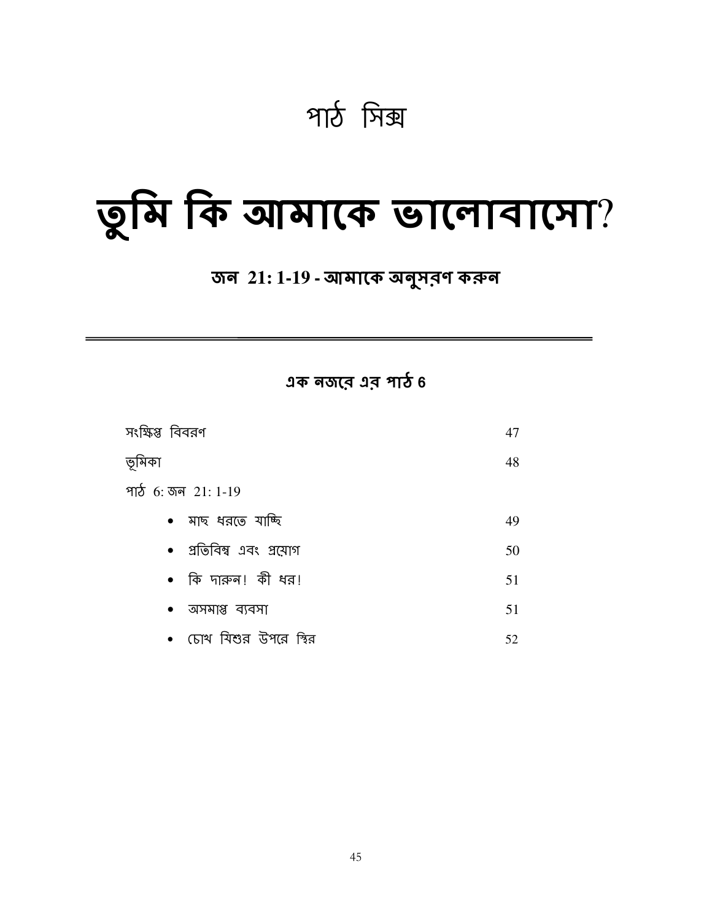# পাঠ সিক্স

# তুমি কি আমাকে ভালোবাসো?

### জন 21: 1-19 - আমাকে অনুসরণ করুন

---

### এক নজরে এর পাঠ 6

| | |
|---|---|
| সংক্ষিপ্ত বিবরণ | 47 |
| ভূমিকা | 48 |
| পাঠ 6: জন 21: 1-19 | |
| • মাছ ধরতে যাচ্ছি | 49 |
| • প্রতিবিম্ব এবং প্রয়োগ | 50 |
| • কি দারুন! কী ধর! | 51 |
| • অসমাপ্ত ব্যবসা | 51 |
| • চোখ যিশুর উপরে স্থির | 52 |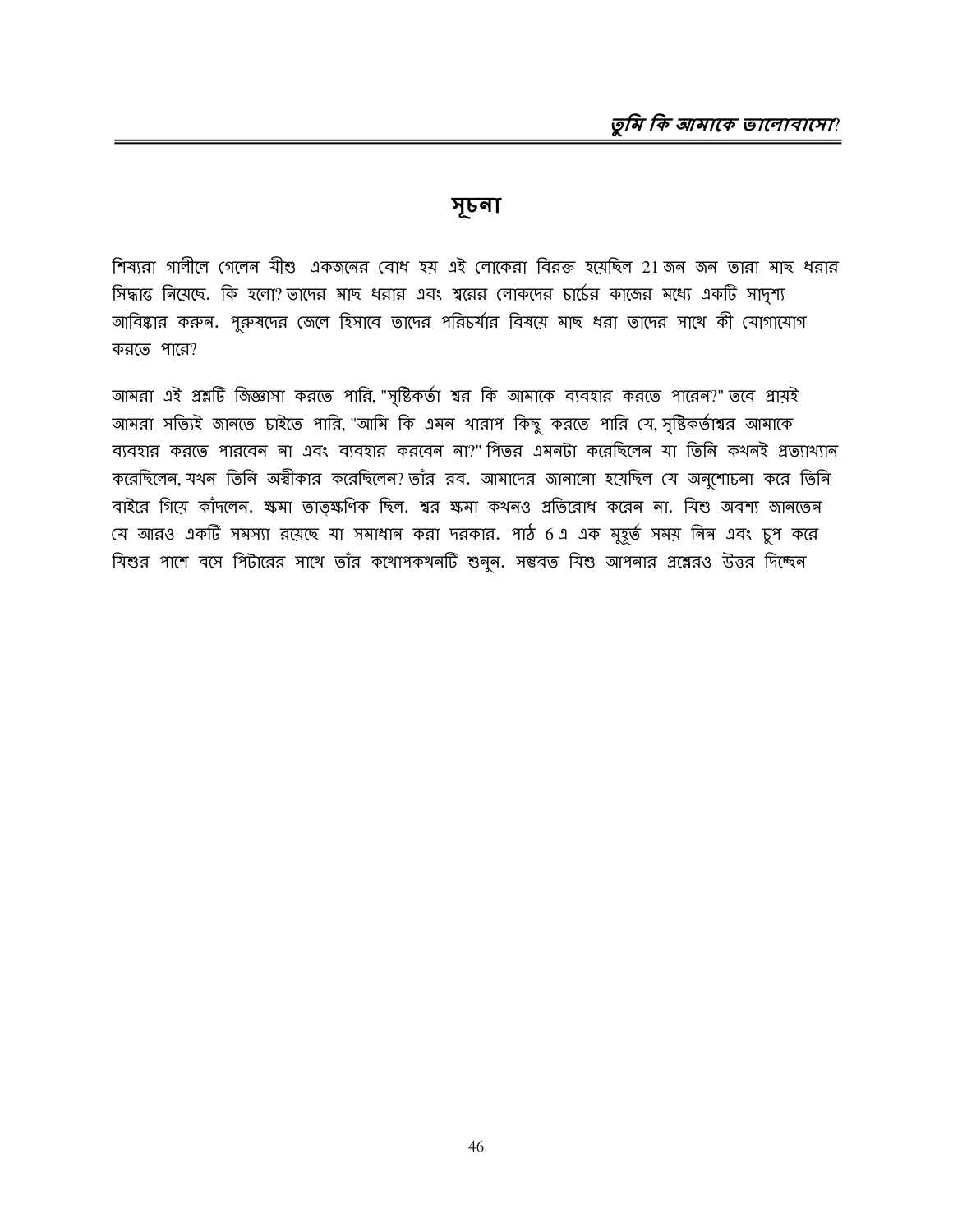## সূচনা

শিষ্যরা গালীলে গেলেন যীশু একজনের বোধ হয় এই লোকেরা বিরক্ত হয়েছিল 21 জন জন তারা মাছ ধরার সিদ্ধান্ত নিয়েছে. কি হলো? তাদের মাছ ধরার এবং শ্বরের লোকদের চার্চের কাজের মধ্যে একটি সাদৃশ্য আবিষ্কার করুন. পুরুষদের জেলে হিসাবে তাদের পরিচর্যার বিষয়ে মাছ ধরা তাদের সাথে কী যোগাযোগ করতে পারে?

আমরা এই প্রশ্নটি জিজ্ঞাসা করতে পারি, "সৃষ্টিকর্তা শ্বর কি আমাকে ব্যবহার করতে পারেন?" তবে প্রায়ই আমরা সত্যিই জানতে চাইতে পারি, "আমি কি এমন খারাপ কিছু করতে পারি যে, সৃষ্টিকর্তাশ্বর আমাকে ব্যবহার করতে পারবেন না এবং ব্যবহার করবেন না?" পিতর এমনটা করেছিলেন যা তিনি কখনই প্রত্যাখ্যান করেছিলেন, যখন তিনি অস্বীকার করেছিলেন? তাঁর রব. আমাদের জানানো হয়েছিল যে অনুশোচনা করে তিনি বাইরে গিয়ে কাঁদলেন. ক্ষমা তাত্ক্ষণিক ছিল. শ্বর ক্ষমা কখনও প্রতিরোধ করেন না. যিশু অবশ্য জানতেন যে আরও একটি সমস্যা রয়েছে যা সমাধান করা দরকার. পাঠ 6 এ এক মুহূর্ত সময় নিন এবং চুপ করে যিশুর পাশে বসে পিটারের সাথে তাঁর কথোপকথনটি শুনুন. সম্ভবত যিশু আপনার প্রশ্নেরও উত্তর দিচ্ছেন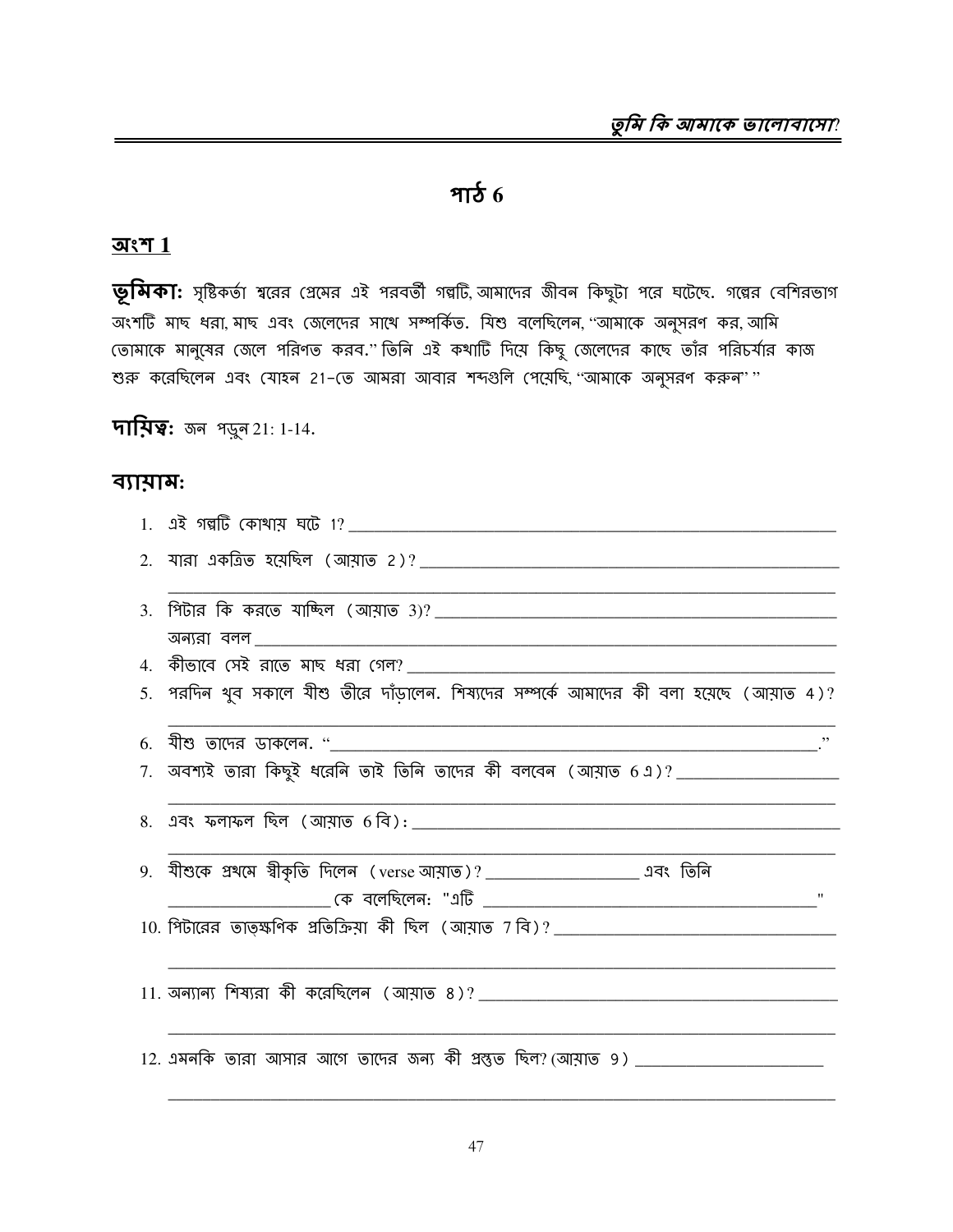## পাঠ 6

### অংশ 1

**ভূমিকা:** সৃষ্টিকর্তা শ্বরের প্রেমের এই পরবর্তী গল্পটি, আমাদের জীবন কিছুটা পরে ঘটেছে. গল্পের বেশিরভাগ অংশটি মাছ ধরা, মাছ এবং জেলেদের সাথে সম্পর্কিত. যিশু বলেছিলেন, "আমাকে অনুসরণ কর, আমি তোমাকে মানুষের জেলে পরিণত করব." তিনি এই কথাটি দিয়ে কিছু জেলেদের কাছে তাঁর পরিচর্যার কাজ শুরু করেছিলেন এবং যোহন 21-তে আমরা আবার শব্দগুলি পেয়েছি, "আমাকে অনুসরণ করুন" "

**দায়িত্ব:** জন পড়ুন 21: 1-14.

**ব্যায়াম:**

1. এই গল্পটি কোথায় ঘটে 1? ___________________________________________
2. যারা একত্রিত হয়েছিল (আয়াত 2)? ___________________________________________
___________________________________________
3. পিটার কি করতে যাচ্ছিল (আয়াত 3)? ___________________________________________
অন্যরা বলল ___________________________________________
4. কীভাবে সেই রাতে মাছ ধরা গেল? ___________________________________________
5. পরদিন খুব সকালে যীশু তীরে দাঁড়ালেন. শিষ্যদের সম্পর্কে আমাদের কী বলা হয়েছে (আয়াত 4)?
___________________________________________
6. যীশু তাদের ডাকলেন. "___________________________________________."
7. অবশ্যই তারা কিছুই ধরেনি তাই তিনি তাদের কী বলবেন (আয়াত 6এ)? ___________________
___________________________________________
8. এবং ফলাফল ছিল (আয়াত 6বি): ___________________________________________
___________________________________________
9. যীশুকে প্রথমে স্বীকৃতি দিলেন (verse আয়াত)? __________________ এবং তিনি
__________________ কে বলেছিলেন: "এটি ___________________________________"
10. পিটারের তাত্ক্ষণিক প্রতিক্রিয়া কী ছিল (আয়াত 7বি)? ___________________________________________
___________________________________________
11. অন্যান্য শিষ্যরা কী করেছিলেন (আয়াত 8)? ___________________________________________
___________________________________________
12. এমনকি তারা আসার আগে তাদের জন্য কী প্রস্তুত ছিল? (আয়াত 9) ______________________
___________________________________________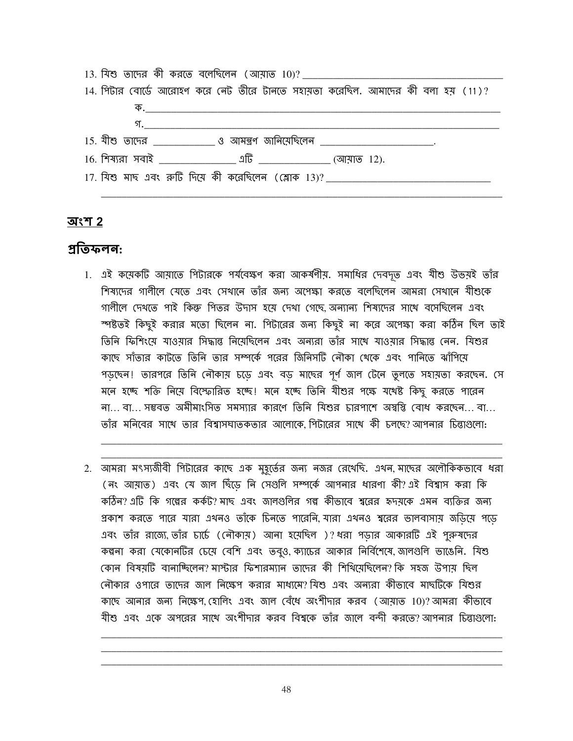13. যিশু তাদের কী করতে বলেছিলেন (আয়াত 10)? ____________________

14. পিটার বোর্ডে আরোহণ করে নেট তীরে টানতে সহায়তা করেছিল. আমাদের কী বলা হয় (11)?

    ক. ____________________

    গ. ____________________

15. যীশু তাদের __________ ও আমন্ত্রণ জানিয়েছিলেন ____________________.

16. শিষ্যরা সবাই __________ এটি __________ (আয়াত 12).

17. যিশু মাছ এবং রুটি দিয়ে কী করেছিলেন (শ্লোক 13)? ____________________

____________________

## অংশ 2

## প্রতিফলন:

1. এই কয়েকটি আয়াতে পিটারকে পর্যবেক্ষণ করা আকর্ষণীয়. সমাধির দেবদূত এবং যীশু উভয়ই তাঁর শিষ্যদের গালীলে যেতে এবং সেখানে তাঁর জন্য অপেক্ষা করতে বলেছিলেন আমরা সেখানে যীশুকে গালীলে দেখতে পাই কিন্তু পিতর উদাস হয়ে দেখা গেছে, অন্যান্য শিষ্যদের সাথে বসেছিলেন এবং স্পষ্টতই কিছুই করার মতো ছিলেন না. পিটারের জন্য কিছুই না করে অপেক্ষা করা কঠিন ছিল তাই তিনি ফিশিংয়ে যাওয়ার সিদ্ধান্ত নিয়েছিলেন এবং অন্যরা তাঁর সাথে যাওয়ার সিদ্ধান্ত নেন. যিশুর কাছে সাঁতার কাটতে তিনি তার সম্পর্কে পরের জিনিসটি নৌকা থেকে এবং পানিতে ঝাঁপিয়ে পড়ছেন! তারপরে তিনি নৌকায় চড়ে এবং বড় মাছের পূর্ণ জাল টেনে তুলতে সহায়তা করছেন. সে মনে হচ্ছে শক্তি নিয়ে বিস্ফোরিত হচ্ছে! মনে হচ্ছে তিনি যীশুর পক্ষে যথেষ্ট কিছু করতে পারেন না… বা… সম্ভবত অমীমাংসিত সমস্যার কারণে তিনি যিশুর চারপাশে অস্বস্তি বোধ করছেন… বা… তাঁর মনিবের সাথে তার বিশ্বাসঘাতকতার আলোকে, পিটারের সাথে কী চলছে? আপনার চিন্তাগুলো:

____________________

____________________

2. আমরা মৎস্যজীবী পিটারের কাছে এক মুহূর্তের জন্য নজর রেখেছি. এখন, মাছের অলৌকিকভাবে ধরা (নং আয়াত) এবং যে জাল ছিঁড়ে নি সেগুলি সম্পর্কে আপনার ধারণা কী? এই বিশ্বাস করা কি কঠিন? এটি কি গল্পের কর্কট? মাছ এবং জালগুলির গল্প কীভাবে শ্বরের হৃদয়কে এমন ব্যক্তির জন্য প্রকাশ করতে পারে যারা এখনও তাঁকে চিনতে পারেনি, যারা এখনও শ্বরের ভালবাসায় জড়িয়ে পড়ে এবং তাঁর রাজ্যে, তাঁর চার্চে (নৌকায়) আনা হয়েছিল )? ধরা পড়ার আকারটি এই পুরুষদের কল্পনা করা যেকোনটির চেয়ে বেশি এবং তবুও, ক্যাচের আকার নির্বিশেষে, জালগুলি ভাঙেনি. যিশু কোন বিষয়টি বানাচ্ছিলেন? মাস্টার ফিশারম্যান তাদের কী শিখিয়েছিলেন? কি সহজ উপায় ছিল নৌকার ওপারে তাদের জাল নিক্ষেপ করার মাধ্যমে? যিশু এবং অন্যরা কীভাবে মাছটিকে যিশুর কাছে আনার জন্য নিক্ষেপ, হোলিং এবং জাল বেঁধে অংশীদার করব (আয়াত 10)? আমরা কীভাবে যীশু এবং একে অপরের সাথে অংশীদার করব বিশ্বকে তাঁর জালে বন্দী করতে? আপনার চিন্তাগুলো:

____________________

____________________

____________________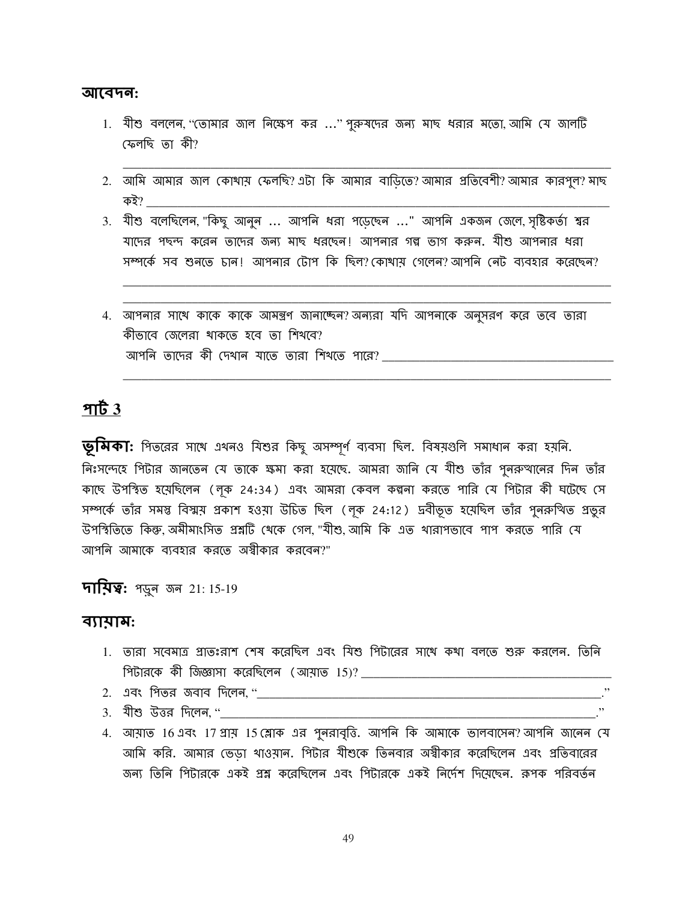### আবেদন:

1. যীশু বললেন, "তোমার জাল নিক্ষেপ কর ..." পুরুষদের জন্য মাছ ধরার মতো, আমি যে জালটি ফেলছি তা কী?

   ______________________________________________________________________________

2. আমি আমার জাল কোথায় ফেলছি? এটা কি আমার বাড়িতে? আমার প্রতিবেশী? আমার কারপুল? মাছ কই? ______________________________________________________________________________

3. যীশু বলেছিলেন, "কিছু আনুন ... আপনি ধরা পড়েছেন ..." আপনি একজন জেলে, সৃষ্টিকর্তা শ্বর যাদের পছন্দ করেন তাদের জন্য মাছ ধরছেন! আপনার গল্প ভাগ করুন. যীশু আপনার ধরা সম্পর্কে সব শুনতে চান! আপনার টোপ কি ছিল? কোথায় গেলেন? আপনি নেট ব্যবহার করেছেন?

   ______________________________________________________________________________

   ______________________________________________________________________________

4. আপনার সাথে কাকে কাকে আমন্ত্রণ জানাচ্ছেন? অন্যরা যদি আপনাকে অনুসরণ করে তবে তারা কীভাবে জেলেরা থাকতে হবে তা শিখবে?
   আপনি তাদের কী দেখান যাতে তারা শিখতে পারে? ______________________________________

   ______________________________________________________________________________

## পার্ট 3

**ভূমিকা:** পিতরের সাথে এখনও যিশুর কিছু অসম্পূর্ণ ব্যবসা ছিল. বিষয়গুলি সমাধান করা হয়নি. নিঃসন্দেহে পিটার জানতেন যে তাকে ক্ষমা করা হয়েছে. আমরা জানি যে যীশু তাঁর পুনরুত্থানের দিন তাঁর কাছে উপস্থিত হয়েছিলেন (লূক 24:34) এবং আমরা কেবল কল্পনা করতে পারি যে পিটার কী ঘটেছে সে সম্পর্কে তাঁর সমস্ত বিস্ময় প্রকাশ হওয়া উচিত ছিল (লূক 24:12) দ্রবীভূত হয়েছিল তাঁর পুনরুত্থিত প্রভুর উপস্থিতিতে কিন্তু, অমীমাংসিত প্রশ্নটি থেকে গেল, "যীশু, আমি কি এত খারাপভাবে পাপ করতে পারি যে আপনি আমাকে ব্যবহার করতে অস্বীকার করবেন?"

**দায়িত্ব:** পড়ুন জন 21: 15-19

### ব্যায়াম:

1. তারা সবেমাত্র প্রাতঃরাশ শেষ করেছিল এবং যিশু পিটারের সাথে কথা বলতে শুরু করলেন. তিনি পিটারকে কী জিজ্ঞাসা করেছিলেন (আয়াত 15)? ______________________________________
2. এবং পিতর জবাব দিলেন, "______________________________________________________."
3. যীশু উত্তর দিলেন, "__________________________________________________________."
4. আয়াত 16 এবং 17 প্রায় 15 শ্লোক এর পুনরাবৃত্তি. আপনি কি আমাকে ভালবাসেন? আপনি জানেন যে আমি করি. আমার ভেড়া খাওয়ান. পিটার যীশুকে তিনবার অস্বীকার করেছিলেন এবং প্রতিবারের জন্য তিনি পিটারকে একই প্রশ্ন করেছিলেন এবং পিটারকে একই নির্দেশ দিয়েছেন. রূপক পরিবর্তন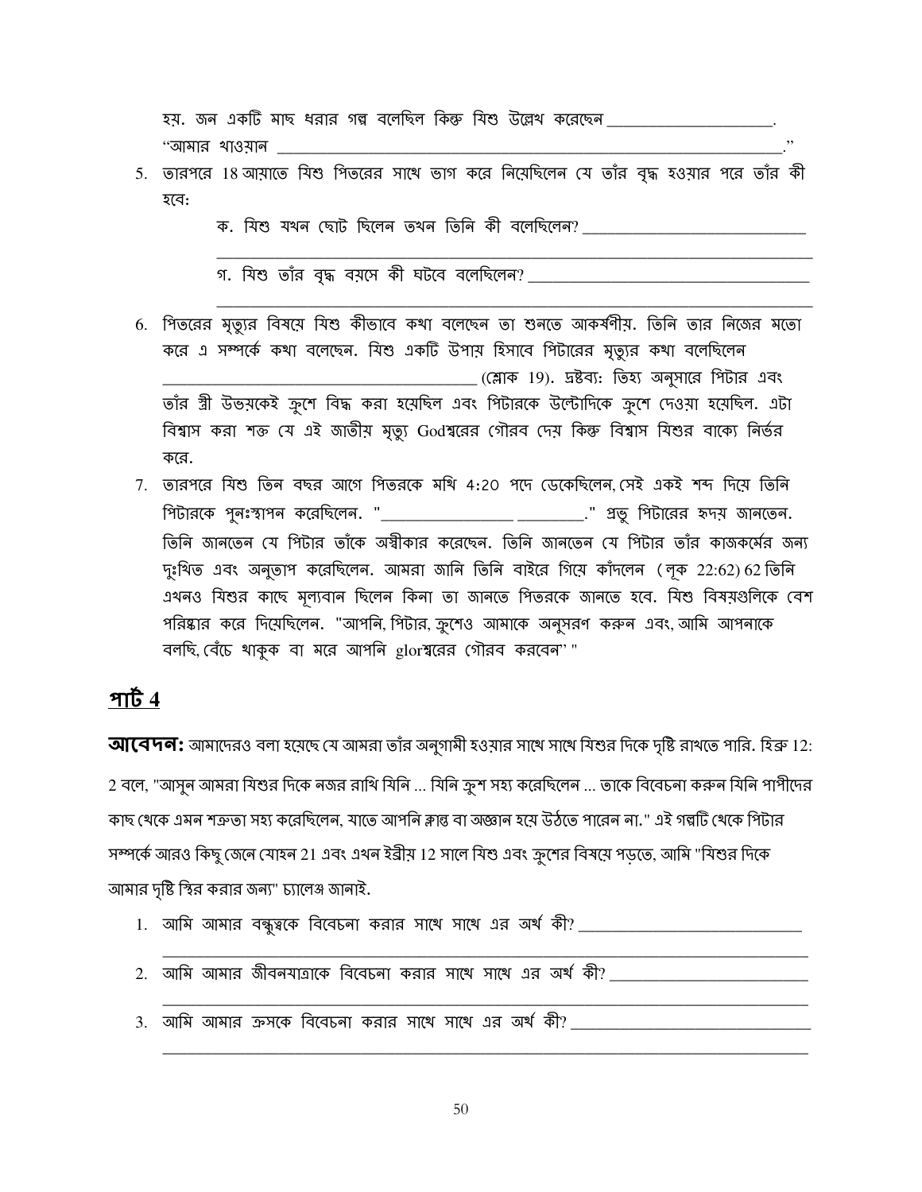হয়. জন একটি মাছ ধরার গল্প বলেছিল কিন্তু যিশু উল্লেখ করেছেন ____________________. "আমার খাওয়ান ______________________________________________________________."

5. তারপরে 18 আয়াতে যিশু পিতরের সাথে ভাগ করে নিয়েছিলেন যে তাঁর বৃদ্ধ হওয়ার পরে তাঁর কী হবে:

   ক. যিশু যখন ছোট ছিলেন তখন তিনি কী বলেছিলেন? ____________________________
   ______________________________________________________________________

   গ. যিশু তাঁর বৃদ্ধ বয়সে কী ঘটবে বলেছিলেন? __________________________________
   ______________________________________________________________________

6. পিতরের মৃত্যুর বিষয়ে যিশু কীভাবে কথা বলেছেন তা শুনতে আকর্ষণীয়. তিনি তার নিজের মতো করে এ সম্পর্কে কথা বলেছেন. যিশু একটি উপায় হিসাবে পিটারের মৃত্যুর কথা বলেছিলেন ______________________________________ (শ্লোক 19). দ্রষ্টব্য: তিহ্য অনুসারে পিটার এবং তাঁর স্ত্রী উভয়কেই ক্রুশে বিদ্ধ করা হয়েছিল এবং পিটারকে উল্টোদিকে ক্রুশে দেওয়া হয়েছিল. এটা বিশ্বাস করা শক্ত যে এই জাতীয় মৃত্যু Godশ্বরের গৌরব দেয় কিন্তু বিশ্বাস যিশুর বাক্যে নির্ভর করে.

7. তারপরে যিশু তিন বছর আগে পিতরকে মথি 4:20 পদে ডেকেছিলেন, সেই একই শব্দ দিয়ে তিনি পিটারকে পুনঃস্থাপন করেছিলেন. "________________ ________." প্রভু পিটারের হৃদয় জানতেন. তিনি জানতেন যে পিটার তাঁকে অস্বীকার করেছেন. তিনি জানতেন যে পিটার তাঁর কাজকর্মের জন্য দুঃখিত এবং অনুতাপ করেছিলেন. আমরা জানি তিনি বাইরে গিয়ে কাঁদলেন (লূক 22:62) 62 তিনি এখনও যিশুর কাছে মূল্যবান ছিলেন কিনা তা জানতে পিতরকে জানতে হবে. যিশু বিষয়গুলিকে বেশ পরিষ্কার করে দিয়েছিলেন. "আপনি, পিটার, ক্রুশেও আমাকে অনুসরণ করুন এবং, আমি আপনাকে বলছি, বেঁচে থাকুক বা মরে আপনি glorশ্বরের গৌরব করবেন" "

## পার্ট 4

**আবেদন:** আমাদেরও বলা হয়েছে যে আমরা তাঁর অনুগামী হওয়ার সাথে সাথে যিশুর দিকে দৃষ্টি রাখতে পারি. হিব্রু 12: 2 বলে, "আসুন আমরা যিশুর দিকে নজর রাখি যিনি ... যিনি ক্রুশ সহ্য করেছিলেন ... তাকে বিবেচনা করুন যিনি পাপীদের কাছ থেকে এমন শত্রুতা সহ্য করেছিলেন, যাতে আপনি ক্লান্ত বা অজ্ঞান হয়ে উঠতে পারেন না." এই গল্পটি থেকে পিটার সম্পর্কে আরও কিছু জেনে যোহন 21 এবং এখন ইব্রীয় 12 সালে যিশু এবং ক্রুশের বিষয়ে পড়তে, আমি "যিশুর দিকে আমার দৃষ্টি স্থির করার জন্য" চ্যালেঞ্জ জানাই.

1. আমি আমার বন্ধুত্বকে বিবেচনা করার সাথে সাথে এর অর্থ কী? ____________________________
   ______________________________________________________________________
2. আমি আমার জীবনযাত্রাকে বিবেচনা করার সাথে সাথে এর অর্থ কী? __________________________
   ______________________________________________________________________
3. আমি আমার ক্রসকে বিবেচনা করার সাথে সাথে এর অর্থ কী? ______________________________
   ______________________________________________________________________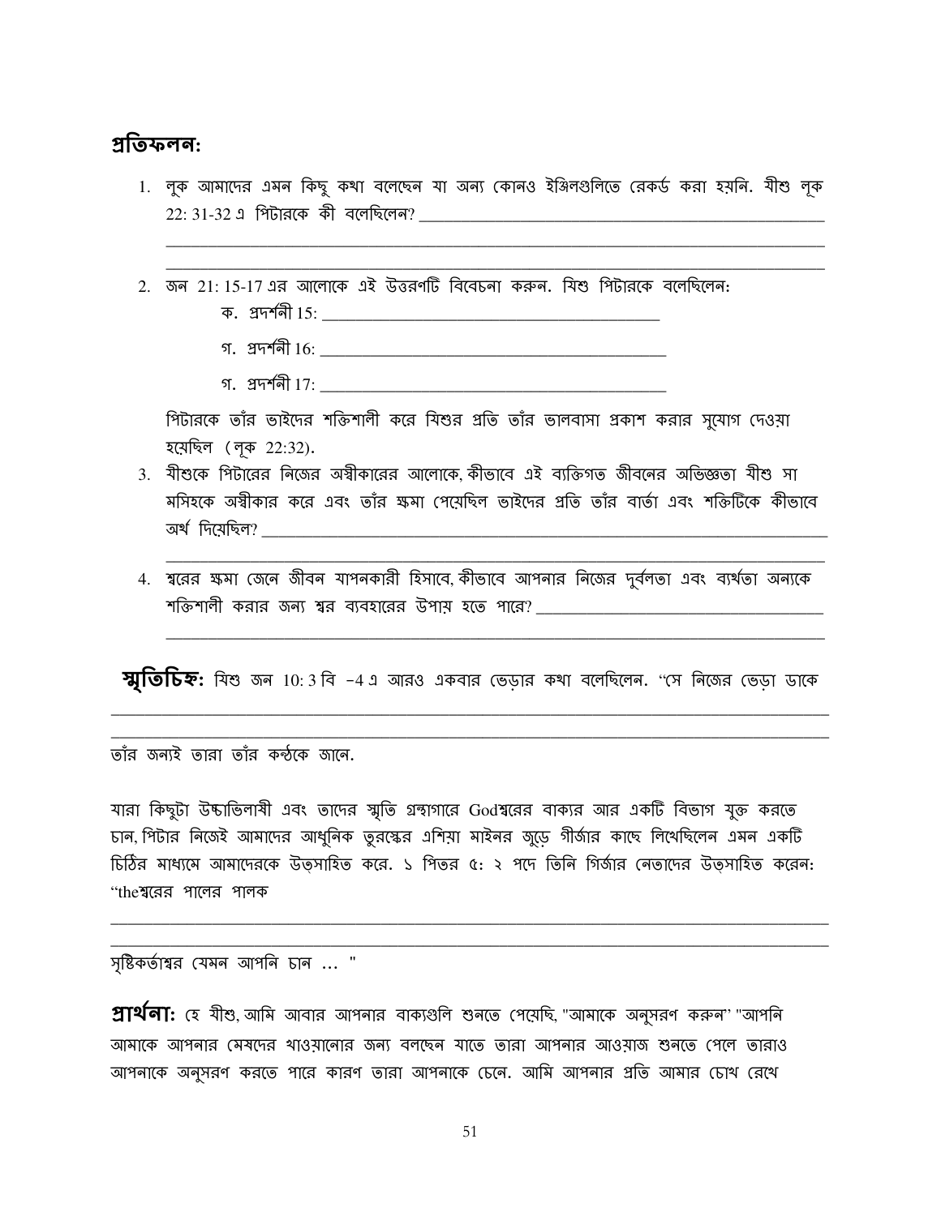## প্রতিফলন:

1. লূক আমাদের এমন কিছু কথা বলেছেন যা অন্য কোনও ইঞ্জিলগুলিতে রেকর্ড করা হয়নি. যীশু লূক 22: 31-32 এ পিটারকে কী বলেছিলেন? ______________________________________________

   ______________________________________________________________________________

   ______________________________________________________________________________

2. জন 21: 15-17 এর আলোকে এই উত্তরণটি বিবেচনা করুন. যিশু পিটারকে বলেছিলেন:

   ক. প্রদর্শনী 15: ________________________________________

   গ. প্রদর্শনী 16: ________________________________________

   গ. প্রদর্শনী 17: ________________________________________

   পিটারকে তাঁর ভাইদের শক্তিশালী করে যিশুর প্রতি তাঁর ভালবাসা প্রকাশ করার সুযোগ দেওয়া হয়েছিল (লূক 22:32).

3. যীশুকে পিটারের নিজের অস্বীকারের আলোকে, কীভাবে এই ব্যক্তিগত জীবনের অভিজ্ঞতা যীশু সা মসিহকে অস্বীকার করে এবং তাঁর ক্ষমা পেয়েছিল ভাইদের প্রতি তাঁর বার্তা এবং শক্তিটিকে কীভাবে অর্থ দিয়েছিল? ______________________________________________________________

   ______________________________________________________________________________

4. শ্বরের ক্ষমা জেনে জীবন যাপনকারী হিসাবে, কীভাবে আপনার নিজের দুর্বলতা এবং ব্যর্থতা অন্যকে শক্তিশালী করার জন্য শ্বর ব্যবহারের উপায় হতে পারে? ________________________________

   ______________________________________________________________________________

**স্মৃতিচিহ্ন:** যিশু জন 10: 3 বি -4 এ আরও একবার ভেড়ার কথা বলেছিলেন. "সে নিজের ভেড়া ডাকে

______________________________________________________________________________

______________________________________________________________________________

তাঁর জন্যই তারা তাঁর কন্ঠকে জানে.

যারা কিছুটা উচ্চাভিলাষী এবং তাদের স্মৃতি গ্রন্থাগারে Godশ্বরের বাক্যর আর একটি বিভাগ যুক্ত করতে চান, পিটার নিজেই আমাদের আধুনিক তুরস্কের এশিয়া মাইনর জুড়ে গীর্জার কাছে লিখেছিলেন এমন একটি চিঠির মাধ্যমে আমাদেরকে উত্সাহিত করে. ১ পিতর ৫: ২ পদে তিনি গির্জার নেতাদের উত্সাহিত করেন: "theশ্বরের পালের পালক

______________________________________________________________________________

______________________________________________________________________________

সৃষ্টিকর্তাশ্বর যেমন আপনি চান ... "

**প্রার্থনা:** হে যীশু, আমি আবার আপনার বাক্যগুলি শুনতে পেয়েছি, "আমাকে অনুসরণ করুন" "আপনি আমাকে আপনার মেষদের খাওয়ানোর জন্য বলছেন যাতে তারা আপনার আওয়াজ শুনতে পেলে তারাও আপনাকে অনুসরণ করতে পারে কারণ তারা আপনাকে চেনে. আমি আপনার প্রতি আমার চোখ রেখে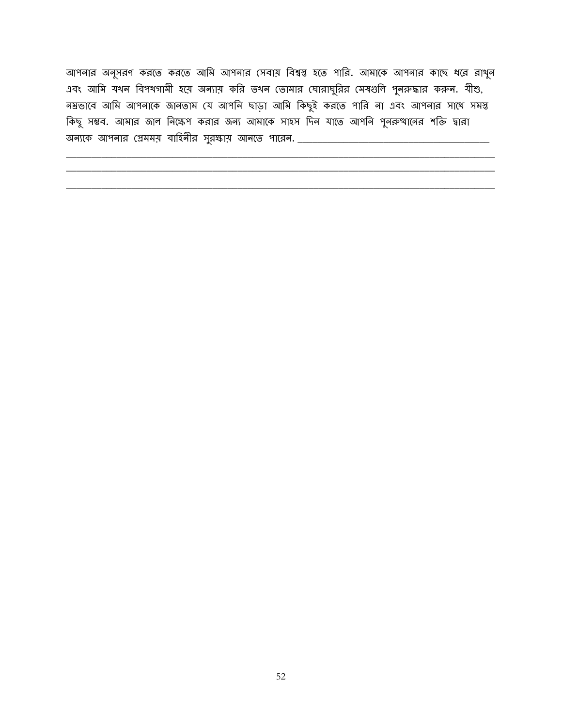আপনার অনুসরণ করতে করতে আমি আপনার সেবায় বিশ্বস্ত হতে পারি. আমাকে আপনার কাছে ধরে রাখুন এবং আমি যখন বিপথগামী হয়ে অন্যায় করি তখন তোমার ঘোরাঘুরির মেষগুলি পুনরুদ্ধার করুন. যীশু, নম্রভাবে আমি আপনাকে জানতাম যে আপনি ছাড়া আমি কিছুই করতে পারি না এবং আপনার সাথে সমস্ত কিছু সম্ভব. আমার জাল নিক্ষেপ করার জন্য আমাকে সাহস দিন যাতে আপনি পুনরুত্থানের শক্তি দ্বারা অন্যকে আপনার প্রেমময় বাহিনীর সুরক্ষায় আনতে পারেন. ________________________________________

____________________________________________________________________________________________

____________________________________________________________________________________________

____________________________________________________________________________________________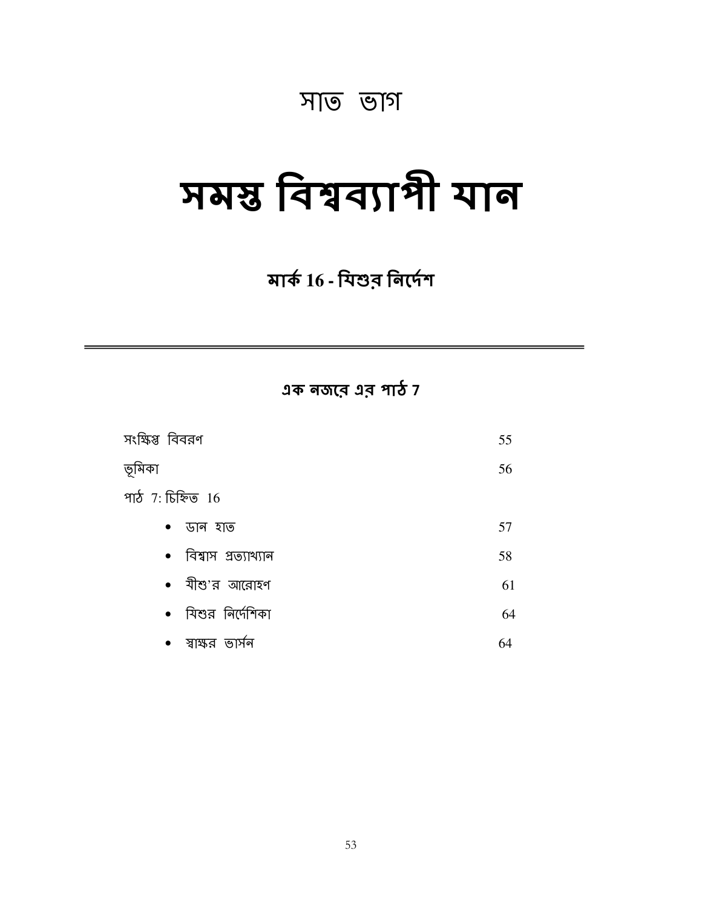# সাত ভাগ

# সমস্ত বিশ্বব্যাপী যান

## মার্ক 16 - যিশুর নির্দেশ

---

### এক নজরে এর পাঠ 7

| | |
|---|---|
| সংক্ষিপ্ত বিবরণ | 55 |
| ভূমিকা | 56 |
| পাঠ 7: চিহ্নিত 16 | |
| • ডান হাত | 57 |
| • বিশ্বাস প্রত্যাখ্যান | 58 |
| • যীশু'র আরোহণ | 61 |
| • যিশুর নির্দেশিকা | 64 |
| • স্বাক্ষর ভার্সন | 64 |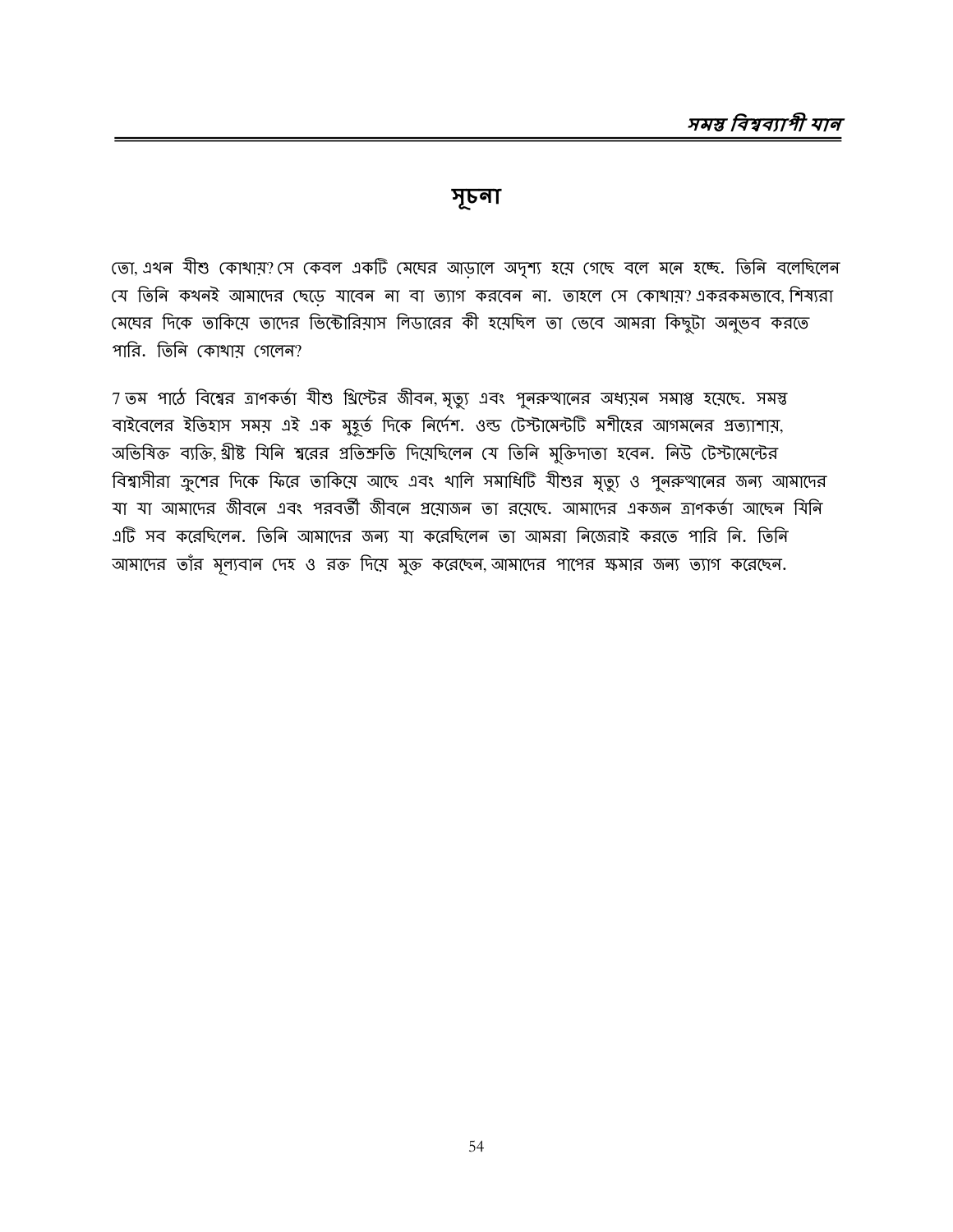## সূচনা

তো, এখন যীশু কোথায়? সে কেবল একটি মেঘের আড়ালে অদৃশ্য হয়ে গেছে বলে মনে হচ্ছে. তিনি বলেছিলেন যে তিনি কখনই আমাদের ছেড়ে যাবেন না বা ত্যাগ করবেন না. তাহলে সে কোথায়? একরকমভাবে, শিষ্যরা মেঘের দিকে তাকিয়ে তাদের ভিক্টোরিয়াস লিডারের কী হয়েছিল তা ভেবে আমরা কিছুটা অনুভব করতে পারি. তিনি কোথায় গেলেন?

7 তম পাঠে বিশ্বের ত্রাণকর্তা যীশু খ্রিস্টের জীবন, মৃত্যু এবং পুনরুত্থানের অধ্যয়ন সমাপ্ত হয়েছে. সমস্ত বাইবেলের ইতিহাস সময় এই এক মুহূর্ত দিকে নির্দেশ. ওল্ড টেস্টামেন্টটি মশীহের আগমনের প্রত্যাশায়, অভিষিক্ত ব্যক্তি, খ্রীষ্ট যিনি শ্বরের প্রতিশ্রুতি দিয়েছিলেন যে তিনি মুক্তিদাতা হবেন. নিউ টেস্টামেন্টের বিশ্বাসীরা ক্রুশের দিকে ফিরে তাকিয়ে আছে এবং খালি সমাধিটি যীশুর মৃত্যু ও পুনরুত্থানের জন্য আমাদের যা যা আমাদের জীবনে এবং পরবর্তী জীবনে প্রয়োজন তা রয়েছে. আমাদের একজন ত্রাণকর্তা আছেন যিনি এটি সব করেছিলেন. তিনি আমাদের জন্য যা করেছিলেন তা আমরা নিজেরাই করতে পারি নি. তিনি আমাদের তাঁর মূল্যবান দেহ ও রক্ত দিয়ে মুক্ত করেছেন, আমাদের পাপের ক্ষমার জন্য ত্যাগ করেছেন.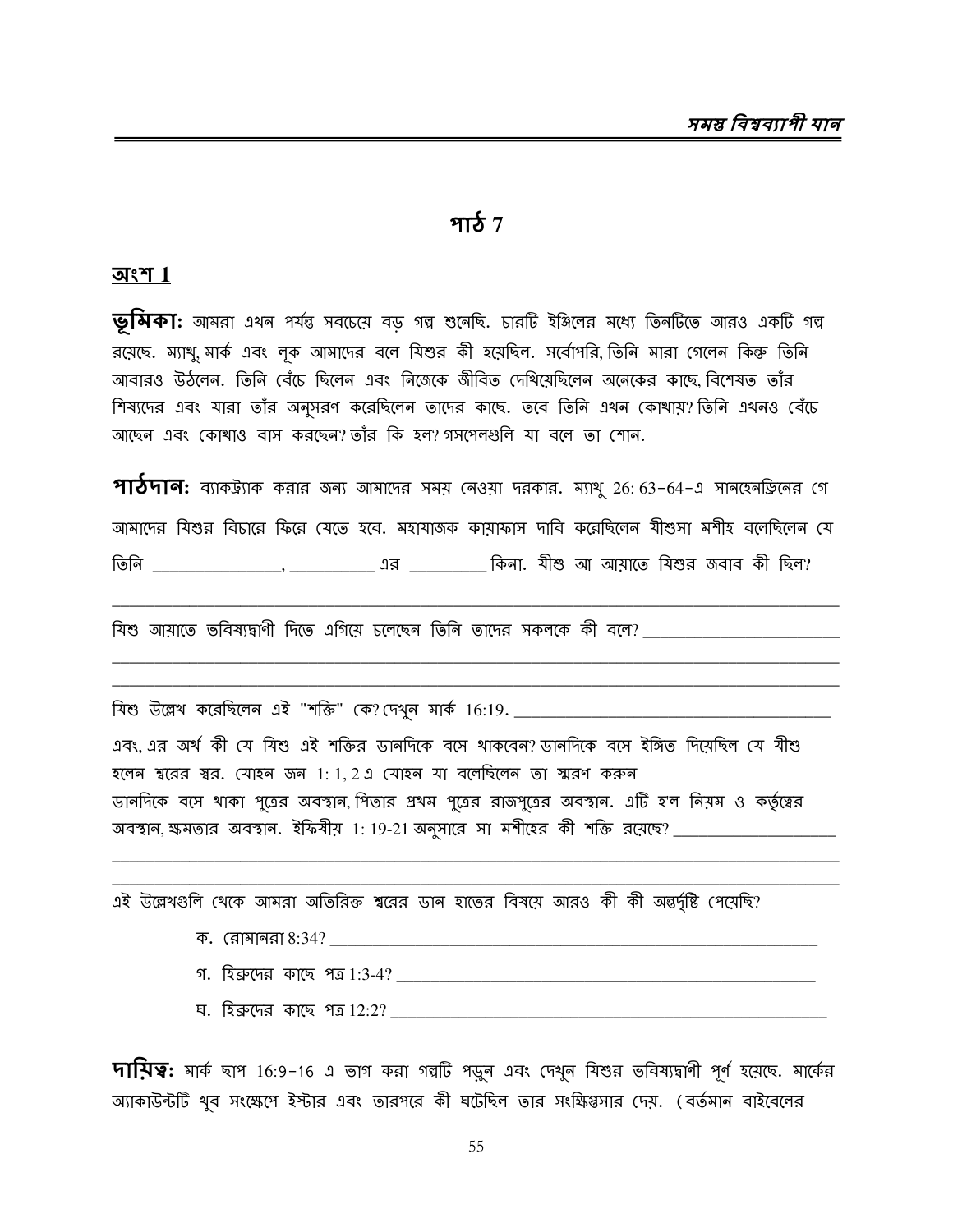# পাঠ 7

## অংশ 1

**ভূমিকা:** আমরা এখন পর্যন্ত সবচেয়ে বড় গল্প শুনেছি. চারটি ইঞ্জিলের মধ্যে তিনটিতে আরও একটি গল্প রয়েছে. ম্যাথু, মার্ক এবং লূক আমাদের বলে যিশুর কী হয়েছিল. সর্বোপরি, তিনি মারা গেলেন কিন্তু তিনি আবারও উঠলেন. তিনি বেঁচে ছিলেন এবং নিজেকে জীবিত দেখিয়েছিলেন অনেকের কাছে, বিশেষত তাঁর শিষ্যদের এবং যারা তাঁর অনুসরণ করেছিলেন তাদের কাছে. তবে তিনি এখন কোথায়? তিনি এখনও বেঁচে আছেন এবং কোথাও বাস করছেন? তাঁর কি হল? গসপেলগুলি যা বলে তা শোন.

**পাঠদান:** ব্যাকট্র্যাক করার জন্য আমাদের সময় নেওয়া দরকার. ম্যাথু 26: 63-64-এ সানহেনড্রিনের গে আমাদের যিশুর বিচারে ফিরে যেতে হবে. মহাযাজক কায়াফাস দাবি করেছিলেন যীশুসা মশীহ বলেছিলেন যে তিনি _______________, __________ এর _________ কিনা. যীশু আ আয়াতে যিশুর জবাব কী ছিল?

_______________________________________________________________________________

যিশু আয়াতে ভবিষ্যদ্বাণী দিতে এগিয়ে চলেছেন তিনি তাদের সকলকে কী বলে? _______________________

_______________________________________________________________________________

_______________________________________________________________________________

যিশু উল্লেখ করেছিলেন এই "শক্তি" কে? দেখুন মার্ক 16:19. ____________________________________

এবং, এর অর্থ কী যে যিশু এই শক্তির ডানদিকে বসে থাকবেন? ডানদিকে বসে ইঙ্গিত দিয়েছিল যে যীশু হলেন স্বরের স্বর. যোহন জন 1: 1, 2 এ যোহন যা বলেছিলেন তা স্মরণ করুন ডানদিকে বসে থাকা পুত্রের অবস্থান, পিতার প্রথম পুত্রের রাজপুত্রের অবস্থান. এটি হ'ল নিয়ম ও কর্তৃত্বের অবস্থান, ক্ষমতার অবস্থান. ইফিষীয় 1: 19-21 অনুসারে সা মশীহের কী শক্তি রয়েছে? ___________________

_______________________________________________________________________________

_______________________________________________________________________________

এই উল্লেখগুলি থেকে আমরা অতিরিক্ত স্বরের ডান হাতের বিষয়ে আরও কী কী অন্তর্দৃষ্টি পেয়েছি?

ক. রোমানরা 8:34? ___________________________________________________________

গ. হিব্রুদের কাছে পত্র 1:3-4? _______________________________________________

ঘ. হিব্রুদের কাছে পত্র 12:2? _________________________________________________

**দায়িত্ব:** মার্ক ছাপ 16:9-16 এ ভাগ করা গল্পটি পড়ুন এবং দেখুন যিশুর ভবিষ্যদ্বাণী পূর্ণ হয়েছে. মার্কের অ্যাকাউন্টটি খুব সংক্ষেপে ইস্টার এবং তারপরে কী ঘটেছিল তার সংক্ষিপ্তসার দেয়. (বর্তমান বাইবেলের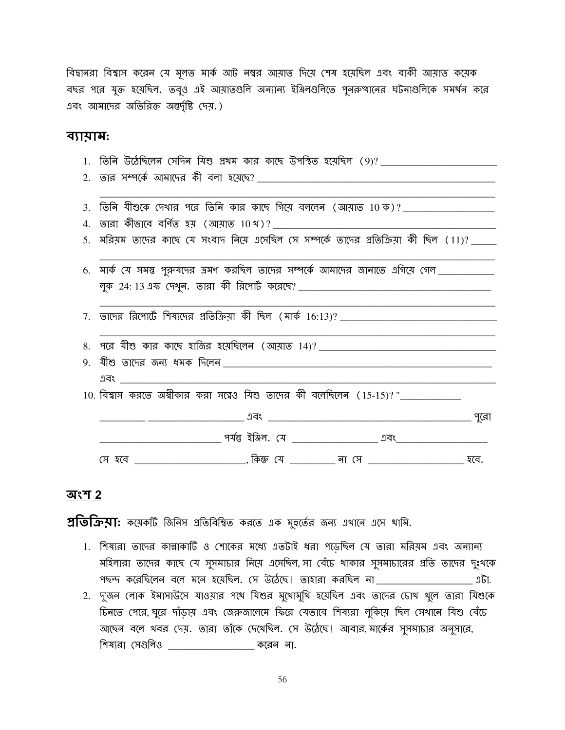বিদ্বানরা বিশ্বাস করেন যে মূলত মার্ক আট নম্বর আয়াত দিয়ে শেষ হয়েছিল এবং বাকী আয়াত কয়েক বছর পরে যুক্ত হয়েছিল. তবুও এই আয়াতগুলি অন্যান্য ইঞ্জিলগুলিতে পুনরুত্থানের ঘটনাগুলিকে সমর্থন করে এবং আমাদের অতিরিক্ত অন্তর্দৃষ্টি দেয়.)

## ব্যায়াম:

1. তিনি উঠেছিলেন সেদিন যিশু প্রথম কার কাছে উপস্থিত হয়েছিল (9)? ______________________
2. তার সম্পর্কে আমাদের কী বলা হয়েছে? ______________________________________________
   ______________________________________________________________________________
3. তিনি যীশুকে দেখার পরে তিনি কার কাছে গিয়ে বললেন (আয়াত 10 ক)? __________________
4. তারা কীভাবে বর্ণিত হয় (আয়াত 10 খ)? ______________________________________________
5. মরিয়ম তাদের কাছে যে সংবাদ নিয়ে এসেছিল সে সম্পর্কে তাদের প্রতিক্রিয়া কী ছিল (11)? _____
   ______________________________________________________________________________
6. মার্ক যে সমস্ত পুরুষদের ভ্রমণ করছিল তাদের সম্পর্কে আমাদের জানাতে এগিয়ে গেল ___________ লূক 24: 13 এফ দেখুন. তারা কী রিপোর্ট করেছে? ______________________________________
   ______________________________________________________________________________
7. তাদের রিপোর্টে শিষ্যদের প্রতিক্রিয়া কী ছিল (মার্ক 16:13)? _____________________________
   ______________________________________________________________________________
8. পরে যীশু কার কাছে হাজির হয়েছিলেন (আয়াত 14)? ____________________________________
9. যীশু তাদের জন্য ধমক দিলেন __________________________________________________
   এবং ________________________________________________________________________
10. বিশ্বাস করতে অস্বীকার করা সত্ত্বেও যিশু তাদের কী বলেছিলেন (15-15)? "____________
    _________ __________________ এবং ______________________________________ পুরো
    _______________________ পর্যন্ত ইঞ্জিল. যে ________________ এবং__________________
    সে হবে _____________________, কিন্তু যে _________ না সে __________________ হবে.

## অংশ 2

**প্রতিক্রিয়া:** কয়েকটি জিনিস প্রতিবিম্বিত করতে এক মুহূর্তের জন্য এখানে এসে থামি.

1. শিষ্যরা তাদের কান্নাকাটি ও শোকের মধ্যে এতটাই ধরা পড়েছিল যে তারা মরিয়ম এবং অন্যান্য মহিলারা তাদের কাছে যে সুসমাচার নিয়ে এসেছিল, সা বেঁচে থাকার সুসমাচারের প্রতি তাদের দুঃখকে পছন্দ করেছিলেন বলে মনে হয়েছিল. সে উঠেছে! তাহারা করছিল না __________________ এটা.
2. দুজন লোক ইমাসাউসে যাওয়ার পথে যিশুর মুখোমুখি হয়েছিল এবং তাদের চোখ খুলে তারা যিশুকে চিনতে পেরে, ঘুরে দাঁড়ায় এবং জেরুজালেমে ফিরে যেভাবে শিষ্যরা লুকিয়ে ছিল সেখানে যিশু বেঁচে আছেন বলে খবর দেয়. তারা তাঁকে দেখেছিল. সে উঠেছে! আবার, মার্কের সুসমাচার অনুসারে, শিষ্যরা সেগুলিও ________________ করেন না.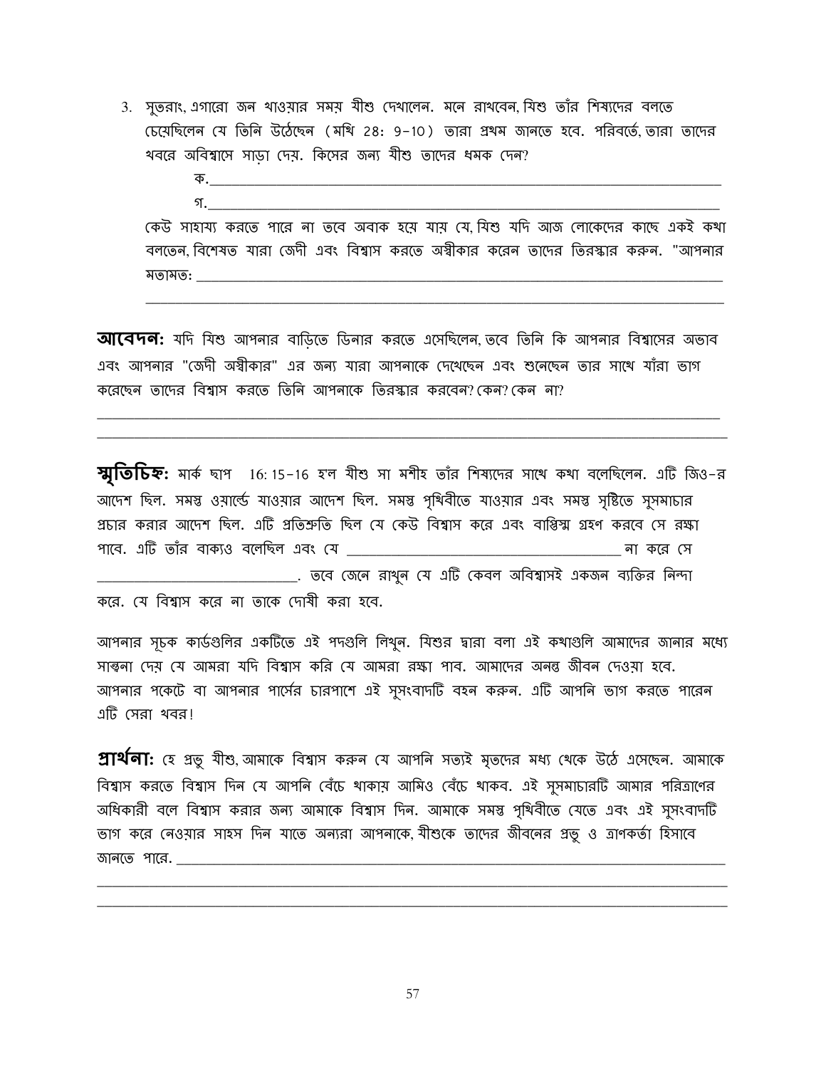3. সুতরাং, এগারো জন খাওয়ার সময় যীশু দেখালেন. মনে রাখবেন, যিশু তাঁর শিষ্যদের বলতে চেয়েছিলেন যে তিনি উঠেছেন (মথি 28: 9-10) তারা প্রথম জানতে হবে. পরিবর্তে, তারা তাদের খবরে অবিশ্বাসে সাড়া দেয়. কিসের জন্য যীশু তাদের ধমক দেন?

   ক.\_\_\_\_\_\_\_\_\_\_\_\_\_\_\_\_\_\_\_\_\_\_\_\_\_\_\_\_\_\_\_\_\_\_\_\_\_\_\_\_\_\_\_\_\_\_\_\_\_\_\_\_\_\_\_\_\_\_\_\_

   গ.\_\_\_\_\_\_\_\_\_\_\_\_\_\_\_\_\_\_\_\_\_\_\_\_\_\_\_\_\_\_\_\_\_\_\_\_\_\_\_\_\_\_\_\_\_\_\_\_\_\_\_\_\_\_\_\_\_\_\_\_

   কেউ সাহায্য করতে পারে না তবে অবাক হয়ে যায় যে, যিশু যদি আজ লোকেদের কাছে একই কথা বলতেন, বিশেষত যারা জেদী এবং বিশ্বাস করতে অস্বীকার করেন তাদের তিরস্কার করুন. "আপনার মতামত: \_\_\_\_\_\_\_\_\_\_\_\_\_\_\_\_\_\_\_\_\_\_\_\_\_\_\_\_\_\_\_\_\_\_\_\_\_\_\_\_\_\_\_\_\_\_\_\_\_\_\_\_\_\_\_\_\_\_\_\_

   \_\_\_\_\_\_\_\_\_\_\_\_\_\_\_\_\_\_\_\_\_\_\_\_\_\_\_\_\_\_\_\_\_\_\_\_\_\_\_\_\_\_\_\_\_\_\_\_\_\_\_\_\_\_\_\_\_\_\_\_\_\_\_\_\_\_\_\_\_\_

**আবেদন:** যদি যিশু আপনার বাড়িতে ডিনার করতে এসেছিলেন, তবে তিনি কি আপনার বিশ্বাসের অভাব এবং আপনার "জেদী অস্বীকার" এর জন্য যারা আপনাকে দেখেছেন এবং শুনেছেন তার সাথে যাঁরা ভাগ করেছেন তাদের বিশ্বাস করতে তিনি আপনাকে তিরস্কার করবেন? কেন? কেন না?

\_\_\_\_\_\_\_\_\_\_\_\_\_\_\_\_\_\_\_\_\_\_\_\_\_\_\_\_\_\_\_\_\_\_\_\_\_\_\_\_\_\_\_\_\_\_\_\_\_\_\_\_\_\_\_\_\_\_\_\_\_\_\_\_\_\_\_\_\_\_\_\_\_\_\_\_

\_\_\_\_\_\_\_\_\_\_\_\_\_\_\_\_\_\_\_\_\_\_\_\_\_\_\_\_\_\_\_\_\_\_\_\_\_\_\_\_\_\_\_\_\_\_\_\_\_\_\_\_\_\_\_\_\_\_\_\_\_\_\_\_\_\_\_\_\_\_\_\_\_\_\_\_

**স্মৃতিচিহ্ন:** মার্ক ছাপ 16: 15-16 হ'ল যীশু সা মশীহ তাঁর শিষ্যদের সাথে কথা বলেছিলেন. এটি জিও-র আদেশ ছিল. সমস্ত ওয়ার্ল্ডে যাওয়ার আদেশ ছিল. সমস্ত পৃথিবীতে যাওয়ার এবং সমস্ত সৃষ্টিতে সুসমাচার প্রচার করার আদেশ ছিল. এটি প্রতিশ্রুতি ছিল যে কেউ বিশ্বাস করে এবং বাপ্তিস্ম গ্রহণ করবে সে রক্ষা পাবে. এটি তাঁর বাক্যও বলেছিল এবং যে \_\_\_\_\_\_\_\_\_\_\_\_\_\_\_\_\_\_\_\_\_\_\_\_\_\_\_\_\_\_\_\_\_\_\_\_ না করে সে \_\_\_\_\_\_\_\_\_\_\_\_\_\_\_\_\_\_\_\_\_\_\_\_\_\_\_\_\_\_. তবে জেনে রাখুন যে এটি কেবল অবিশ্বাসই একজন ব্যক্তির নিন্দা করে. যে বিশ্বাস করে না তাকে দোষী করা হবে.

আপনার সূচক কার্ডগুলির একটিতে এই পদগুলি লিখুন. যিশুর দ্বারা বলা এই কথাগুলি আমাদের জানার মধ্যে সান্ত্বনা দেয় যে আমরা যদি বিশ্বাস করি যে আমরা রক্ষা পাব. আমাদের অনন্ত জীবন দেওয়া হবে. আপনার পকেটে বা আপনার পার্সের চারপাশে এই সুসংবাদটি বহন করুন. এটি আপনি ভাগ করতে পারেন এটি সেরা খবর!

**প্রার্থনা:** হে প্রভু যীশু, আমাকে বিশ্বাস করুন যে আপনি সত্যই মৃতদের মধ্য থেকে উঠে এসেছেন. আমাকে বিশ্বাস করতে বিশ্বাস দিন যে আপনি বেঁচে থাকায় আমিও বেঁচে থাকব. এই সুসমাচারটি আমার পরিত্রাণের অধিকারী বলে বিশ্বাস করার জন্য আমাকে বিশ্বাস দিন. আমাকে সমস্ত পৃথিবীতে যেতে এবং এই সুসংবাদটি ভাগ করে নেওয়ার সাহস দিন যাতে অন্যরা আপনাকে, যীশুকে তাদের জীবনের প্রভু ও ত্রাণকর্তা হিসাবে জানতে পারে. \_\_\_\_\_\_\_\_\_\_\_\_\_\_\_\_\_\_\_\_\_\_\_\_\_\_\_\_\_\_\_\_\_\_\_\_\_\_\_\_\_\_\_\_\_\_\_\_\_\_\_\_\_\_\_\_\_\_\_\_

\_\_\_\_\_\_\_\_\_\_\_\_\_\_\_\_\_\_\_\_\_\_\_\_\_\_\_\_\_\_\_\_\_\_\_\_\_\_\_\_\_\_\_\_\_\_\_\_\_\_\_\_\_\_\_\_\_\_\_\_\_\_\_\_\_\_\_\_\_\_\_\_\_\_\_\_

\_\_\_\_\_\_\_\_\_\_\_\_\_\_\_\_\_\_\_\_\_\_\_\_\_\_\_\_\_\_\_\_\_\_\_\_\_\_\_\_\_\_\_\_\_\_\_\_\_\_\_\_\_\_\_\_\_\_\_\_\_\_\_\_\_\_\_\_\_\_\_\_\_\_\_\_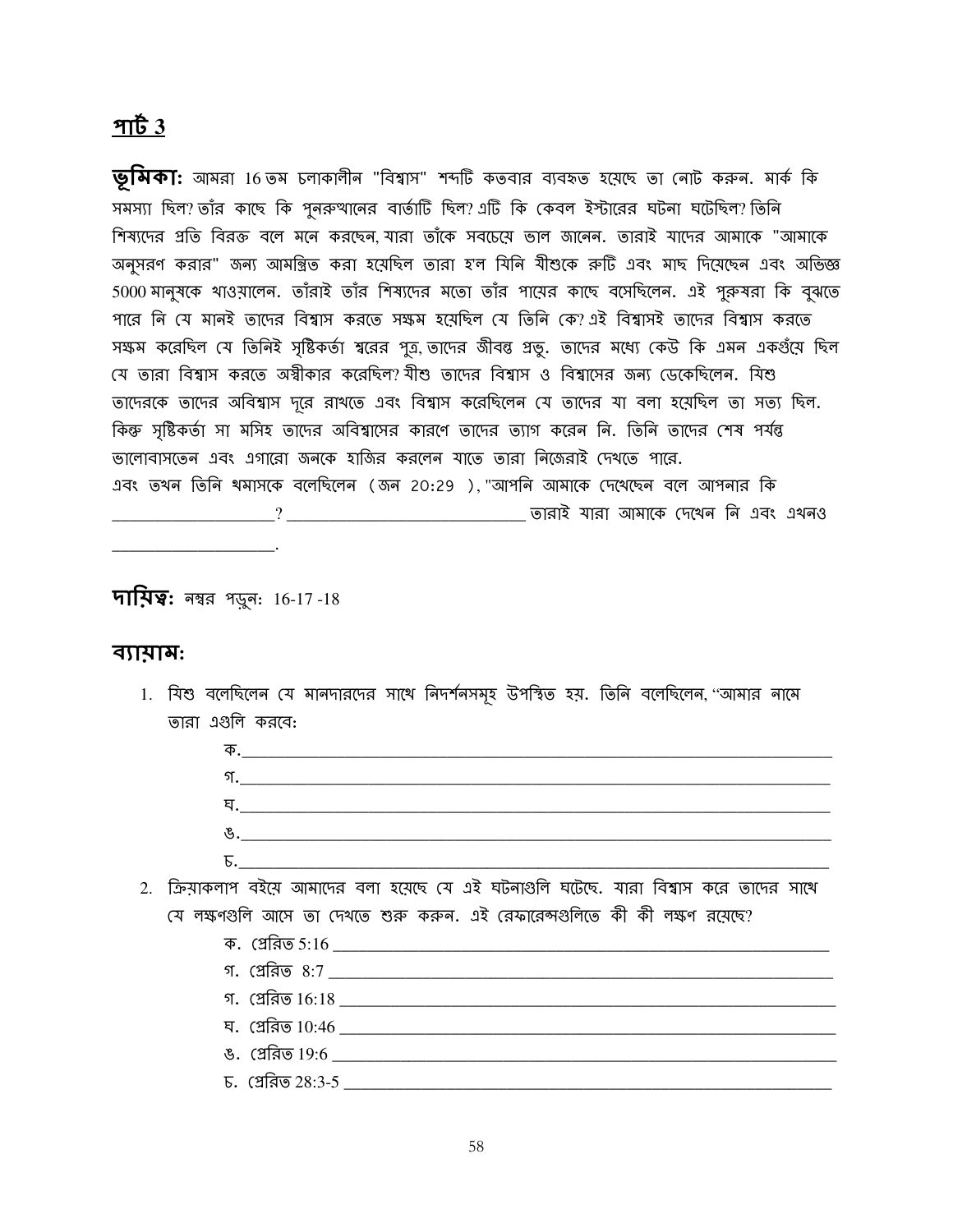## পার্ট 3

**ভূমিকা:** আমরা 16 তম চলাকালীন "বিশ্বাস" শব্দটি কতবার ব্যবহৃত হয়েছে তা নোট করুন. মার্ক কি সমস্যা ছিল? তাঁর কাছে কি পুনরুত্থানের বার্তাটি ছিল? এটি কি কেবল ইস্টারের ঘটনা ঘটেছিল? তিনি শিষ্যদের প্রতি বিরক্ত বলে মনে করছেন, যারা তাঁকে সবচেয়ে ভাল জানেন. তারাই যাদের আমাকে "আমাকে অনুসরণ করার" জন্য আমন্ত্রিত করা হয়েছিল তারা হ'ল যিনি যীশুকে রুটি এবং মাছ দিয়েছেন এবং অভিজ্ঞ 5000 মানুষকে খাওয়ালেন. তাঁরাই তাঁর শিষ্যদের মতো তাঁর পায়ের কাছে বসেছিলেন. এই পুরুষরা কি বুঝতে পারে নি যে মানই তাদের বিশ্বাস করতে সক্ষম হয়েছিল যে তিনি কে? এই বিশ্বাসই তাদের বিশ্বাস করতে সক্ষম করেছিল যে তিনিই সৃষ্টিকর্তা শ্বরের পুত্র, তাদের জীবন্ত প্রভু. তাদের মধ্যে কেউ কি এমন একগুঁয়ে ছিল যে তারা বিশ্বাস করতে অস্বীকার করেছিল? যীশু তাদের বিশ্বাস ও বিশ্বাসের জন্য ডেকেছিলেন. যিশু তাদেরকে তাদের অবিশ্বাস দূরে রাখতে এবং বিশ্বাস করেছিলেন যে তাদের যা বলা হয়েছিল তা সত্য ছিল. কিন্তু সৃষ্টিকর্তা সা মসিহ তাদের অবিশ্বাসের কারণে তাদের ত্যাগ করেন নি. তিনি তাদের শেষ পর্যন্ত ভালোবাসতেন এবং এগারো জনকে হাজির করলেন যাতে তারা নিজেরাই দেখতে পারে.
এবং তখন তিনি থমাসকে বলেছিলেন (জন 20:29 ), "আপনি আমাকে দেখেছেন বলে আপনার কি ____________________? ______________________________ তারাই যারা আমাকে দেখেন নি এবং এখনও ____________________.

**দায়িত্ব:** নম্বর পড়ুন: 16-17 -18

## ব্যায়াম:

1. যিশু বলেছিলেন যে মানদারদের সাথে নিদর্শনসমূহ উপস্থিত হয়. তিনি বলেছিলেন, "আমার নামে তারা এগুলি করবে:
   ক.____________________________________________________________
   গ.____________________________________________________________
   ঘ.____________________________________________________________
   ঙ.____________________________________________________________
   চ.____________________________________________________________
2. ক্রিয়াকলাপ বইয়ে আমাদের বলা হয়েছে যে এই ঘটনাগুলি ঘটেছে. যারা বিশ্বাস করে তাদের সাথে যে লক্ষণগুলি আসে তা দেখতে শুরু করুন. এই রেফারেন্সগুলিতে কী কী লক্ষণ রয়েছে?
   ক. প্রেরিত 5:16 ____________________________________________________
   গ. প্রেরিত 8:7 ____________________________________________________
   গ. প্রেরিত 16:18 ____________________________________________________
   ঘ. প্রেরিত 10:46 ____________________________________________________
   ঙ. প্রেরিত 19:6 ____________________________________________________
   চ. প্রেরিত 28:3-5 ____________________________________________________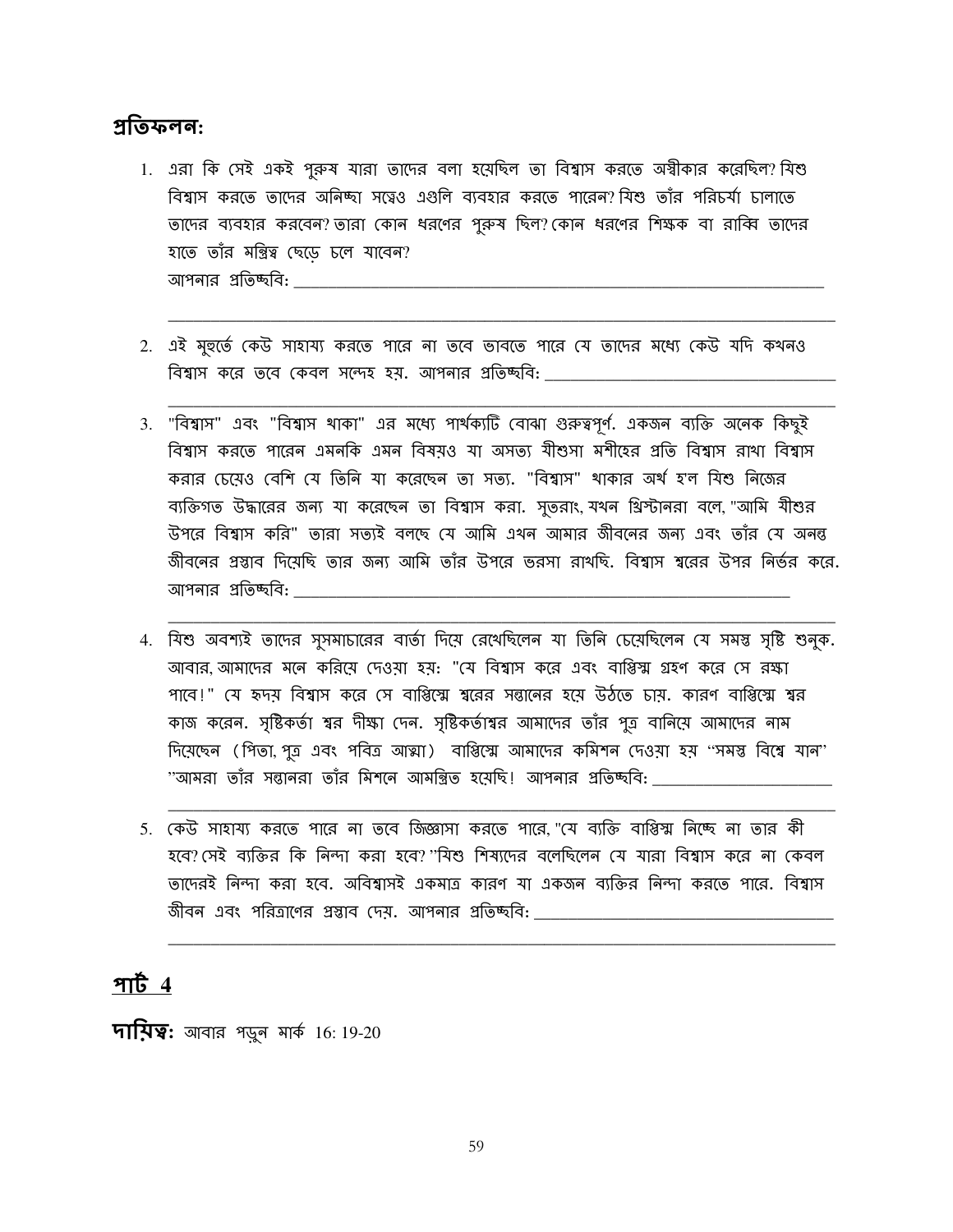## প্রতিফলন:

1. এরা কি সেই একই পুরুষ যারা তাদের বলা হয়েছিল তা বিশ্বাস করতে অস্বীকার করেছিল? যিশু বিশ্বাস করতে তাদের অনিচ্ছা সত্ত্বেও এগুলি ব্যবহার করতে পারেন? যিশু তাঁর পরিচর্যা চালাতে তাদের ব্যবহার করবেন? তারা কোন ধরণের পুরুষ ছিল? কোন ধরণের শিক্ষক বা রাব্বি তাদের হাতে তাঁর মন্ত্রিত্ব ছেড়ে চলে যাবেন?
   আপনার প্রতিচ্ছবি: ________________________________________________________________
   ________________________________________________________________________________

2. এই মুহূর্তে কেউ সাহায্য করতে পারে না তবে ভাবতে পারে যে তাদের মধ্যে কেউ যদি কখনও বিশ্বাস করে তবে কেবল সন্দেহ হয়. আপনার প্রতিচ্ছবি: ________________________________
   ________________________________________________________________________________

3. "বিশ্বাস" এবং "বিশ্বাস থাকা" এর মধ্যে পার্থক্যটি বোঝা গুরুত্বপূর্ণ. একজন ব্যক্তি অনেক কিছুই বিশ্বাস করতে পারেন এমনকি এমন বিষয়ও যা অসত্য যীশুসা মশীহের প্রতি বিশ্বাস রাখা বিশ্বাস করার চেয়েও বেশি যে তিনি যা করেছেন তা সত্য. "বিশ্বাস" থাকার অর্থ হ'ল যিশু নিজের ব্যক্তিগত উদ্ধারের জন্য যা করেছেন তা বিশ্বাস করা. সুতরাং, যখন খ্রিস্টানরা বলে, "আমি যীশুর উপরে বিশ্বাস করি" তারা সত্যই বলছে যে আমি এখন আমার জীবনের জন্য এবং তাঁর যে অনন্ত জীবনের প্রস্তাব দিয়েছি তার জন্য আমি তাঁর উপরে ভরসা রাখছি. বিশ্বাস শ্বরের উপর নির্ভর করে.
   আপনার প্রতিচ্ছবি: ________________________________________________________________
   ________________________________________________________________________________

4. যিশু অবশ্যই তাদের সুসমাচারের বার্তা দিয়ে রেখেছিলেন যা তিনি চেয়েছিলেন যে সমস্ত সৃষ্টি শুনুক. আবার, আমাদের মনে করিয়ে দেওয়া হয়: "যে বিশ্বাস করে এবং বাপ্তিস্ম গ্রহণ করে সে রক্ষা পাবে!" যে হৃদয় বিশ্বাস করে সে বাপ্তিস্মে শ্বরের সন্তানের হয়ে উঠতে চায়. কারণ বাপ্তিস্মে শ্বর কাজ করেন. সৃষ্টিকর্তা শ্বর দীক্ষা দেন. সৃষ্টিকর্তাশ্বর আমাদের তাঁর পুত্র বানিয়ে আমাদের নাম দিয়েছেন (পিতা, পুত্র এবং পবিত্র আত্মা) বাপ্তিস্মে আমাদের কমিশন দেওয়া হয় "সমস্ত বিশ্বে যান" "আমরা তাঁর সন্তানরা তাঁর মিশনে আমন্ত্রিত হয়েছি! আপনার প্রতিচ্ছবি: ____________________
   ________________________________________________________________________________

5. কেউ সাহায্য করতে পারে না তবে জিজ্ঞাসা করতে পারে, "যে ব্যক্তি বাপ্তিস্ম নিচ্ছে না তার কী হবে? সেই ব্যক্তির কি নিন্দা করা হবে?" যিশু শিষ্যদের বলেছিলেন যে যারা বিশ্বাস করে না কেবল তাদেরই নিন্দা করা হবে. অবিশ্বাসই একমাত্র কারণ যা একজন ব্যক্তির নিন্দা করতে পারে. বিশ্বাস জীবন এবং পরিত্রাণের প্রস্তাব দেয়. আপনার প্রতিচ্ছবি: ________________________________
   ________________________________________________________________________________

## <u>পার্ট 4</u>

**দায়িত্ব:** আবার পড়ুন মার্ক 16: 19-20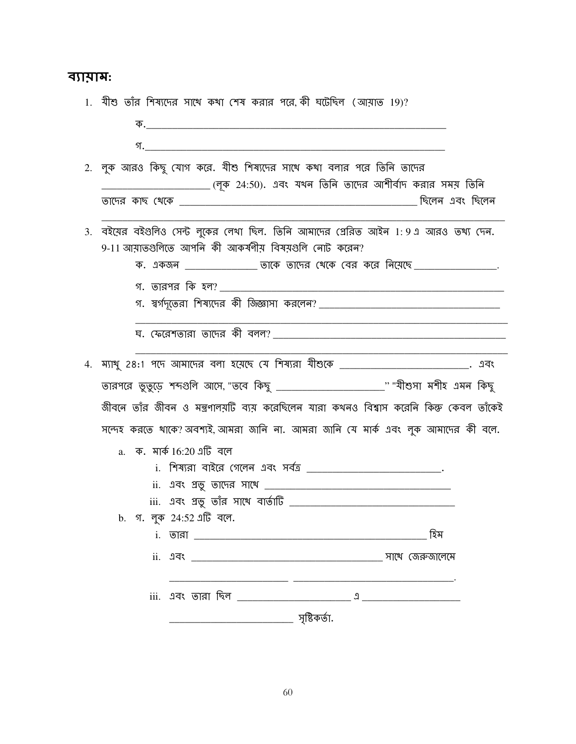## ব্যায়াম:

1. যীশু তাঁর শিষ্যদের সাথে কথা শেষ করার পরে, কী ঘটেছিল (আয়াত 19)?

   ক.______________________________________________________________

   গ.______________________________________________________________

2. লুক আরও কিছু যোগ করে. যীশু শিষ্যদের সাথে কথা বলার পরে তিনি তাদের ______________________ (লূক 24:50). এবং যখন তিনি তাদের আশীর্বাদ করার সময় তিনি তাদের কাছ থেকে __________________________________________________ ছিলেন এবং ছিলেন ________________________________________________________________________________

3. বইয়ের বইগুলিও সেন্ট লুকের লেখা ছিল. তিনি আমাদের প্রেরিত আইন 1: 9 এ আরও তথ্য দেন. 9-11 আয়াতগুলিতে আপনি কী আকর্ষণীয় বিষয়গুলি নোট করেন?

   ক. একজন _______________ তাকে তাদের থেকে বের করে নিয়েছে _________________.

   গ. তারপর কি হল? ____________________________________________________________

   গ. স্বর্গদূতেরা শিষ্যদের কী জিজ্ঞাসা করলেন? ______________________________________
   ________________________________________________________________________________

   ঘ. ফেরেশতারা তাদের কী বলল? ____________________________________________________
   ________________________________________________________________________________

4. ম্যাথু 28:1 পদে আমাদের বলা হয়েছে যে শিষ্যরা যীশুকে __________________________. এবং তারপরে ভুতুড়ে শব্দগুলি আসে, "তবে কিছু ______________________" "যীশুসা মশীহ এমন কিছু জীবনে তাঁর জীবন ও মন্ত্রণালয়টি ব্যয় করেছিলেন যারা কখনও বিশ্বাস করেনি কিন্তু কেবল তাঁকেই সন্দেহ করতে থাকে? অবশ্যই, আমরা জানি না. আমরা জানি যে মার্ক এবং লুক আমাদের কী বলে.

   a. ক. মার্ক 16:20 এটি বলে
      i. শিষ্যরা বাইরে গেলেন এবং সর্বত্র ___________________________.
      ii. এবং প্রভু তাদের সাথে ______________________________________
      iii. এবং প্রভু তাঁর সাথে বার্তাটি __________________________________
   b. গ. লুক 24:52 এটি বলে.
      i. তারা ______________________________________________ হিম
      ii. এবং ______________________________________ সাথে জেরুজালেমে
      ________________________ ________________________________.
      iii. এবং তারা ছিল ______________________ এ ____________________
      _________________________ সৃষ্টিকর্তা.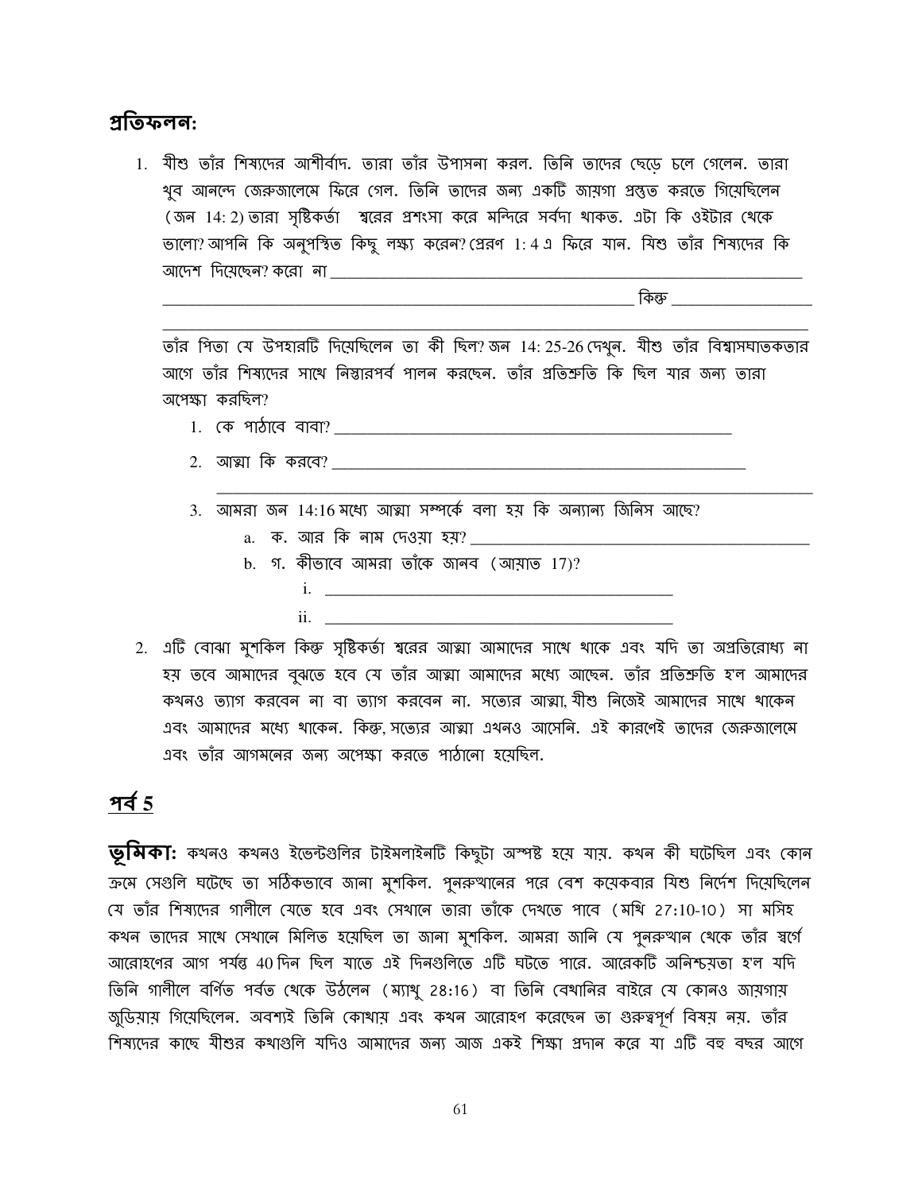## প্রতিফলন:

1. যীশু তাঁর শিষ্যদের আশীর্বাদ. তারা তাঁর উপাসনা করল. তিনি তাদের ছেড়ে চলে গেলেন. তারা খুব আনন্দে জেরুজালেমে ফিরে গেল. তিনি তাদের জন্য একটি জায়গা প্রস্তুত করতে গিয়েছিলেন (জন 14: 2) তারা সৃষ্টিকর্তা শ্বরের প্রশংসা করে মন্দিরে সর্বদা থাকত. এটা কি ওইটার থেকে ভালো? আপনি কি অনুপস্থিত কিছু লক্ষ্য করেন? প্রেরণ 1: 4 এ ফিরে যান. যিশু তাঁর শিষ্যদের কি আদেশ দিয়েছেন? করো না \_\_\_\_\_\_\_\_\_\_\_\_\_\_\_\_\_\_\_\_\_\_\_\_\_\_\_\_\_\_\_\_\_\_\_\_\_\_\_\_\_\_\_\_\_\_\_\_\_\_\_\_\_\_\_\_\_\_

   \_\_\_\_\_\_\_\_\_\_\_\_\_\_\_\_\_\_\_\_\_\_\_\_\_\_\_\_\_\_\_\_\_\_\_\_\_\_\_\_\_\_\_\_\_\_\_\_\_\_\_\_\_\_\_\_\_\_\_\_ কিন্তু \_\_\_\_\_\_\_\_\_\_\_\_\_\_\_\_\_\_

   \_\_\_\_\_\_\_\_\_\_\_\_\_\_\_\_\_\_\_\_\_\_\_\_\_\_\_\_\_\_\_\_\_\_\_\_\_\_\_\_\_\_\_\_\_\_\_\_\_\_\_\_\_\_\_\_\_\_\_\_\_\_\_\_\_\_\_\_\_\_\_\_\_\_\_\_\_\_\_\_

   তাঁর পিতা যে উপহারটি দিয়েছিলেন তা কী ছিল? জন 14: 25-26 দেখুন. যীশু তাঁর বিশ্বাসঘাতকতার আগে তাঁর শিষ্যদের সাথে নিস্তারপর্ব পালন করছেন. তাঁর প্রতিশ্রুতি কি ছিল যার জন্য তারা অপেক্ষা করছিল?

   1. কে পাঠাবে বাবা? \_\_\_\_\_\_\_\_\_\_\_\_\_\_\_\_\_\_\_\_\_\_\_\_\_\_\_\_\_\_\_\_\_\_\_\_\_\_\_\_\_\_\_\_\_\_\_\_\_\_
   2. আত্মা কি করবে? \_\_\_\_\_\_\_\_\_\_\_\_\_\_\_\_\_\_\_\_\_\_\_\_\_\_\_\_\_\_\_\_\_\_\_\_\_\_\_\_\_\_\_\_\_\_\_\_\_\_\_\_\_\_

      \_\_\_\_\_\_\_\_\_\_\_\_\_\_\_\_\_\_\_\_\_\_\_\_\_\_\_\_\_\_\_\_\_\_\_\_\_\_\_\_\_\_\_\_\_\_\_\_\_\_\_\_\_\_\_\_\_\_\_\_\_\_\_\_\_\_\_\_\_\_\_\_
   3. আমরা জন 14:16 মধ্যে আত্মা সম্পর্কে বলা হয় কি অন্যান্য জিনিস আছে?
      a. ক. আর কি নাম দেওয়া হয়? \_\_\_\_\_\_\_\_\_\_\_\_\_\_\_\_\_\_\_\_\_\_\_\_\_\_\_\_\_\_\_\_\_\_\_\_\_\_\_\_\_\_\_\_
      b. গ. কীভাবে আমরা তাঁকে জানব (আয়াত 17)?
         i. \_\_\_\_\_\_\_\_\_\_\_\_\_\_\_\_\_\_\_\_\_\_\_\_\_\_\_\_\_\_\_\_\_\_\_\_\_\_\_\_\_\_\_\_\_\_
         ii. \_\_\_\_\_\_\_\_\_\_\_\_\_\_\_\_\_\_\_\_\_\_\_\_\_\_\_\_\_\_\_\_\_\_\_\_\_\_\_\_\_\_\_\_\_\_

2. এটি বোঝা মুশকিল কিন্তু সৃষ্টিকর্তা শ্বরের আত্মা আমাদের সাথে থাকে এবং যদি তা অপ্রতিরোধ্য না হয় তবে আমাদের বুঝতে হবে যে তাঁর আত্মা আমাদের মধ্যে আছেন. তাঁর প্রতিশ্রুতি হ'ল আমাদের কখনও ত্যাগ করবেন না বা ত্যাগ করবেন না. সত্যের আত্মা, যীশু নিজেই আমাদের সাথে থাকেন এবং আমাদের মধ্যে থাকেন. কিন্তু, সত্যের আত্মা এখনও আসেনি. এই কারণেই তাদের জেরুজালেমে এবং তাঁর আগমনের জন্য অপেক্ষা করতে পাঠানো হয়েছিল.

## পর্ব 5

**ভূমিকা:** কখনও কখনও ইভেন্টগুলির টাইমলাইনটি কিছুটা অস্পষ্ট হয়ে যায়. কখন কী ঘটেছিল এবং কোন ক্রমে সেগুলি ঘটেছে তা সঠিকভাবে জানা মুশকিল. পুনরুত্থানের পরে বেশ কয়েকবার যিশু নির্দেশ দিয়েছিলেন যে তাঁর শিষ্যদের গালীলে যেতে হবে এবং সেখানে তারা তাঁকে দেখতে পাবে (মথি 27:10-10) সা মসিহ কখন তাদের সাথে সেখানে মিলিত হয়েছিল তা জানা মুশকিল. আমরা জানি যে পুনরুত্থান থেকে তাঁর স্বর্গে আরোহণের আগ পর্যন্ত 40 দিন ছিল যাতে এই দিনগুলিতে এটি ঘটতে পারে. আরেকটি অনিশ্চয়তা হ'ল যদি তিনি গালীলে বর্ণিত পর্বত থেকে উঠলেন (ম্যাথু 28:16) বা তিনি বেথানির বাইরে যে কোনও জায়গায় জুড়িয়ায় গিয়েছিলেন. অবশ্যই তিনি কোথায় এবং কখন আরোহণ করেছেন তা গুরুত্বপূর্ণ বিষয় নয়. তাঁর শিষ্যদের কাছে যীশুর কথাগুলি যদিও আমাদের জন্য আজ একই শিক্ষা প্রদান করে যা এটি বহু বছর আগে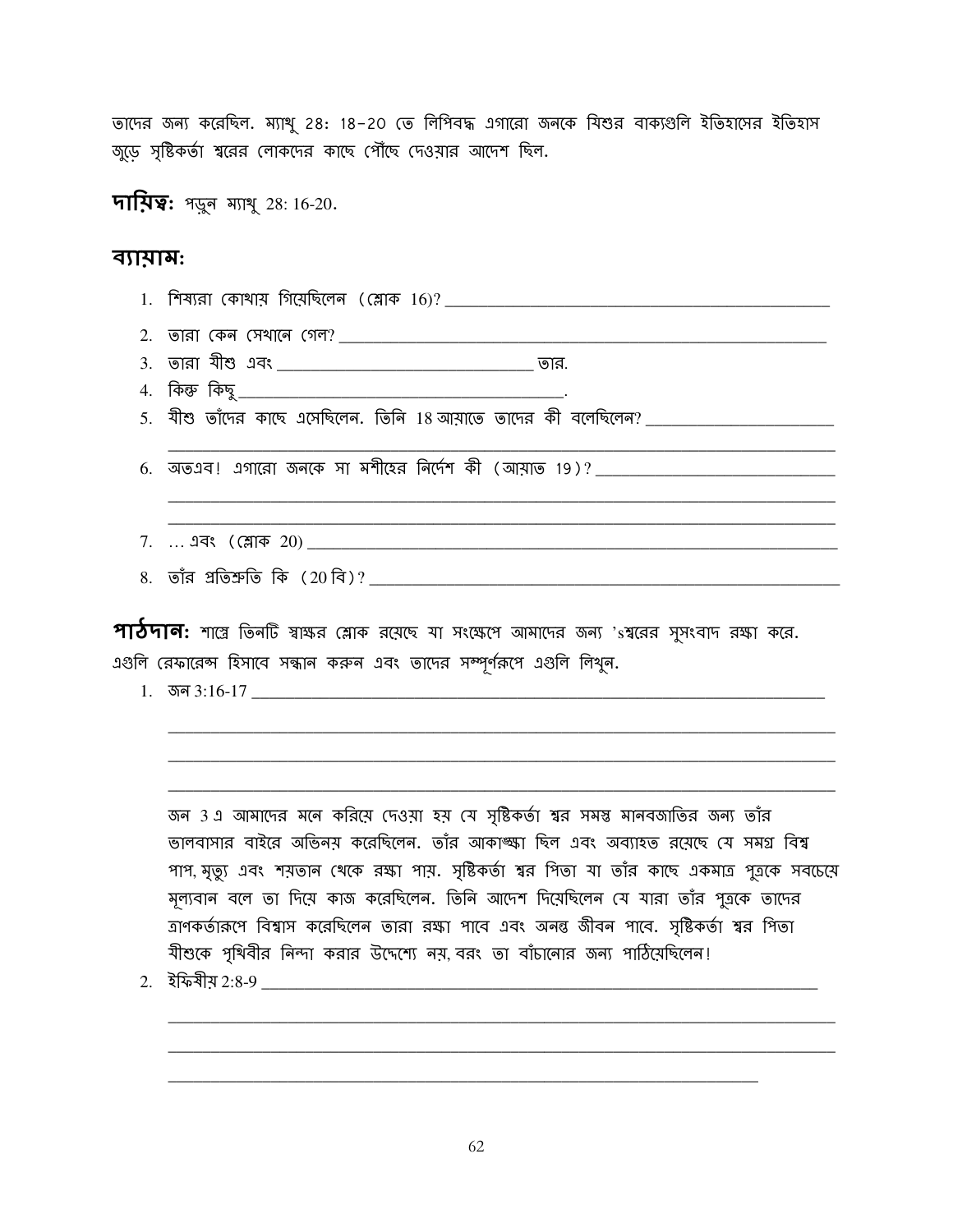তাদের জন্য করেছিল. ম্যাথু 28: 18-20 তে লিপিবদ্ধ এগারো জনকে যিশুর বাক্যগুলি ইতিহাসের ইতিহাস জুড়ে সৃষ্টিকর্তা শ্বরের লোকদের কাছে পৌঁছে দেওয়ার আদেশ ছিল.

**দায়িত্ব:** পড়ুন ম্যাথু 28: 16-20.

## ব্যায়াম:

1. শিষ্যরা কোথায় গিয়েছিলেন (শ্লোক 16)? ____________________
2. তারা কেন সেখানে গেল? ____________________
3. তারা যীশু এবং ____________________ তার.
4. কিন্তু কিছু ____________________.
5. যীশু তাঁদের কাছে এসেছিলেন. তিনি 18 আয়াতে তাদের কী বলেছিলেন? ____________________
6. অতএব! এগারো জনকে সা মশীহের নির্দেশ কী (আয়াত 19)? ____________________
7. … এবং (শ্লোক 20) ____________________
8. তাঁর প্রতিশ্রুতি কি (20 বি)? ____________________

**পাঠদান:** শাস্ত্রে তিনটি স্বাক্ষর শ্লোক রয়েছে যা সংক্ষেপে আমাদের জন্য 'sশ্বরের সুসংবাদ রক্ষা করে. এগুলি রেফারেন্স হিসাবে সন্ধান করুন এবং তাদের সম্পূর্ণরূপে এগুলি লিখুন.

1. জন 3:16-17 ____________________

   জন 3 এ আমাদের মনে করিয়ে দেওয়া হয় যে সৃষ্টিকর্তা শ্বর সমস্ত মানবজাতির জন্য তাঁর ভালবাসার বাইরে অভিনয় করেছিলেন. তাঁর আকাঙ্ক্ষা ছিল এবং অব্যাহত রয়েছে যে সমগ্র বিশ্ব পাপ, মৃত্যু এবং শয়তান থেকে রক্ষা পায়. সৃষ্টিকর্তা শ্বর পিতা যা তাঁর কাছে একমাত্র পুত্রকে সবচেয়ে মূল্যবান বলে তা দিয়ে কাজ করেছিলেন. তিনি আদেশ দিয়েছিলেন যে যারা তাঁর পুত্রকে তাদের ত্রাণকর্তারূপে বিশ্বাস করেছিলেন তারা রক্ষা পাবে এবং অনন্ত জীবন পাবে. সৃষ্টিকর্তা শ্বর পিতা যীশুকে পৃথিবীর নিন্দা করার উদ্দেশ্যে নয়, বরং তা বাঁচানোর জন্য পাঠিয়েছিলেন!

2. ইফিষীয় 2:8-9 ____________________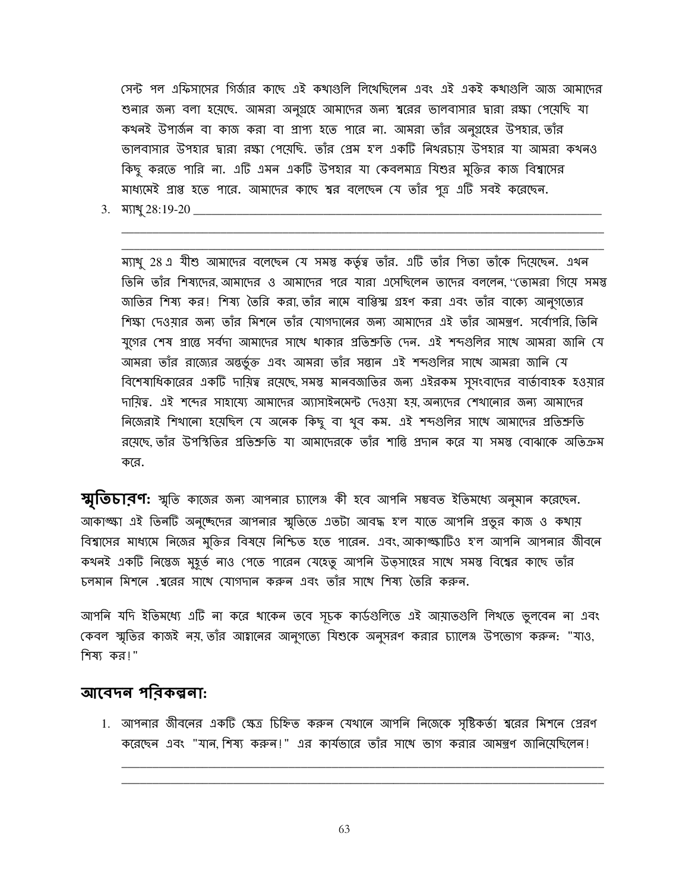সেন্ট পল এফিসাসের গির্জার কাছে এই কথাগুলি লিখেছিলেন এবং এই একই কথাগুলি আজ আমাদের শুনার জন্য বলা হয়েছে. আমরা অনুগ্রহে আমাদের জন্য শ্বরের ভালবাসার দ্বারা রক্ষা পেয়েছি যা কখনই উপার্জন বা কাজ করা বা প্রাপ্য হতে পারে না. আমরা তাঁর অনুগ্রহের উপহার, তাঁর ভালবাসার উপহার দ্বারা রক্ষা পেয়েছি. তাঁর প্রেম হ'ল একটি নিখরচায় উপহার যা আমরা কখনও কিছু করতে পারি না. এটি এমন একটি উপহার যা কেবলমাত্র যিশুর মুক্তির কাজ বিশ্বাসের মাধ্যমেই প্রাপ্ত হতে পারে. আমাদের কাছে শ্বর বলেছেন যে তাঁর পুত্র এটি সবই করেছেন.

3. ম্যাথু 28:19-20 ________________________________________________________________

________________________________________________________________

________________________________________________________________

ম্যাথু 28 এ যীশু আমাদের বলেছেন যে সমস্ত কর্তৃত্ব তাঁর. এটি তাঁর পিতা তাঁকে দিয়েছেন. এখন তিনি তাঁর শিষ্যদের, আমাদের ও আমাদের পরে যারা এসেছিলেন তাদের বললেন, "তোমরা গিয়ে সমস্ত জাতির শিষ্য কর! শিষ্য তৈরি করা, তাঁর নামে বাপ্তিস্ম গ্রহণ করা এবং তাঁর বাক্যে আনুগত্যের শিক্ষা দেওয়ার জন্য তাঁর মিশনে তাঁর যোগদানের জন্য আমাদের এই তাঁর আমন্ত্রণ. সর্বোপরি, তিনি যুগের শেষ প্রান্তে সর্বদা আমাদের সাথে থাকার প্রতিশ্রুতি দেন. এই শব্দগুলির সাথে আমরা জানি যে আমরা তাঁর রাজ্যের অন্তর্ভুক্ত এবং আমরা তাঁর সন্তান এই শব্দগুলির সাথে আমরা জানি যে বিশেষাধিকারের একটি দায়িত্ব রয়েছে, সমস্ত মানবজাতির জন্য এইরকম সুসংবাদের বার্তাবাহক হওয়ার দায়িত্ব. এই শব্দের সাহায্যে আমাদের অ্যাসাইনমেন্ট দেওয়া হয়, অন্যদের শেখানোর জন্য আমাদের নিজেরাই শিখানো হয়েছিল যে অনেক কিছু বা খুব কম. এই শব্দগুলির সাথে আমাদের প্রতিশ্রুতি রয়েছে, তাঁর উপস্থিতির প্রতিশ্রুতি যা আমাদেরকে তাঁর শান্তি প্রদান করে যা সমস্ত বোঝাকে অতিক্রম করে.

**স্মৃতিচারণ:** স্মৃতি কাজের জন্য আপনার চ্যালেঞ্জ কী হবে আপনি সম্ভবত ইতিমধ্যে অনুমান করেছেন. আকাঙ্ক্ষা এই তিনটি অনুচ্ছেদের আপনার স্মৃতিতে এতটা আবদ্ধ হ'ল যাতে আপনি প্রভুর কাজ ও কথায় বিশ্বাসের মাধ্যমে নিজের মুক্তির বিষয়ে নিশ্চিত হতে পারেন. এবং, আকাঙ্ক্ষাটিও হ'ল আপনি আপনার জীবনে কখনই একটি নিস্তেজ মুহূর্ত নাও পেতে পারেন যেহেতু আপনি উত্সাহের সাথে সমস্ত বিশ্বের কাছে তাঁর চলমান মিশনে .শ্বরের সাথে যোগদান করুন এবং তাঁর সাথে শিষ্য তৈরি করুন.

আপনি যদি ইতিমধ্যে এটি না করে থাকেন তবে সূচক কার্ডগুলিতে এই আয়াতগুলি লিখতে ভুলবেন না এবং কেবল স্মৃতির কাজই নয়, তাঁর আহ্বানের আনুগত্যে যিশুকে অনুসরণ করার চ্যালেঞ্জ উপভোগ করুন: "যাও, শিষ্য কর!"

## আবেদন পরিকল্পনা:

1. আপনার জীবনের একটি ক্ষেত্র চিহ্নিত করুন যেখানে আপনি নিজেকে সৃষ্টিকর্তা শ্বরের মিশনে প্রেরণ করেছেন এবং "যান, শিষ্য করুন!" এর কার্যভারে তাঁর সাথে ভাগ করার আমন্ত্রণ জানিয়েছিলেন!

________________________________________________________________

________________________________________________________________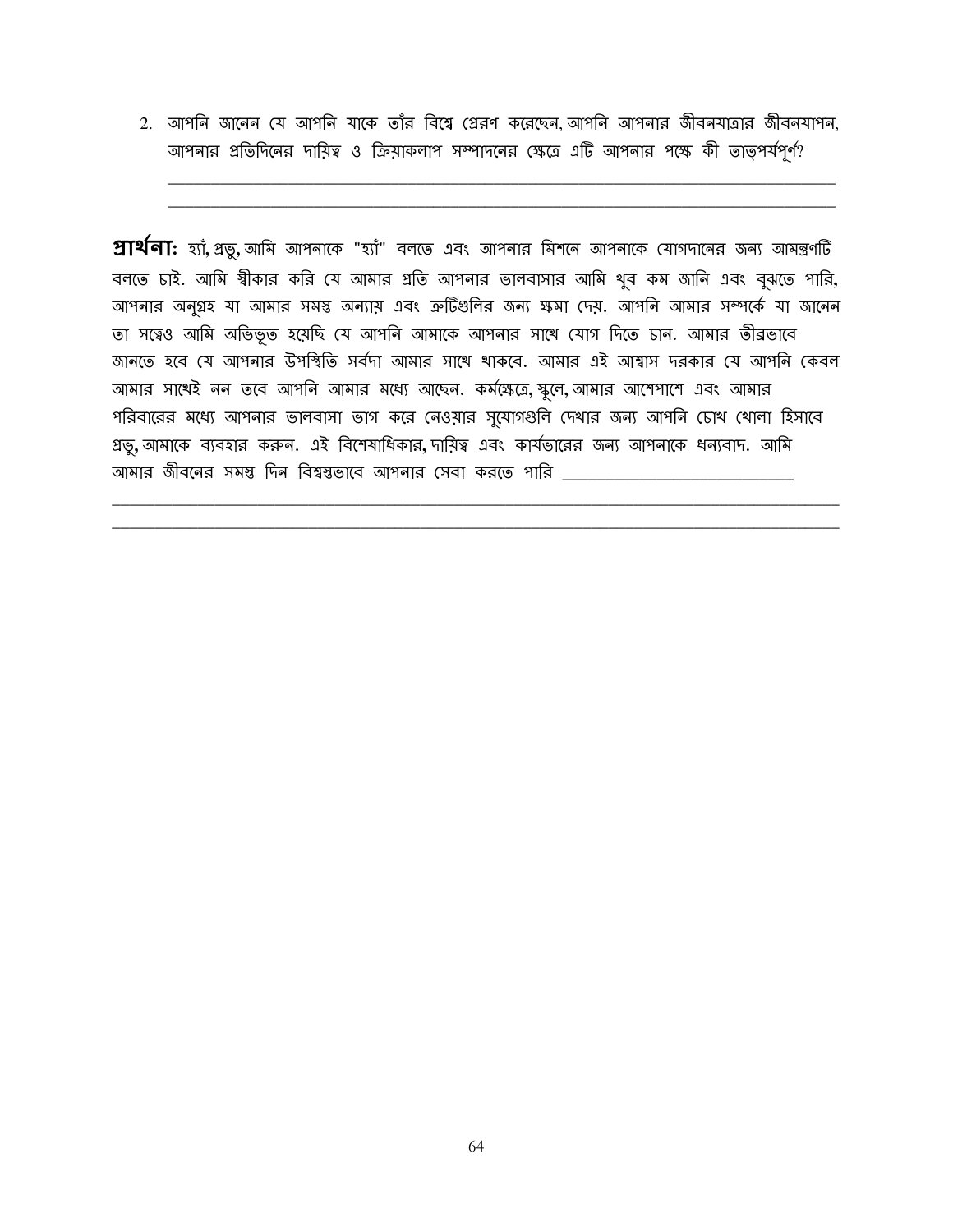2. আপনি জানেন যে আপনি যাকে তাঁর বিশ্বে প্রেরণ করেছেন, আপনি আপনার জীবনযাত্রার জীবনযাপন, আপনার প্রতিদিনের দায়িত্ব ও ক্রিয়াকলাপ সম্পাদনের ক্ষেত্রে এটি আপনার পক্ষে কী তাত্পর্যপূর্ণ?

_______________________________________________________________________________

_______________________________________________________________________________

**প্রার্থনা:** হ্যাঁ, প্রভু, আমি আপনাকে "হ্যাঁ" বলতে এবং আপনার মিশনে আপনাকে যোগদানের জন্য আমন্ত্রণটি বলতে চাই. আমি স্বীকার করি যে আমার প্রতি আপনার ভালবাসার আমি খুব কম জানি এবং বুঝতে পারি, আপনার অনুগ্রহ যা আমার সমস্ত অন্যায় এবং ত্রুটিগুলির জন্য ক্ষমা দেয়. আপনি আমার সম্পর্কে যা জানেন তা সত্ত্বেও আমি অভিভূত হয়েছি যে আপনি আমাকে আপনার সাথে যোগ দিতে চান. আমার তীব্রভাবে জানতে হবে যে আপনার উপস্থিতি সর্বদা আমার সাথে থাকবে. আমার এই আশ্বাস দরকার যে আপনি কেবল আমার সাথেই নন তবে আপনি আমার মধ্যে আছেন. কর্মক্ষেত্রে, স্কুলে, আমার আশেপাশে এবং আমার পরিবারের মধ্যে আপনার ভালবাসা ভাগ করে নেওয়ার সুযোগগুলি দেখার জন্য আপনি চোখ খোলা হিসাবে প্রভু, আমাকে ব্যবহার করুন. এই বিশেষাধিকার, দায়িত্ব এবং কার্যভারের জন্য আপনাকে ধন্যবাদ. আমি আমার জীবনের সমস্ত দিন বিশ্বস্তভাবে আপনার সেবা করতে পারি ____________________________

_______________________________________________________________________________

_______________________________________________________________________________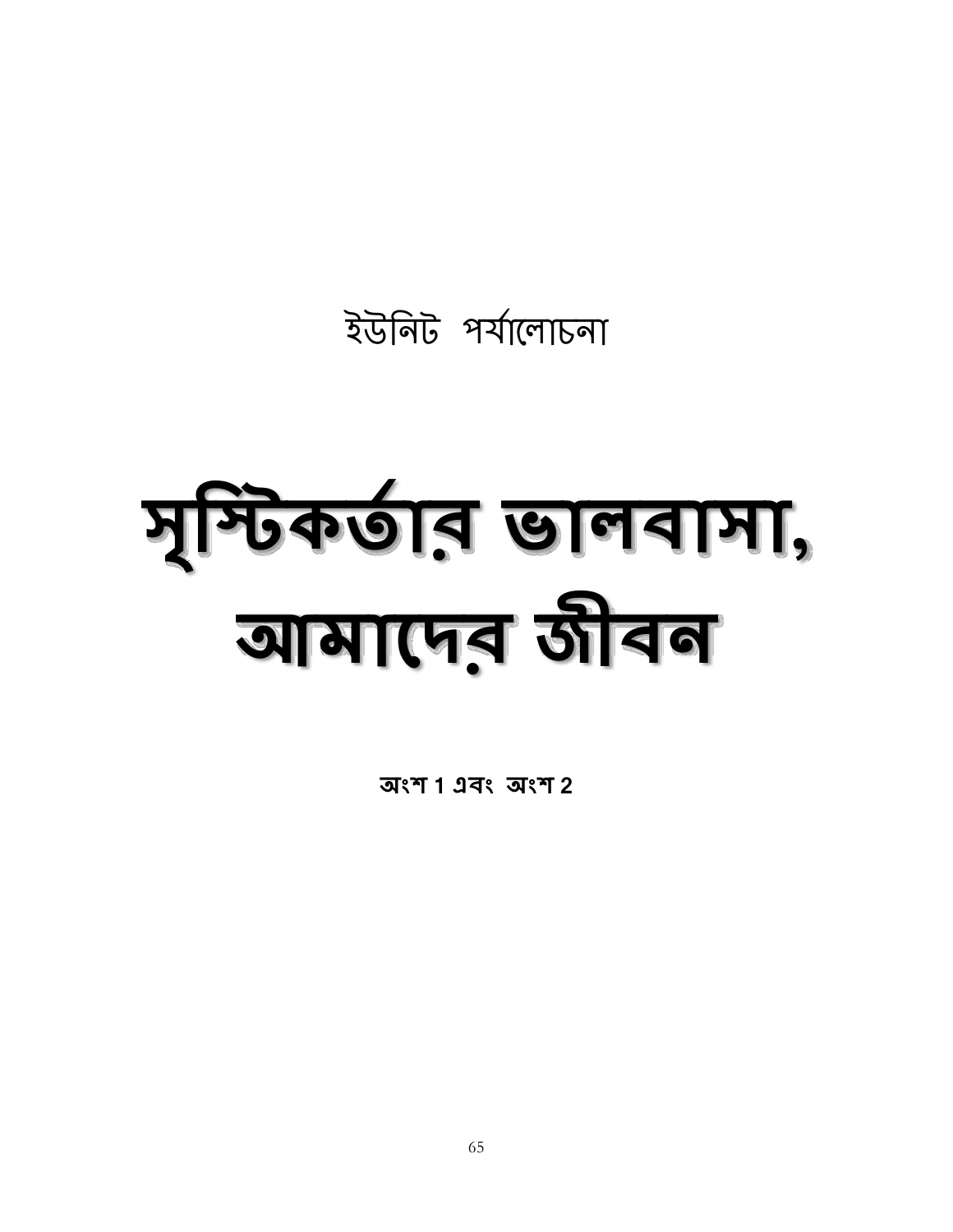ইউনিট পর্যালোচনা

# সৃষ্টিকর্তার ভালবাসা, আমাদের জীবন

**অংশ 1 এবং অংশ 2**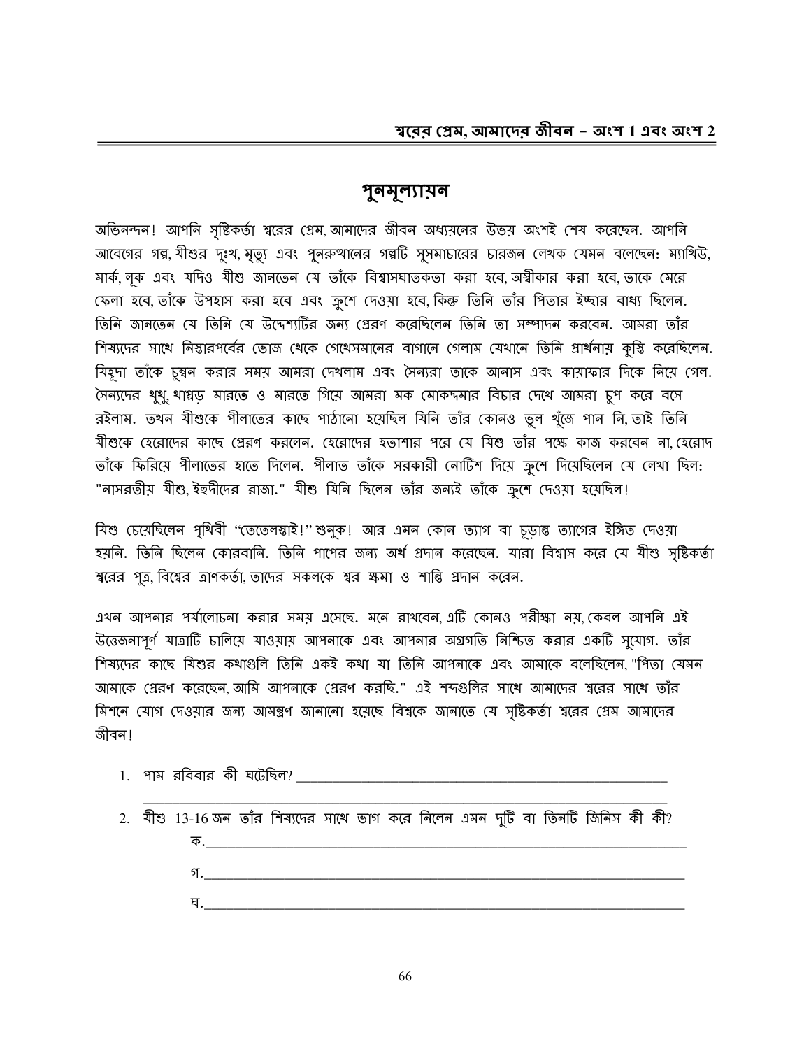# পুনমূল্যায়ন

অভিনন্দন! আপনি সৃষ্টিকর্তা শ্বরের প্রেম, আমাদের জীবন অধ্যয়নের উভয় অংশই শেষ করেছেন. আপনি আবেগের গল্প, যীশুর দুঃখ, মৃত্যু এবং পুনরুত্থানের গল্পটি সুসমাচারের চারজন লেখক যেমন বলেছেন: ম্যাথিউ, মার্ক, লূক এবং যদিও যীশু জানতেন যে তাঁকে বিশ্বাসঘাতকতা করা হবে, অস্বীকার করা হবে, তাকে মেরে ফেলা হবে, তাঁকে উপহাস করা হবে এবং ক্রুশে দেওয়া হবে, কিন্তু তিনি তাঁর পিতার ইচ্ছার বাধ্য ছিলেন. তিনি জানতেন যে তিনি যে উদ্দেশ্যটির জন্য প্রেরণ করেছিলেন তিনি তা সম্পাদন করবেন. আমরা তাঁর শিষ্যদের সাথে নিস্তারপর্বের ভোজ থেকে গেৎশিমানের বাগানে গেলাম যেখানে তিনি প্রার্থনায় কুস্তি করেছিলেন. যিহূদা তাঁকে চুম্বন করার সময় আমরা দেখলাম এবং সৈন্যরা তাকে আনাস এবং কায়াফার দিকে নিয়ে গেল. সৈন্যদের থুথু, থাপ্পড় মারতে ও মারতে গিয়ে আমরা মক মোকদ্দমার বিচার দেখে আমরা চুপ করে বসে রইলাম. তখন যীশুকে পীলাতের কাছে পাঠানো হয়েছিল যিনি তাঁর কোনও ভুল খুঁজে পান নি, তাই তিনি যীশুকে হেরোদের কাছে প্রেরণ করলেন. হেরোদের হতাশার পরে যে যিশু তাঁর পক্ষে কাজ করবেন না, হেরোদ তাঁকে ফিরিয়ে পীলাতের হাতে দিলেন. পীলাত তাঁকে সরকারী নোটিশ দিয়ে ক্রুশে দিয়েছিলেন যে লেখা ছিল: "নাসরতীয় যীশু, ইহুদীদের রাজা." যীশু যিনি ছিলেন তাঁর জন্যই তাঁকে ক্রুশে দেওয়া হয়েছিল!

যিশু চেয়েছিলেন পৃথিবী "তেতেলস্তাই!" শুনুক! আর এমন কোন ত্যাগ বা চূড়ান্ত ত্যাগের ইঙ্গিত দেওয়া হয়নি. তিনি ছিলেন কোরবানি. তিনি পাপের জন্য অর্থ প্রদান করেছেন. যারা বিশ্বাস করে যে যীশু সৃষ্টিকর্তা শ্বরের পুত্র, বিশ্বের ত্রাণকর্তা, তাদের সকলকে শ্বর ক্ষমা ও শান্তি প্রদান করেন.

এখন আপনার পর্যালোচনা করার সময় এসেছে. মনে রাখবেন, এটি কোনও পরীক্ষা নয়, কেবল আপনি এই উত্তেজনাপূর্ণ যাত্রাটি চালিয়ে যাওয়ায় আপনাকে এবং আপনার অগ্রগতি নিশ্চিত করার একটি সুযোগ. তাঁর শিষ্যদের কাছে যিশুর কথাগুলি তিনি একই কথা যা তিনি আপনাকে এবং আমাকে বলেছিলেন, "পিতা যেমন আমাকে প্রেরণ করেছেন, আমি আপনাকে প্রেরণ করছি." এই শব্দগুলির সাথে আমাদের শ্বরের সাথে তাঁর মিশনে যোগ দেওয়ার জন্য আমন্ত্রণ জানানো হয়েছে বিশ্বকে জানাতে যে সৃষ্টিকর্তা শ্বরের প্রেম আমাদের জীবন!

1. পাম রবিবার কী ঘটেছিল? ______________________________________________

   ______________________________________________

2. যীশু 13-16 জন তাঁর শিষ্যদের সাথে ভাগ করে নিলেন এমন দুটি বা তিনটি জিনিস কী কী?

   ক. ______________________________________________

   গ. ______________________________________________

   ঘ. ______________________________________________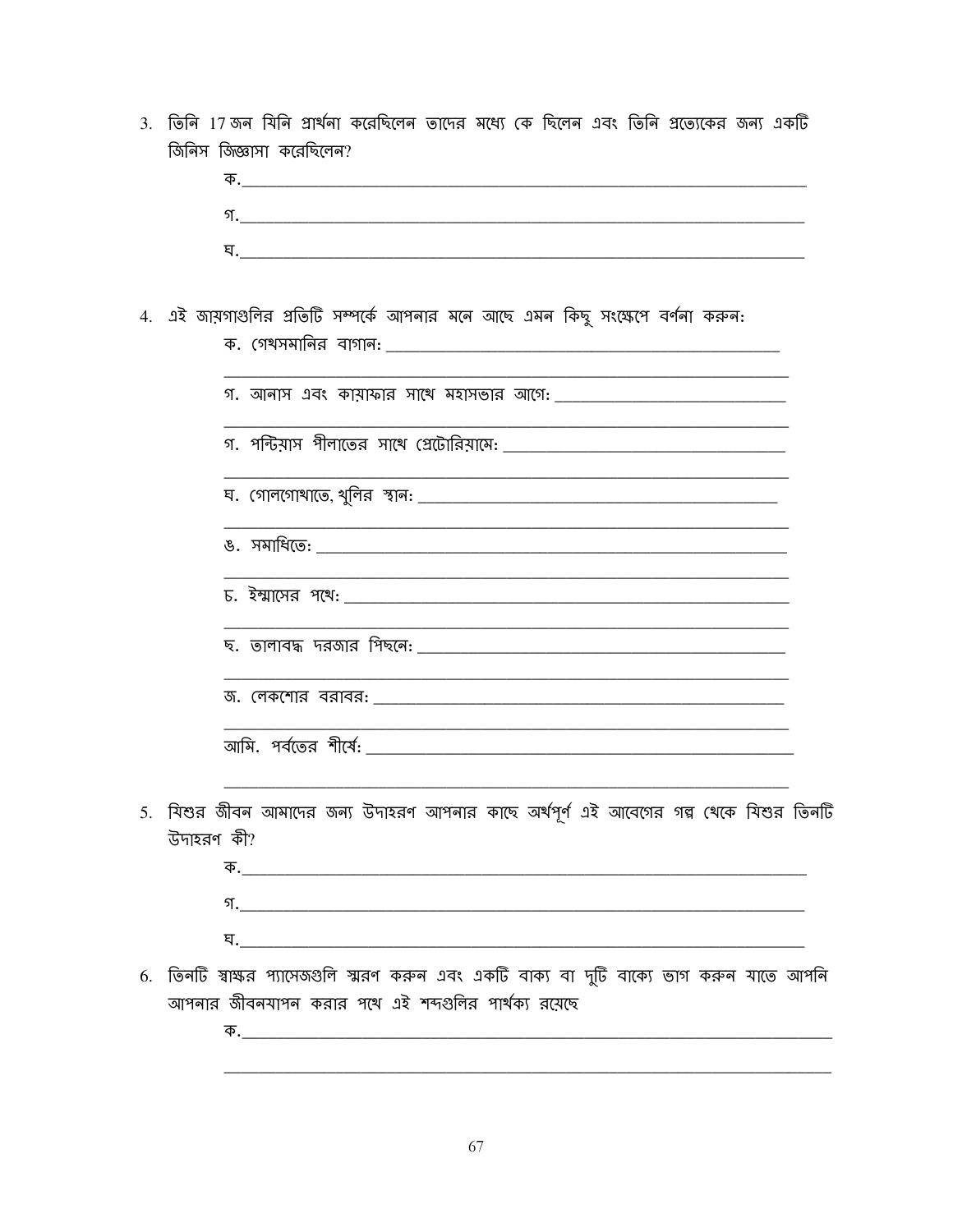3. তিনি 17 জন যিনি প্রার্থনা করেছিলেন তাদের মধ্যে কে ছিলেন এবং তিনি প্রত্যেকের জন্য একটি জিনিস জিজ্ঞাসা করেছিলেন?

   ক.________________________________________

   গ.________________________________________

   ঘ.________________________________________

4. এই জায়গাগুলির প্রতিটি সম্পর্কে আপনার মনে আছে এমন কিছু সংক্ষেপে বর্ণনা করুন:

   ক. গেথসমানির বাগান: ________________________________________

   ________________________________________

   গ. আনাস এবং কায়াফার সাথে মহাসভার আগে: ________________________________________

   ________________________________________

   গ. পন্টিয়াস পীলাতের সাথে প্রেটোরিয়ামে: ________________________________________

   ________________________________________

   ঘ. গোলগোথাতে, খুলির স্থান: ________________________________________

   ________________________________________

   ঙ. সমাধিতে: ________________________________________

   ________________________________________

   চ. ইম্মাসের পথে: ________________________________________

   ________________________________________

   ছ. তালাবদ্ধ দরজার পিছনে: ________________________________________

   ________________________________________

   জ. লেকশোর বরাবর: ________________________________________

   ________________________________________

   আমি. পর্বতের শীর্ষে: ________________________________________

   ________________________________________

5. যিশুর জীবন আমাদের জন্য উদাহরণ আপনার কাছে অর্থপূর্ণ এই আবেগের গল্প থেকে যিশুর তিনটি উদাহরণ কী?

   ক.________________________________________

   গ.________________________________________

   ঘ.________________________________________

6. তিনটি স্বাক্ষর প্যাসেজগুলি স্মরণ করুন এবং একটি বাক্য বা দুটি বাক্যে ভাগ করুন যাতে আপনি আপনার জীবনযাপন করার পথে এই শব্দগুলির পার্থক্য রয়েছে

   ক.________________________________________

   ________________________________________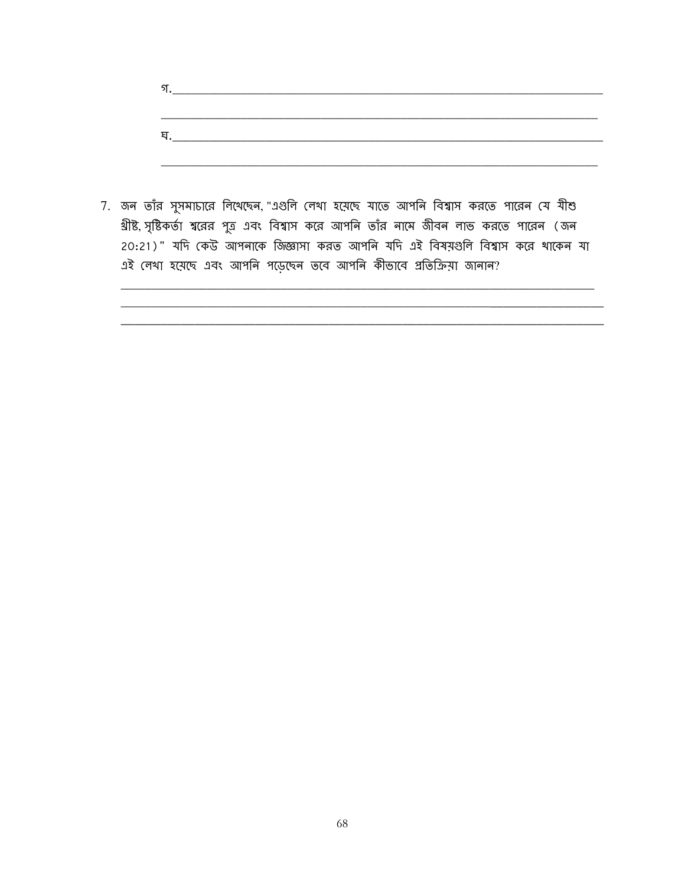গ. ______________________________________________________________________

______________________________________________________________________

ঘ. ______________________________________________________________________

______________________________________________________________________

7. জন তাঁর সুসমাচারে লিখেছেন, "এগুলি লেখা হয়েছে যাতে আপনি বিশ্বাস করতে পারেন যে যীশু খ্রীষ্ট, সৃষ্টিকর্তা শ্বরের পুত্র এবং বিশ্বাস করে আপনি তাঁর নামে জীবন লাভ করতে পারেন (জন 20:21)" যদি কেউ আপনাকে জিজ্ঞাসা করত আপনি যদি এই বিষয়গুলি বিশ্বাস করে থাকেন যা এই লেখা হয়েছে এবং আপনি পড়েছেন তবে আপনি কীভাবে প্রতিক্রিয়া জানান?

______________________________________________________________________

______________________________________________________________________

______________________________________________________________________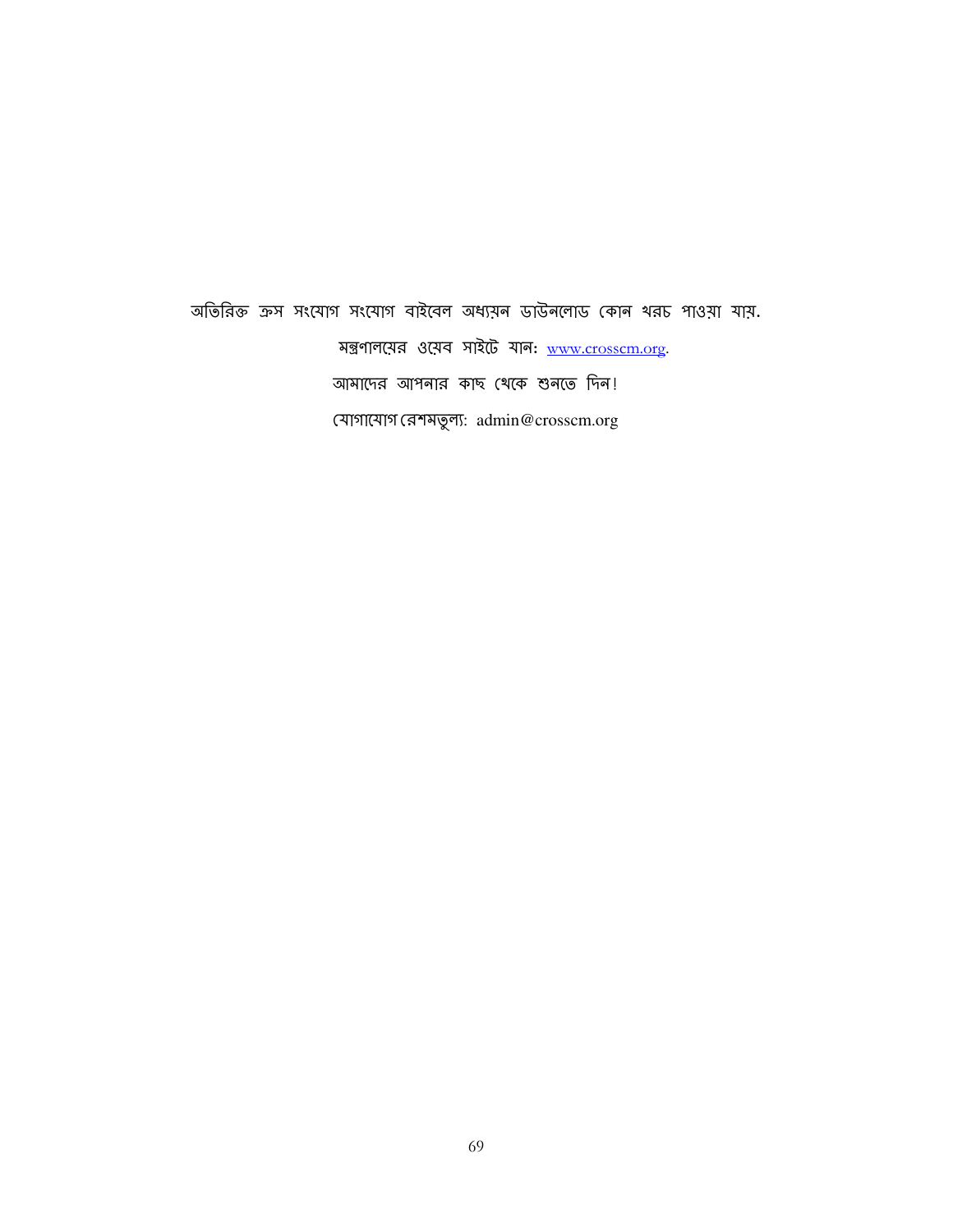অতিরিক্ত ক্রস সংযোগ সংযোগ বাইবেল অধ্যয়ন ডাউনলোড কোন খরচ পাওয়া যায়.

মন্ত্রণালয়ের ওয়েব সাইটে যান: www.crosscm.org.

আমাদের আপনার কাছ থেকে শুনতে দিন!

যোগাযোগ রেশমতুল্য: admin@crosscm.org